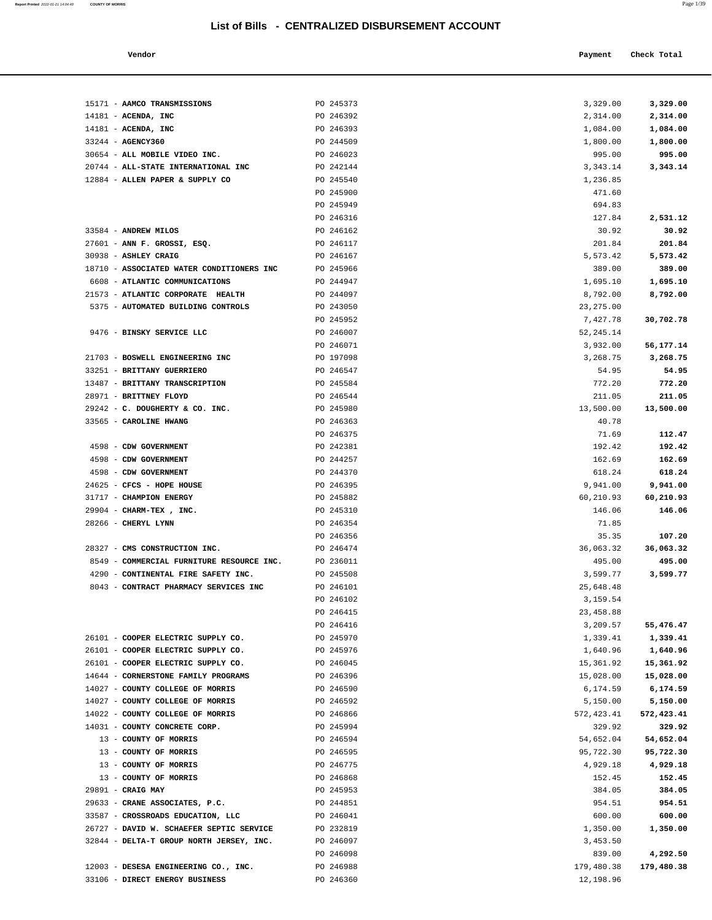# List of Bills - CENTRALIZED DISBURSEMENT ACCOUNT

| Vendor | | Payment | Check Total |
|---|---|---|---|
| 15171 - **AAMCO TRANSMISSIONS** | PO 245373 | 3,329.00 | **3,329.00** |
| 14181 - **ACENDA, INC** | PO 246392 | 2,314.00 | **2,314.00** |
| 14181 - **ACENDA, INC** | PO 246393 | 1,084.00 | **1,084.00** |
| 33244 - **AGENCY360** | PO 244509 | 1,800.00 | **1,800.00** |
| 30654 - **ALL MOBILE VIDEO INC.** | PO 246023 | 995.00 | **995.00** |
| 20744 - **ALL-STATE INTERNATIONAL INC** | PO 242144 | 3,343.14 | **3,343.14** |
| 12884 - **ALLEN PAPER & SUPPLY CO** | PO 245540 | 1,236.85 | |
| | PO 245900 | 471.60 | |
| | PO 245949 | 694.83 | |
| | PO 246316 | 127.84 | **2,531.12** |
| 33584 - **ANDREW MILOS** | PO 246162 | 30.92 | **30.92** |
| 27601 - **ANN F. GROSSI, ESQ.** | PO 246117 | 201.84 | **201.84** |
| 30938 - **ASHLEY CRAIG** | PO 246167 | 5,573.42 | **5,573.42** |
| 18710 - **ASSOCIATED WATER CONDITIONERS INC** | PO 245966 | 389.00 | **389.00** |
| 6608 - **ATLANTIC COMMUNICATIONS** | PO 244947 | 1,695.10 | **1,695.10** |
| 21573 - **ATLANTIC CORPORATE HEALTH** | PO 244097 | 8,792.00 | **8,792.00** |
| 5375 - **AUTOMATED BUILDING CONTROLS** | PO 243050 | 23,275.00 | |
| | PO 245952 | 7,427.78 | **30,702.78** |
| 9476 - **BINSKY SERVICE LLC** | PO 246007 | 52,245.14 | |
| | PO 246071 | 3,932.00 | **56,177.14** |
| 21703 - **BOSWELL ENGINEERING INC** | PO 197098 | 3,268.75 | **3,268.75** |
| 33251 - **BRITTANY GUERRIERO** | PO 246547 | 54.95 | **54.95** |
| 13487 - **BRITTANY TRANSCRIPTION** | PO 245584 | 772.20 | **772.20** |
| 28971 - **BRITTNEY FLOYD** | PO 246544 | 211.05 | **211.05** |
| 29242 - **C. DOUGHERTY & CO. INC.** | PO 245980 | 13,500.00 | **13,500.00** |
| 33565 - **CAROLINE HWANG** | PO 246363 | 40.78 | |
| | PO 246375 | 71.69 | **112.47** |
| 4598 - **CDW GOVERNMENT** | PO 242381 | 192.42 | **192.42** |
| 4598 - **CDW GOVERNMENT** | PO 244257 | 162.69 | **162.69** |
| 4598 - **CDW GOVERNMENT** | PO 244370 | 618.24 | **618.24** |
| 24625 - **CFCS - HOPE HOUSE** | PO 246395 | 9,941.00 | **9,941.00** |
| 31717 - **CHAMPION ENERGY** | PO 245882 | 60,210.93 | **60,210.93** |
| 29904 - **CHARM-TEX , INC.** | PO 245310 | 146.06 | **146.06** |
| 28266 - **CHERYL LYNN** | PO 246354 | 71.85 | |
| | PO 246356 | 35.35 | **107.20** |
| 28327 - **CMS CONSTRUCTION INC.** | PO 246474 | 36,063.32 | **36,063.32** |
| 8549 - **COMMERCIAL FURNITURE RESOURCE INC.** | PO 236011 | 495.00 | **495.00** |
| 4290 - **CONTINENTAL FIRE SAFETY INC.** | PO 245508 | 3,599.77 | **3,599.77** |
| 8043 - **CONTRACT PHARMACY SERVICES INC** | PO 246101 | 25,648.48 | |
| | PO 246102 | 3,159.54 | |
| | PO 246415 | 23,458.88 | |
| | PO 246416 | 3,209.57 | **55,476.47** |
| 26101 - **COOPER ELECTRIC SUPPLY CO.** | PO 245970 | 1,339.41 | **1,339.41** |
| 26101 - **COOPER ELECTRIC SUPPLY CO.** | PO 245976 | 1,640.96 | **1,640.96** |
| 26101 - **COOPER ELECTRIC SUPPLY CO.** | PO 246045 | 15,361.92 | **15,361.92** |
| 14644 - **CORNERSTONE FAMILY PROGRAMS** | PO 246396 | 15,028.00 | **15,028.00** |
| 14027 - **COUNTY COLLEGE OF MORRIS** | PO 246590 | 6,174.59 | **6,174.59** |
| 14027 - **COUNTY COLLEGE OF MORRIS** | PO 246592 | 5,150.00 | **5,150.00** |
| 14022 - **COUNTY COLLEGE OF MORRIS** | PO 246866 | 572,423.41 | **572,423.41** |
| 14031 - **COUNTY CONCRETE CORP.** | PO 245994 | 329.92 | **329.92** |
| 13 - **COUNTY OF MORRIS** | PO 246594 | 54,652.04 | **54,652.04** |
| 13 - **COUNTY OF MORRIS** | PO 246595 | 95,722.30 | **95,722.30** |
| 13 - **COUNTY OF MORRIS** | PO 246775 | 4,929.18 | **4,929.18** |
| 13 - **COUNTY OF MORRIS** | PO 246868 | 152.45 | **152.45** |
| 29891 - **CRAIG MAY** | PO 245953 | 384.05 | **384.05** |
| 29633 - **CRANE ASSOCIATES, P.C.** | PO 244851 | 954.51 | **954.51** |
| 33587 - **CROSSROADS EDUCATION, LLC** | PO 246041 | 600.00 | **600.00** |
| 26727 - **DAVID W. SCHAEFER SEPTIC SERVICE** | PO 232819 | 1,350.00 | **1,350.00** |
| 32844 - **DELTA-T GROUP NORTH JERSEY, INC.** | PO 246097 | 3,453.50 | |
| | PO 246098 | 839.00 | **4,292.50** |
| 12003 - **DESESA ENGINEERING CO., INC.** | PO 246988 | 179,480.38 | **179,480.38** |
| 33106 - **DIRECT ENERGY BUSINESS** | PO 246360 | 12,198.96 | |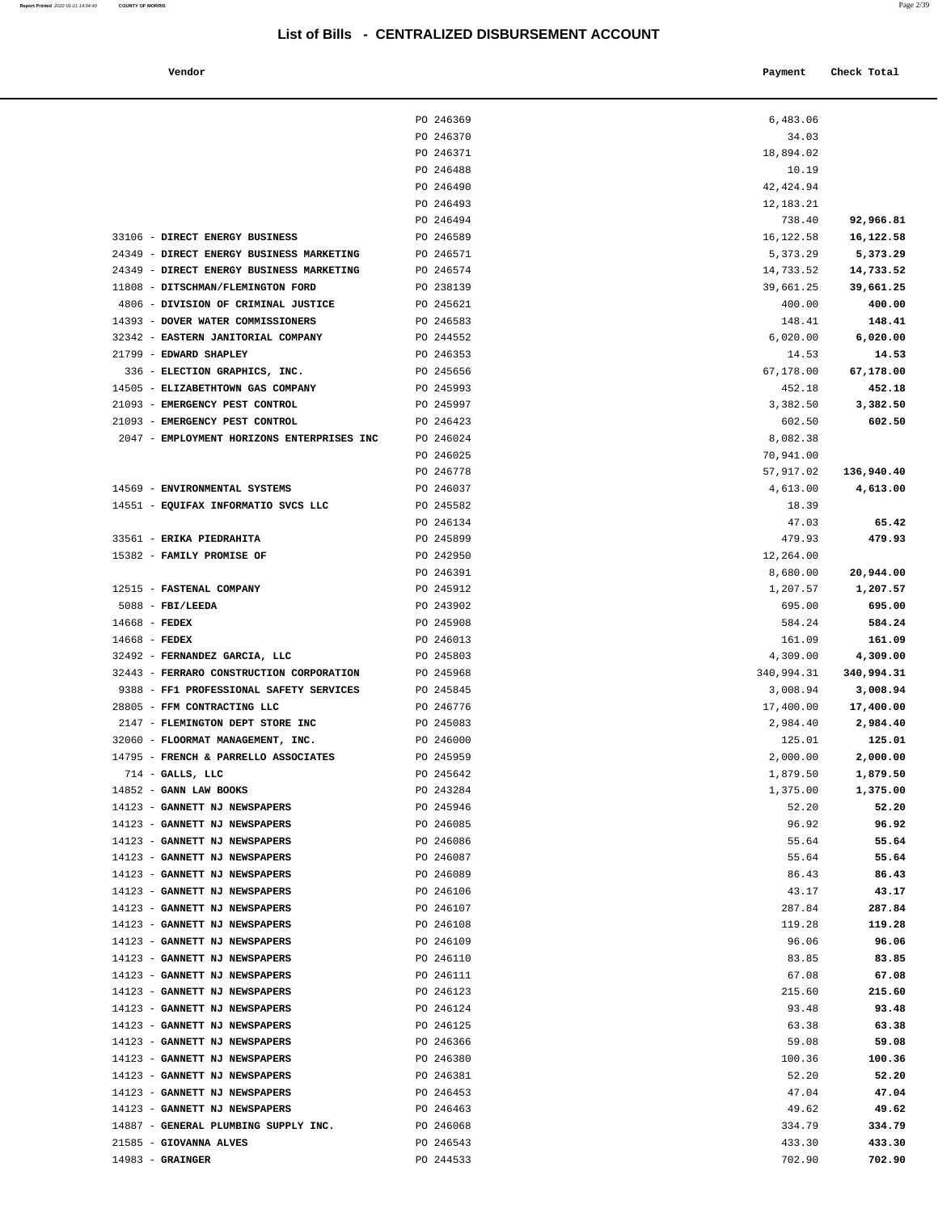# List of Bills - CENTRALIZED DISBURSEMENT ACCOUNT

| Vendor | | Payment | Check Total |
|---|---|---|---|
| | PO 246369 | 6,483.06 | |
| | PO 246370 | 34.03 | |
| | PO 246371 | 18,894.02 | |
| | PO 246488 | 10.19 | |
| | PO 246490 | 42,424.94 | |
| | PO 246493 | 12,183.21 | |
| | PO 246494 | 738.40 | **92,966.81** |
| 33106 - **DIRECT ENERGY BUSINESS** | PO 246589 | 16,122.58 | **16,122.58** |
| 24349 - **DIRECT ENERGY BUSINESS MARKETING** | PO 246571 | 5,373.29 | **5,373.29** |
| 24349 - **DIRECT ENERGY BUSINESS MARKETING** | PO 246574 | 14,733.52 | **14,733.52** |
| 11808 - **DITSCHMAN/FLEMINGTON FORD** | PO 238139 | 39,661.25 | **39,661.25** |
| 4806 - **DIVISION OF CRIMINAL JUSTICE** | PO 245621 | 400.00 | **400.00** |
| 14393 - **DOVER WATER COMMISSIONERS** | PO 246583 | 148.41 | **148.41** |
| 32342 - **EASTERN JANITORIAL COMPANY** | PO 244552 | 6,020.00 | **6,020.00** |
| 21799 - **EDWARD SHAPLEY** | PO 246353 | 14.53 | **14.53** |
| 336 - **ELECTION GRAPHICS, INC.** | PO 245656 | 67,178.00 | **67,178.00** |
| 14505 - **ELIZABETHTOWN GAS COMPANY** | PO 245993 | 452.18 | **452.18** |
| 21093 - **EMERGENCY PEST CONTROL** | PO 245997 | 3,382.50 | **3,382.50** |
| 21093 - **EMERGENCY PEST CONTROL** | PO 246423 | 602.50 | **602.50** |
| 2047 - **EMPLOYMENT HORIZONS ENTERPRISES INC** | PO 246024 | 8,082.38 | |
| | PO 246025 | 70,941.00 | |
| | PO 246778 | 57,917.02 | **136,940.40** |
| 14569 - **ENVIRONMENTAL SYSTEMS** | PO 246037 | 4,613.00 | **4,613.00** |
| 14551 - **EQUIFAX INFORMATIO SVCS LLC** | PO 245582 | 18.39 | |
| | PO 246134 | 47.03 | **65.42** |
| 33561 - **ERIKA PIEDRAHITA** | PO 245899 | 479.93 | **479.93** |
| 15382 - **FAMILY PROMISE OF** | PO 242950 | 12,264.00 | |
| | PO 246391 | 8,680.00 | **20,944.00** |
| 12515 - **FASTENAL COMPANY** | PO 245912 | 1,207.57 | **1,207.57** |
| 5088 - **FBI/LEEDA** | PO 243902 | 695.00 | **695.00** |
| 14668 - **FEDEX** | PO 245908 | 584.24 | **584.24** |
| 14668 - **FEDEX** | PO 246013 | 161.09 | **161.09** |
| 32492 - **FERNANDEZ GARCIA, LLC** | PO 245803 | 4,309.00 | **4,309.00** |
| 32443 - **FERRARO CONSTRUCTION CORPORATION** | PO 245968 | 340,994.31 | **340,994.31** |
| 9388 - **FF1 PROFESSIONAL SAFETY SERVICES** | PO 245845 | 3,008.94 | **3,008.94** |
| 28805 - **FFM CONTRACTING LLC** | PO 246776 | 17,400.00 | **17,400.00** |
| 2147 - **FLEMINGTON DEPT STORE INC** | PO 245083 | 2,984.40 | **2,984.40** |
| 32060 - **FLOORMAT MANAGEMENT, INC.** | PO 246000 | 125.01 | **125.01** |
| 14795 - **FRENCH & PARRELLO ASSOCIATES** | PO 245959 | 2,000.00 | **2,000.00** |
| 714 - **GALLS, LLC** | PO 245642 | 1,879.50 | **1,879.50** |
| 14852 - **GANN LAW BOOKS** | PO 243284 | 1,375.00 | **1,375.00** |
| 14123 - **GANNETT NJ NEWSPAPERS** | PO 245946 | 52.20 | **52.20** |
| 14123 - **GANNETT NJ NEWSPAPERS** | PO 246085 | 96.92 | **96.92** |
| 14123 - **GANNETT NJ NEWSPAPERS** | PO 246086 | 55.64 | **55.64** |
| 14123 - **GANNETT NJ NEWSPAPERS** | PO 246087 | 55.64 | **55.64** |
| 14123 - **GANNETT NJ NEWSPAPERS** | PO 246089 | 86.43 | **86.43** |
| 14123 - **GANNETT NJ NEWSPAPERS** | PO 246106 | 43.17 | **43.17** |
| 14123 - **GANNETT NJ NEWSPAPERS** | PO 246107 | 287.84 | **287.84** |
| 14123 - **GANNETT NJ NEWSPAPERS** | PO 246108 | 119.28 | **119.28** |
| 14123 - **GANNETT NJ NEWSPAPERS** | PO 246109 | 96.06 | **96.06** |
| 14123 - **GANNETT NJ NEWSPAPERS** | PO 246110 | 83.85 | **83.85** |
| 14123 - **GANNETT NJ NEWSPAPERS** | PO 246111 | 67.08 | **67.08** |
| 14123 - **GANNETT NJ NEWSPAPERS** | PO 246123 | 215.60 | **215.60** |
| 14123 - **GANNETT NJ NEWSPAPERS** | PO 246124 | 93.48 | **93.48** |
| 14123 - **GANNETT NJ NEWSPAPERS** | PO 246125 | 63.38 | **63.38** |
| 14123 - **GANNETT NJ NEWSPAPERS** | PO 246366 | 59.08 | **59.08** |
| 14123 - **GANNETT NJ NEWSPAPERS** | PO 246380 | 100.36 | **100.36** |
| 14123 - **GANNETT NJ NEWSPAPERS** | PO 246381 | 52.20 | **52.20** |
| 14123 - **GANNETT NJ NEWSPAPERS** | PO 246453 | 47.04 | **47.04** |
| 14123 - **GANNETT NJ NEWSPAPERS** | PO 246463 | 49.62 | **49.62** |
| 14887 - **GENERAL PLUMBING SUPPLY INC.** | PO 246068 | 334.79 | **334.79** |
| 21585 - **GIOVANNA ALVES** | PO 246543 | 433.30 | **433.30** |
| 14983 - **GRAINGER** | PO 244533 | 702.90 | **702.90** |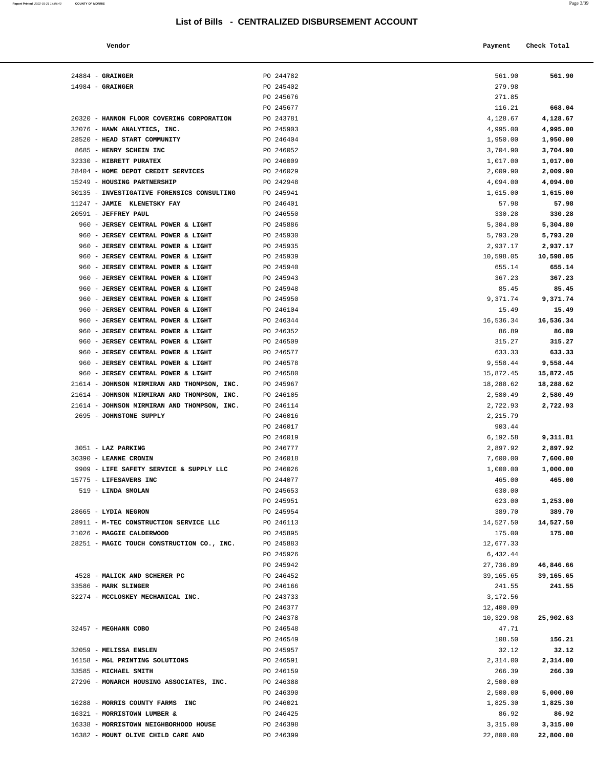## List of Bills - CENTRALIZED DISBURSEMENT ACCOUNT

| Vendor | | Payment | Check Total |
|---|---|---|---|
| 24884 - **GRAINGER** | PO 244782 | 561.90 | **561.90** |
| 14984 - **GRAINGER** | PO 245402 | 279.98 | |
| | PO 245676 | 271.85 | |
| | PO 245677 | 116.21 | **668.04** |
| 20320 - **HANNON FLOOR COVERING CORPORATION** | PO 243781 | 4,128.67 | **4,128.67** |
| 32076 - **HAWK ANALYTICS, INC.** | PO 245903 | 4,995.00 | **4,995.00** |
| 28520 - **HEAD START COMMUNITY** | PO 246404 | 1,950.00 | **1,950.00** |
| 8685 - **HENRY SCHEIN INC** | PO 246052 | 3,704.90 | **3,704.90** |
| 32330 - **HIBRETT PURATEX** | PO 246009 | 1,017.00 | **1,017.00** |
| 28404 - **HOME DEPOT CREDIT SERVICES** | PO 246029 | 2,009.90 | **2,009.90** |
| 15249 - **HOUSING PARTNERSHIP** | PO 242948 | 4,094.00 | **4,094.00** |
| 30135 - **INVESTIGATIVE FORENSICS CONSULTING** | PO 245941 | 1,615.00 | **1,615.00** |
| 11247 - **JAMIE KLENETSKY FAY** | PO 246401 | 57.98 | **57.98** |
| 20591 - **JEFFREY PAUL** | PO 246550 | 330.28 | **330.28** |
| 960 - **JERSEY CENTRAL POWER & LIGHT** | PO 245886 | 5,304.80 | **5,304.80** |
| 960 - **JERSEY CENTRAL POWER & LIGHT** | PO 245930 | 5,793.20 | **5,793.20** |
| 960 - **JERSEY CENTRAL POWER & LIGHT** | PO 245935 | 2,937.17 | **2,937.17** |
| 960 - **JERSEY CENTRAL POWER & LIGHT** | PO 245939 | 10,598.05 | **10,598.05** |
| 960 - **JERSEY CENTRAL POWER & LIGHT** | PO 245940 | 655.14 | **655.14** |
| 960 - **JERSEY CENTRAL POWER & LIGHT** | PO 245943 | 367.23 | **367.23** |
| 960 - **JERSEY CENTRAL POWER & LIGHT** | PO 245948 | 85.45 | **85.45** |
| 960 - **JERSEY CENTRAL POWER & LIGHT** | PO 245950 | 9,371.74 | **9,371.74** |
| 960 - **JERSEY CENTRAL POWER & LIGHT** | PO 246104 | 15.49 | **15.49** |
| 960 - **JERSEY CENTRAL POWER & LIGHT** | PO 246344 | 16,536.34 | **16,536.34** |
| 960 - **JERSEY CENTRAL POWER & LIGHT** | PO 246352 | 86.89 | **86.89** |
| 960 - **JERSEY CENTRAL POWER & LIGHT** | PO 246509 | 315.27 | **315.27** |
| 960 - **JERSEY CENTRAL POWER & LIGHT** | PO 246577 | 633.33 | **633.33** |
| 960 - **JERSEY CENTRAL POWER & LIGHT** | PO 246578 | 9,558.44 | **9,558.44** |
| 960 - **JERSEY CENTRAL POWER & LIGHT** | PO 246580 | 15,872.45 | **15,872.45** |
| 21614 - **JOHNSON MIRMIRAN AND THOMPSON, INC.** | PO 245967 | 18,288.62 | **18,288.62** |
| 21614 - **JOHNSON MIRMIRAN AND THOMPSON, INC.** | PO 246105 | 2,580.49 | **2,580.49** |
| 21614 - **JOHNSON MIRMIRAN AND THOMPSON, INC.** | PO 246114 | 2,722.93 | **2,722.93** |
| 2695 - **JOHNSTONE SUPPLY** | PO 246016 | 2,215.79 | |
| | PO 246017 | 903.44 | |
| | PO 246019 | 6,192.58 | **9,311.81** |
| 3051 - **LAZ PARKING** | PO 246777 | 2,897.92 | **2,897.92** |
| 30390 - **LEANNE CRONIN** | PO 246018 | 7,600.00 | **7,600.00** |
| 9909 - **LIFE SAFETY SERVICE & SUPPLY LLC** | PO 246026 | 1,000.00 | **1,000.00** |
| 15775 - **LIFESAVERS INC** | PO 244077 | 465.00 | **465.00** |
| 519 - **LINDA SMOLAN** | PO 245653 | 630.00 | |
| | PO 245951 | 623.00 | **1,253.00** |
| 28665 - **LYDIA NEGRON** | PO 245954 | 389.70 | **389.70** |
| 28911 - **M-TEC CONSTRUCTION SERVICE LLC** | PO 246113 | 14,527.50 | **14,527.50** |
| 21026 - **MAGGIE CALDERWOOD** | PO 245895 | 175.00 | **175.00** |
| 28251 - **MAGIC TOUCH CONSTRUCTION CO., INC.** | PO 245883 | 12,677.33 | |
| | PO 245926 | 6,432.44 | |
| | PO 245942 | 27,736.89 | **46,846.66** |
| 4528 - **MALICK AND SCHERER PC** | PO 246452 | 39,165.65 | **39,165.65** |
| 33586 - **MARK SLINGER** | PO 246166 | 241.55 | **241.55** |
| 32274 - **MCCLOSKEY MECHANICAL INC.** | PO 243733 | 3,172.56 | |
| | PO 246377 | 12,400.09 | |
| | PO 246378 | 10,329.98 | **25,902.63** |
| 32457 - **MEGHANN COBO** | PO 246548 | 47.71 | |
| | PO 246549 | 108.50 | **156.21** |
| 32059 - **MELISSA ENSLEN** | PO 245957 | 32.12 | **32.12** |
| 16158 - **MGL PRINTING SOLUTIONS** | PO 246591 | 2,314.00 | **2,314.00** |
| 33585 - **MICHAEL SMITH** | PO 246159 | 266.39 | **266.39** |
| 27296 - **MONARCH HOUSING ASSOCIATES, INC.** | PO 246388 | 2,500.00 | |
| | PO 246390 | 2,500.00 | **5,000.00** |
| 16288 - **MORRIS COUNTY FARMS INC** | PO 246021 | 1,825.30 | **1,825.30** |
| 16321 - **MORRISTOWN LUMBER &** | PO 246425 | 86.92 | **86.92** |
| 16338 - **MORRISTOWN NEIGHBORHOOD HOUSE** | PO 246398 | 3,315.00 | **3,315.00** |
| 16382 - **MOUNT OLIVE CHILD CARE AND** | PO 246399 | 22,800.00 | **22,800.00** |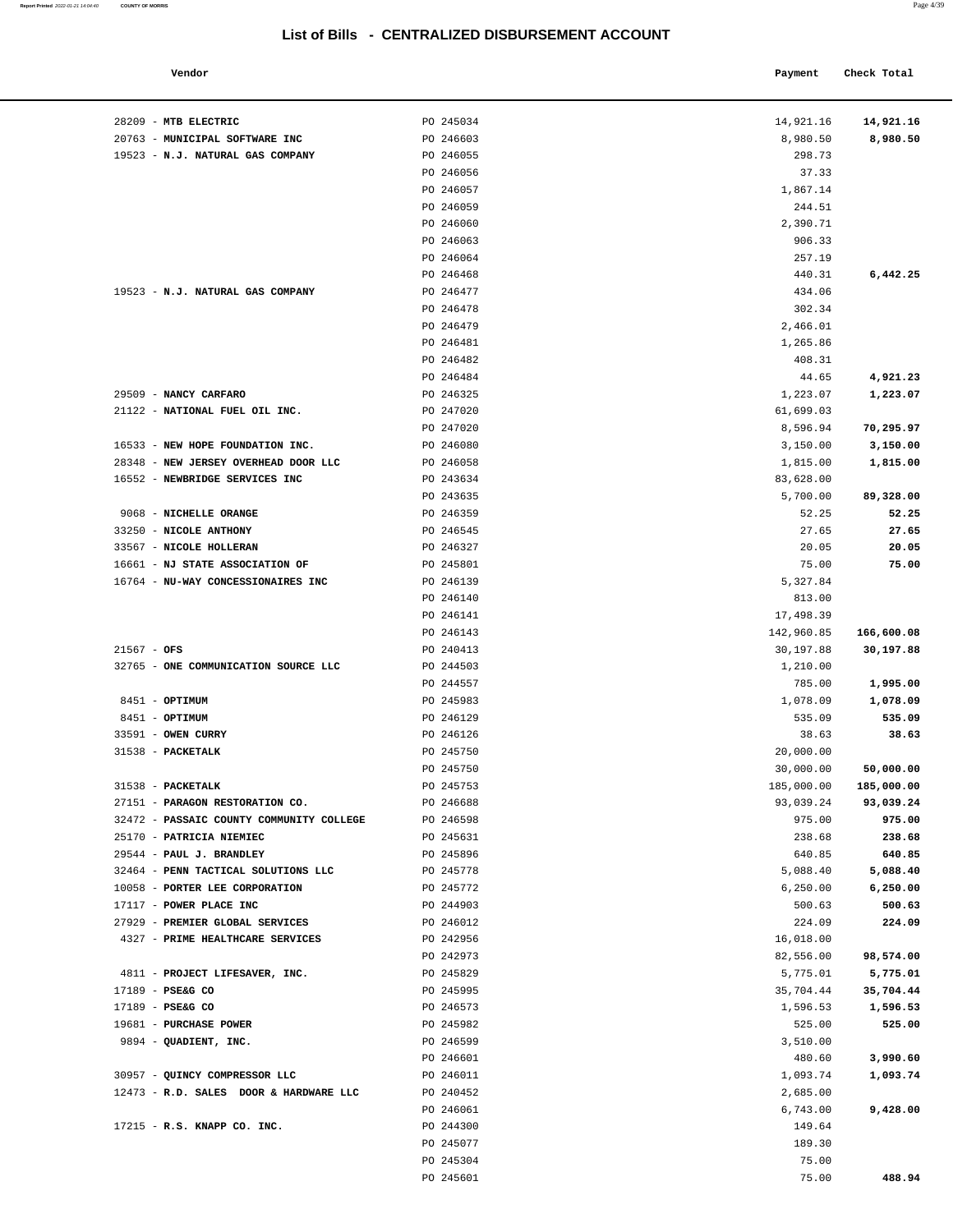## List of Bills - CENTRALIZED DISBURSEMENT ACCOUNT

| Vendor | | Payment | Check Total |
|---|---|---|---|
| 28209 - **MTB ELECTRIC** | PO 245034 | 14,921.16 | **14,921.16** |
| 20763 - **MUNICIPAL SOFTWARE INC** | PO 246603 | 8,980.50 | **8,980.50** |
| 19523 - **N.J. NATURAL GAS COMPANY** | PO 246055 | 298.73 | |
| | PO 246056 | 37.33 | |
| | PO 246057 | 1,867.14 | |
| | PO 246059 | 244.51 | |
| | PO 246060 | 2,390.71 | |
| | PO 246063 | 906.33 | |
| | PO 246064 | 257.19 | |
| | PO 246468 | 440.31 | **6,442.25** |
| 19523 - **N.J. NATURAL GAS COMPANY** | PO 246477 | 434.06 | |
| | PO 246478 | 302.34 | |
| | PO 246479 | 2,466.01 | |
| | PO 246481 | 1,265.86 | |
| | PO 246482 | 408.31 | |
| | PO 246484 | 44.65 | **4,921.23** |
| 29509 - **NANCY CARFARO** | PO 246325 | 1,223.07 | **1,223.07** |
| 21122 - **NATIONAL FUEL OIL INC.** | PO 247020 | 61,699.03 | |
| | PO 247020 | 8,596.94 | **70,295.97** |
| 16533 - **NEW HOPE FOUNDATION INC.** | PO 246080 | 3,150.00 | **3,150.00** |
| 28348 - **NEW JERSEY OVERHEAD DOOR LLC** | PO 246058 | 1,815.00 | **1,815.00** |
| 16552 - **NEWBRIDGE SERVICES INC** | PO 243634 | 83,628.00 | |
| | PO 243635 | 5,700.00 | **89,328.00** |
| 9068 - **NICHELLE ORANGE** | PO 246359 | 52.25 | **52.25** |
| 33250 - **NICOLE ANTHONY** | PO 246545 | 27.65 | **27.65** |
| 33567 - **NICOLE HOLLERAN** | PO 246327 | 20.05 | **20.05** |
| 16661 - **NJ STATE ASSOCIATION OF** | PO 245801 | 75.00 | **75.00** |
| 16764 - **NU-WAY CONCESSIONAIRES INC** | PO 246139 | 5,327.84 | |
| | PO 246140 | 813.00 | |
| | PO 246141 | 17,498.39 | |
| | PO 246143 | 142,960.85 | **166,600.08** |
| 21567 - **OFS** | PO 240413 | 30,197.88 | **30,197.88** |
| 32765 - **ONE COMMUNICATION SOURCE LLC** | PO 244503 | 1,210.00 | |
| | PO 244557 | 785.00 | **1,995.00** |
| 8451 - **OPTIMUM** | PO 245983 | 1,078.09 | **1,078.09** |
| 8451 - **OPTIMUM** | PO 246129 | 535.09 | **535.09** |
| 33591 - **OWEN CURRY** | PO 246126 | 38.63 | **38.63** |
| 31538 - **PACKETALK** | PO 245750 | 20,000.00 | |
| | PO 245750 | 30,000.00 | **50,000.00** |
| 31538 - **PACKETALK** | PO 245753 | 185,000.00 | **185,000.00** |
| 27151 - **PARAGON RESTORATION CO.** | PO 246688 | 93,039.24 | **93,039.24** |
| 32472 - **PASSAIC COUNTY COMMUNITY COLLEGE** | PO 246598 | 975.00 | **975.00** |
| 25170 - **PATRICIA NIEMIEC** | PO 245631 | 238.68 | **238.68** |
| 29544 - **PAUL J. BRANDLEY** | PO 245896 | 640.85 | **640.85** |
| 32464 - **PENN TACTICAL SOLUTIONS LLC** | PO 245778 | 5,088.40 | **5,088.40** |
| 10058 - **PORTER LEE CORPORATION** | PO 245772 | 6,250.00 | **6,250.00** |
| 17117 - **POWER PLACE INC** | PO 244903 | 500.63 | **500.63** |
| 27929 - **PREMIER GLOBAL SERVICES** | PO 246012 | 224.09 | **224.09** |
| 4327 - **PRIME HEALTHCARE SERVICES** | PO 242956 | 16,018.00 | |
| | PO 242973 | 82,556.00 | **98,574.00** |
| 4811 - **PROJECT LIFESAVER, INC.** | PO 245829 | 5,775.01 | **5,775.01** |
| 17189 - **PSE&G CO** | PO 245995 | 35,704.44 | **35,704.44** |
| 17189 - **PSE&G CO** | PO 246573 | 1,596.53 | **1,596.53** |
| 19681 - **PURCHASE POWER** | PO 245982 | 525.00 | **525.00** |
| 9894 - **QUADIENT, INC.** | PO 246599 | 3,510.00 | |
| | PO 246601 | 480.60 | **3,990.60** |
| 30957 - **QUINCY COMPRESSOR LLC** | PO 246011 | 1,093.74 | **1,093.74** |
| 12473 - **R.D. SALES DOOR & HARDWARE LLC** | PO 240452 | 2,685.00 | |
| | PO 246061 | 6,743.00 | **9,428.00** |
| 17215 - **R.S. KNAPP CO. INC.** | PO 244300 | 149.64 | |
| | PO 245077 | 189.30 | |
| | PO 245304 | 75.00 | |
| | PO 245601 | 75.00 | **488.94** |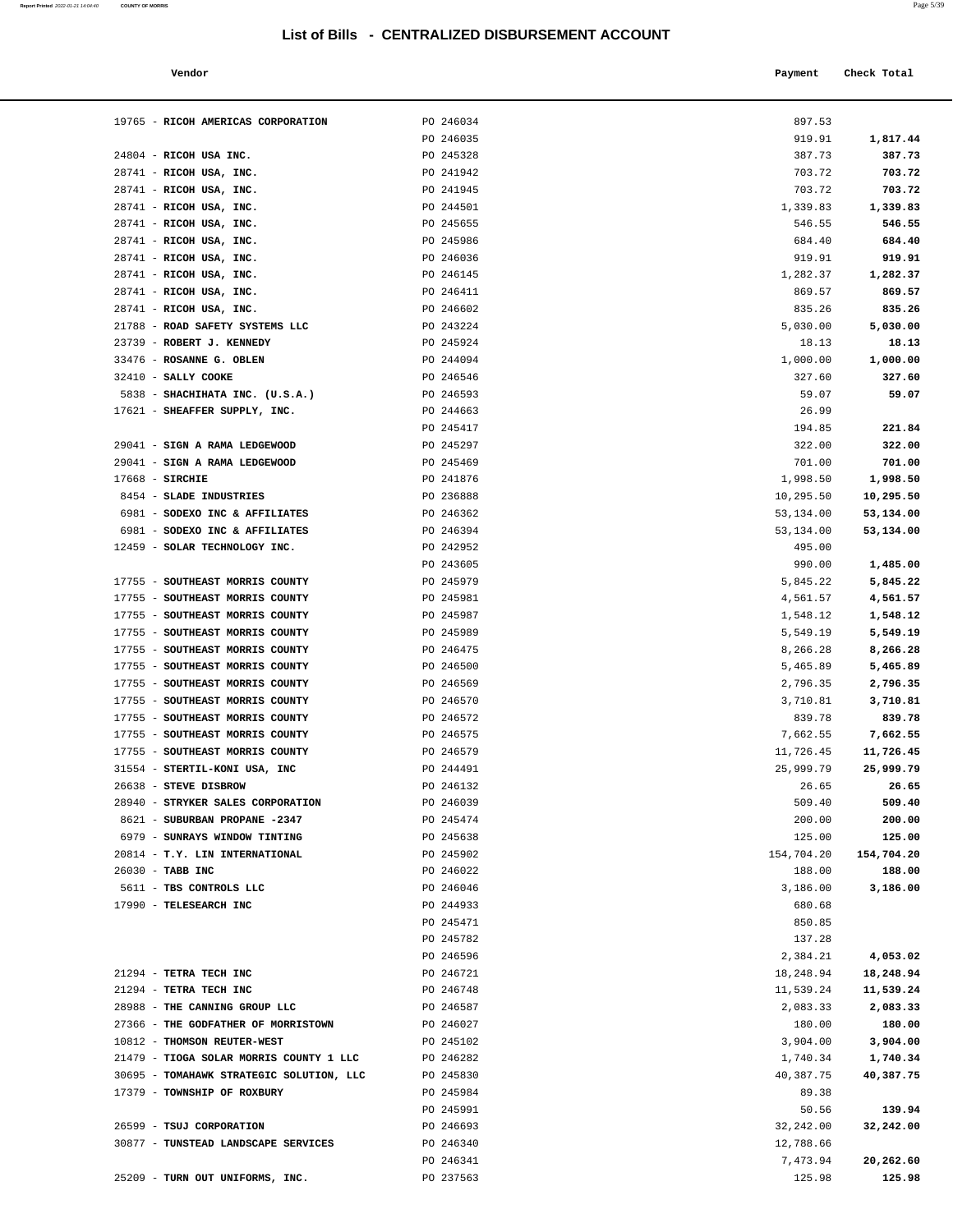## List of Bills - CENTRALIZED DISBURSEMENT ACCOUNT

| Vendor | | Payment | Check Total |
|---|---|---|---|
| 19765 - **RICOH AMERICAS CORPORATION** | PO 246034 | 897.53 | |
| | PO 246035 | 919.91 | **1,817.44** |
| 24804 - **RICOH USA INC.** | PO 245328 | 387.73 | **387.73** |
| 28741 - **RICOH USA, INC.** | PO 241942 | 703.72 | **703.72** |
| 28741 - **RICOH USA, INC.** | PO 241945 | 703.72 | **703.72** |
| 28741 - **RICOH USA, INC.** | PO 244501 | 1,339.83 | **1,339.83** |
| 28741 - **RICOH USA, INC.** | PO 245655 | 546.55 | **546.55** |
| 28741 - **RICOH USA, INC.** | PO 245986 | 684.40 | **684.40** |
| 28741 - **RICOH USA, INC.** | PO 246036 | 919.91 | **919.91** |
| 28741 - **RICOH USA, INC.** | PO 246145 | 1,282.37 | **1,282.37** |
| 28741 - **RICOH USA, INC.** | PO 246411 | 869.57 | **869.57** |
| 28741 - **RICOH USA, INC.** | PO 246602 | 835.26 | **835.26** |
| 21788 - **ROAD SAFETY SYSTEMS LLC** | PO 243224 | 5,030.00 | **5,030.00** |
| 23739 - **ROBERT J. KENNEDY** | PO 245924 | 18.13 | **18.13** |
| 33476 - **ROSANNE G. OBLEN** | PO 244094 | 1,000.00 | **1,000.00** |
| 32410 - **SALLY COOKE** | PO 246546 | 327.60 | **327.60** |
| 5838 - **SHACHIHATA INC. (U.S.A.)** | PO 246593 | 59.07 | **59.07** |
| 17621 - **SHEAFFER SUPPLY, INC.** | PO 244663 | 26.99 | |
| | PO 245417 | 194.85 | **221.84** |
| 29041 - **SIGN A RAMA LEDGEWOOD** | PO 245297 | 322.00 | **322.00** |
| 29041 - **SIGN A RAMA LEDGEWOOD** | PO 245469 | 701.00 | **701.00** |
| 17668 - **SIRCHIE** | PO 241876 | 1,998.50 | **1,998.50** |
| 8454 - **SLADE INDUSTRIES** | PO 236888 | 10,295.50 | **10,295.50** |
| 6981 - **SODEXO INC & AFFILIATES** | PO 246362 | 53,134.00 | **53,134.00** |
| 6981 - **SODEXO INC & AFFILIATES** | PO 246394 | 53,134.00 | **53,134.00** |
| 12459 - **SOLAR TECHNOLOGY INC.** | PO 242952 | 495.00 | |
| | PO 243605 | 990.00 | **1,485.00** |
| 17755 - **SOUTHEAST MORRIS COUNTY** | PO 245979 | 5,845.22 | **5,845.22** |
| 17755 - **SOUTHEAST MORRIS COUNTY** | PO 245981 | 4,561.57 | **4,561.57** |
| 17755 - **SOUTHEAST MORRIS COUNTY** | PO 245987 | 1,548.12 | **1,548.12** |
| 17755 - **SOUTHEAST MORRIS COUNTY** | PO 245989 | 5,549.19 | **5,549.19** |
| 17755 - **SOUTHEAST MORRIS COUNTY** | PO 246475 | 8,266.28 | **8,266.28** |
| 17755 - **SOUTHEAST MORRIS COUNTY** | PO 246500 | 5,465.89 | **5,465.89** |
| 17755 - **SOUTHEAST MORRIS COUNTY** | PO 246569 | 2,796.35 | **2,796.35** |
| 17755 - **SOUTHEAST MORRIS COUNTY** | PO 246570 | 3,710.81 | **3,710.81** |
| 17755 - **SOUTHEAST MORRIS COUNTY** | PO 246572 | 839.78 | **839.78** |
| 17755 - **SOUTHEAST MORRIS COUNTY** | PO 246575 | 7,662.55 | **7,662.55** |
| 17755 - **SOUTHEAST MORRIS COUNTY** | PO 246579 | 11,726.45 | **11,726.45** |
| 31554 - **STERTIL-KONI USA, INC** | PO 244491 | 25,999.79 | **25,999.79** |
| 26638 - **STEVE DISBROW** | PO 246132 | 26.65 | **26.65** |
| 28940 - **STRYKER SALES CORPORATION** | PO 246039 | 509.40 | **509.40** |
| 8621 - **SUBURBAN PROPANE -2347** | PO 245474 | 200.00 | **200.00** |
| 6979 - **SUNRAYS WINDOW TINTING** | PO 245638 | 125.00 | **125.00** |
| 20814 - **T.Y. LIN INTERNATIONAL** | PO 245902 | 154,704.20 | **154,704.20** |
| 26030 - **TABB INC** | PO 246022 | 188.00 | **188.00** |
| 5611 - **TBS CONTROLS LLC** | PO 246046 | 3,186.00 | **3,186.00** |
| 17990 - **TELESEARCH INC** | PO 244933 | 680.68 | |
| | PO 245471 | 850.85 | |
| | PO 245782 | 137.28 | |
| | PO 246596 | 2,384.21 | **4,053.02** |
| 21294 - **TETRA TECH INC** | PO 246721 | 18,248.94 | **18,248.94** |
| 21294 - **TETRA TECH INC** | PO 246748 | 11,539.24 | **11,539.24** |
| 28988 - **THE CANNING GROUP LLC** | PO 246587 | 2,083.33 | **2,083.33** |
| 27366 - **THE GODFATHER OF MORRISTOWN** | PO 246027 | 180.00 | **180.00** |
| 10812 - **THOMSON REUTER-WEST** | PO 245102 | 3,904.00 | **3,904.00** |
| 21479 - **TIOGA SOLAR MORRIS COUNTY 1 LLC** | PO 246282 | 1,740.34 | **1,740.34** |
| 30695 - **TOMAHAWK STRATEGIC SOLUTION, LLC** | PO 245830 | 40,387.75 | **40,387.75** |
| 17379 - **TOWNSHIP OF ROXBURY** | PO 245984 | 89.38 | |
| | PO 245991 | 50.56 | **139.94** |
| 26599 - **TSUJ CORPORATION** | PO 246693 | 32,242.00 | **32,242.00** |
| 30877 - **TUNSTEAD LANDSCAPE SERVICES** | PO 246340 | 12,788.66 | |
| | PO 246341 | 7,473.94 | **20,262.60** |
| 25209 - **TURN OUT UNIFORMS, INC.** | PO 237563 | 125.98 | **125.98** |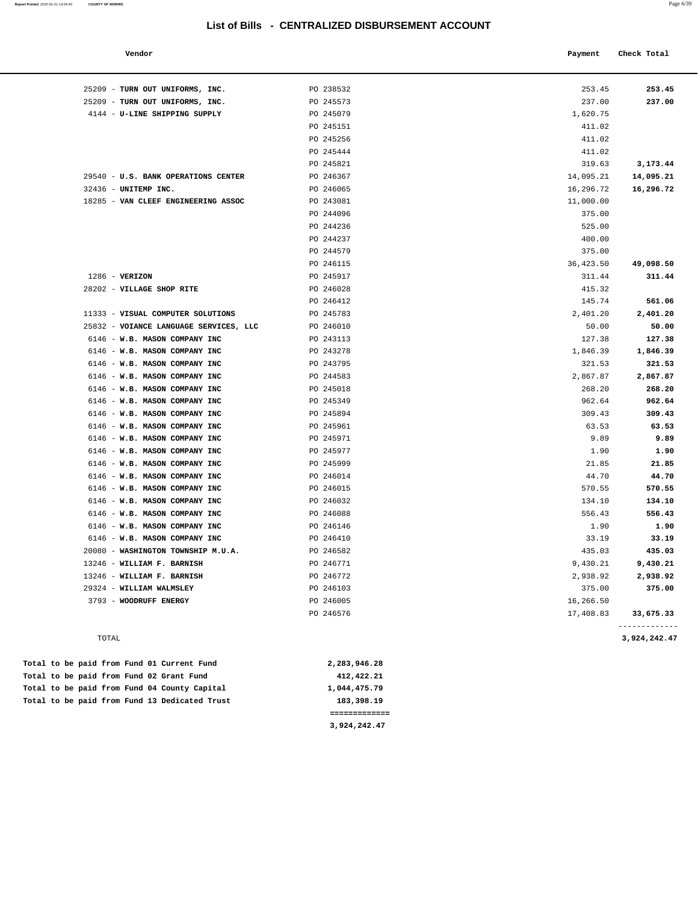# List of Bills - CENTRALIZED DISBURSEMENT ACCOUNT

| Vendor | | Payment | Check Total |
|---|---|---|---|
| 25209 - **TURN OUT UNIFORMS, INC.** | PO 238532 | 253.45 | **253.45** |
| 25209 - **TURN OUT UNIFORMS, INC.** | PO 245573 | 237.00 | **237.00** |
| 4144 - **U-LINE SHIPPING SUPPLY** | PO 245079 | 1,620.75 | |
| | PO 245151 | 411.02 | |
| | PO 245256 | 411.02 | |
| | PO 245444 | 411.02 | |
| | PO 245821 | 319.63 | **3,173.44** |
| 29540 - **U.S. BANK OPERATIONS CENTER** | PO 246367 | 14,095.21 | **14,095.21** |
| 32436 - **UNITEMP INC.** | PO 246065 | 16,296.72 | **16,296.72** |
| 18285 - **VAN CLEEF ENGINEERING ASSOC** | PO 243081 | 11,000.00 | |
| | PO 244096 | 375.00 | |
| | PO 244236 | 525.00 | |
| | PO 244237 | 400.00 | |
| | PO 244579 | 375.00 | |
| | PO 246115 | 36,423.50 | **49,098.50** |
| 1286 - **VERIZON** | PO 245917 | 311.44 | **311.44** |
| 28202 - **VILLAGE SHOP RITE** | PO 246028 | 415.32 | |
| | PO 246412 | 145.74 | **561.06** |
| 11333 - **VISUAL COMPUTER SOLUTIONS** | PO 245783 | 2,401.20 | **2,401.20** |
| 25832 - **VOIANCE LANGUAGE SERVICES, LLC** | PO 246010 | 50.00 | **50.00** |
| 6146 - **W.B. MASON COMPANY INC** | PO 243113 | 127.38 | **127.38** |
| 6146 - **W.B. MASON COMPANY INC** | PO 243278 | 1,846.39 | **1,846.39** |
| 6146 - **W.B. MASON COMPANY INC** | PO 243795 | 321.53 | **321.53** |
| 6146 - **W.B. MASON COMPANY INC** | PO 244583 | 2,867.87 | **2,867.87** |
| 6146 - **W.B. MASON COMPANY INC** | PO 245018 | 268.20 | **268.20** |
| 6146 - **W.B. MASON COMPANY INC** | PO 245349 | 962.64 | **962.64** |
| 6146 - **W.B. MASON COMPANY INC** | PO 245894 | 309.43 | **309.43** |
| 6146 - **W.B. MASON COMPANY INC** | PO 245961 | 63.53 | **63.53** |
| 6146 - **W.B. MASON COMPANY INC** | PO 245971 | 9.89 | **9.89** |
| 6146 - **W.B. MASON COMPANY INC** | PO 245977 | 1.90 | **1.90** |
| 6146 - **W.B. MASON COMPANY INC** | PO 245999 | 21.85 | **21.85** |
| 6146 - **W.B. MASON COMPANY INC** | PO 246014 | 44.70 | **44.70** |
| 6146 - **W.B. MASON COMPANY INC** | PO 246015 | 570.55 | **570.55** |
| 6146 - **W.B. MASON COMPANY INC** | PO 246032 | 134.10 | **134.10** |
| 6146 - **W.B. MASON COMPANY INC** | PO 246088 | 556.43 | **556.43** |
| 6146 - **W.B. MASON COMPANY INC** | PO 246146 | 1.90 | **1.90** |
| 6146 - **W.B. MASON COMPANY INC** | PO 246410 | 33.19 | **33.19** |
| 20080 - **WASHINGTON TOWNSHIP M.U.A.** | PO 246582 | 435.03 | **435.03** |
| 13246 - **WILLIAM F. BARNISH** | PO 246771 | 9,430.21 | **9,430.21** |
| 13246 - **WILLIAM F. BARNISH** | PO 246772 | 2,938.92 | **2,938.92** |
| 29324 - **WILLIAM WALMSLEY** | PO 246103 | 375.00 | **375.00** |
| 3793 - **WOODRUFF ENERGY** | PO 246005 | 16,266.50 | |
| | PO 246576 | 17,408.83 | **33,675.33** |
| TOTAL | | | **3,924,242.47** |

| | |
|---|---|
| **Total to be paid from Fund 01 Current Fund** | **2,283,946.28** |
| **Total to be paid from Fund 02 Grant Fund** | **412,422.21** |
| **Total to be paid from Fund 04 County Capital** | **1,044,475.79** |
| **Total to be paid from Fund 13 Dedicated Trust** | **183,398.19** |
| | **3,924,242.47** |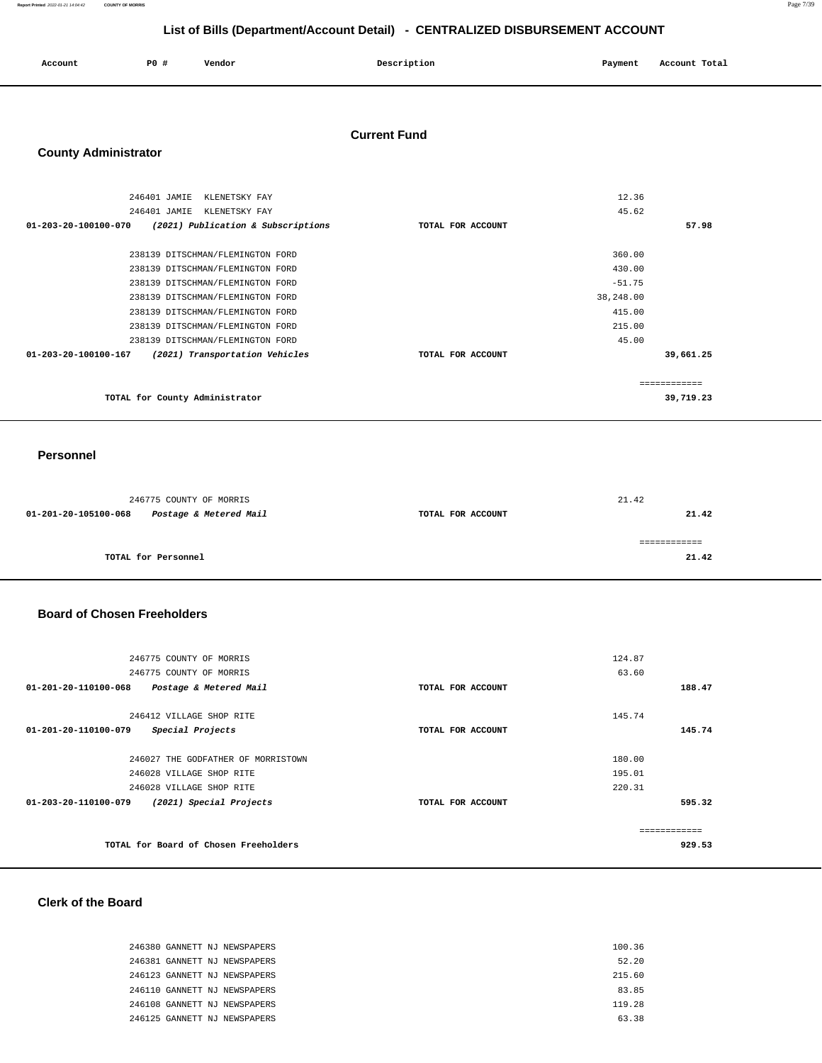# List of Bills (Department/Account Detail) - CENTRALIZED DISBURSEMENT ACCOUNT

| Account | PO # | Vendor | Description | Payment | Account Total |
|---|---|---|---|---|---|

## Current Fund

### County Administrator

| Account | PO # | Vendor | Description | Payment | Account Total |
|---|---|---|---|---|---|
| | 246401 | JAMIE KLENETSKY FAY | | 12.36 | |
| | 246401 | JAMIE KLENETSKY FAY | | 45.62 | |
| 01-203-20-100100-070 | | *(2021) Publication & Subscriptions* | TOTAL FOR ACCOUNT | | 57.98 |
| | 238139 | DITSCHMAN/FLEMINGTON FORD | | 360.00 | |
| | 238139 | DITSCHMAN/FLEMINGTON FORD | | 430.00 | |
| | 238139 | DITSCHMAN/FLEMINGTON FORD | | -51.75 | |
| | 238139 | DITSCHMAN/FLEMINGTON FORD | | 38,248.00 | |
| | 238139 | DITSCHMAN/FLEMINGTON FORD | | 415.00 | |
| | 238139 | DITSCHMAN/FLEMINGTON FORD | | 215.00 | |
| | 238139 | DITSCHMAN/FLEMINGTON FORD | | 45.00 | |
| 01-203-20-100100-167 | | *(2021) Transportation Vehicles* | TOTAL FOR ACCOUNT | | 39,661.25 |
| | | | | | ============ |
| | | TOTAL for County Administrator | | | 39,719.23 |

### Personnel

| Account | PO # | Vendor | Description | Payment | Account Total |
|---|---|---|---|---|---|
| | 246775 | COUNTY OF MORRIS | | 21.42 | |
| 01-201-20-105100-068 | | *Postage & Metered Mail* | TOTAL FOR ACCOUNT | | 21.42 |
| | | | | | ============ |
| | | TOTAL for Personnel | | | 21.42 |

### Board of Chosen Freeholders

| Account | PO # | Vendor | Description | Payment | Account Total |
|---|---|---|---|---|---|
| | 246775 | COUNTY OF MORRIS | | 124.87 | |
| | 246775 | COUNTY OF MORRIS | | 63.60 | |
| 01-201-20-110100-068 | | *Postage & Metered Mail* | TOTAL FOR ACCOUNT | | 188.47 |
| | 246412 | VILLAGE SHOP RITE | | 145.74 | |
| 01-201-20-110100-079 | | *Special Projects* | TOTAL FOR ACCOUNT | | 145.74 |
| | 246027 | THE GODFATHER OF MORRISTOWN | | 180.00 | |
| | 246028 | VILLAGE SHOP RITE | | 195.01 | |
| | 246028 | VILLAGE SHOP RITE | | 220.31 | |
| 01-203-20-110100-079 | | *(2021) Special Projects* | TOTAL FOR ACCOUNT | | 595.32 |
| | | | | | ============ |
| | | TOTAL for Board of Chosen Freeholders | | | 929.53 |

### Clerk of the Board

| Account | PO # | Vendor | Description | Payment | Account Total |
|---|---|---|---|---|---|
| | 246380 | GANNETT NJ NEWSPAPERS | | 100.36 | |
| | 246381 | GANNETT NJ NEWSPAPERS | | 52.20 | |
| | 246123 | GANNETT NJ NEWSPAPERS | | 215.60 | |
| | 246110 | GANNETT NJ NEWSPAPERS | | 83.85 | |
| | 246108 | GANNETT NJ NEWSPAPERS | | 119.28 | |
| | 246125 | GANNETT NJ NEWSPAPERS | | 63.38 | |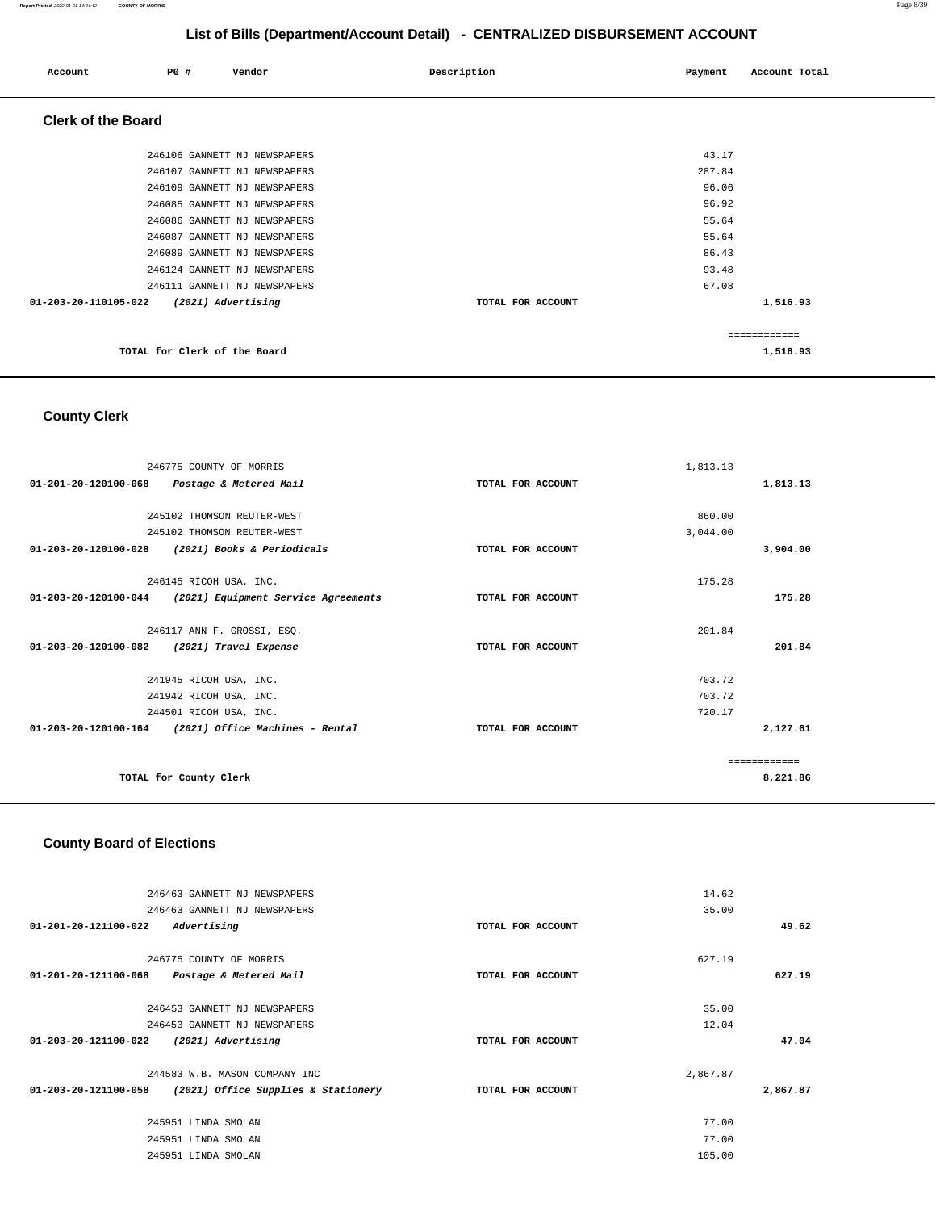## List of Bills (Department/Account Detail) - CENTRALIZED DISBURSEMENT ACCOUNT

| Account | PO # | Vendor | Description | Payment | Account Total |
|---|---|---|---|---|---|

### Clerk of the Board

| Account | PO # | Vendor | Description | Payment | Account Total |
|---|---|---|---|---|---|
| | 246106 | GANNETT NJ NEWSPAPERS | | 43.17 | |
| | 246107 | GANNETT NJ NEWSPAPERS | | 287.84 | |
| | 246109 | GANNETT NJ NEWSPAPERS | | 96.06 | |
| | 246085 | GANNETT NJ NEWSPAPERS | | 96.92 | |
| | 246086 | GANNETT NJ NEWSPAPERS | | 55.64 | |
| | 246087 | GANNETT NJ NEWSPAPERS | | 55.64 | |
| | 246089 | GANNETT NJ NEWSPAPERS | | 86.43 | |
| | 246124 | GANNETT NJ NEWSPAPERS | | 93.48 | |
| | 246111 | GANNETT NJ NEWSPAPERS | | 67.08 | |
| **01-203-20-110105-022** | | *(2021) Advertising* | **TOTAL FOR ACCOUNT** | | **1,516.93** |
| | | | | | ============ |
| | | **TOTAL for Clerk of the Board** | | | **1,516.93** |

### County Clerk

| Account | PO # | Vendor | Description | Payment | Account Total |
|---|---|---|---|---|---|
| | 246775 | COUNTY OF MORRIS | | 1,813.13 | |
| **01-201-20-120100-068** | | *Postage & Metered Mail* | **TOTAL FOR ACCOUNT** | | **1,813.13** |
| | 245102 | THOMSON REUTER-WEST | | 860.00 | |
| | 245102 | THOMSON REUTER-WEST | | 3,044.00 | |
| **01-203-20-120100-028** | | *(2021) Books & Periodicals* | **TOTAL FOR ACCOUNT** | | **3,904.00** |
| | 246145 | RICOH USA, INC. | | 175.28 | |
| **01-203-20-120100-044** | | *(2021) Equipment Service Agreements* | **TOTAL FOR ACCOUNT** | | **175.28** |
| | 246117 | ANN F. GROSSI, ESQ. | | 201.84 | |
| **01-203-20-120100-082** | | *(2021) Travel Expense* | **TOTAL FOR ACCOUNT** | | **201.84** |
| | 241945 | RICOH USA, INC. | | 703.72 | |
| | 241942 | RICOH USA, INC. | | 703.72 | |
| | 244501 | RICOH USA, INC. | | 720.17 | |
| **01-203-20-120100-164** | | *(2021) Office Machines - Rental* | **TOTAL FOR ACCOUNT** | | **2,127.61** |
| | | | | | ============ |
| | | **TOTAL for County Clerk** | | | **8,221.86** |

### County Board of Elections

| Account | PO # | Vendor | Description | Payment | Account Total |
|---|---|---|---|---|---|
| | 246463 | GANNETT NJ NEWSPAPERS | | 14.62 | |
| | 246463 | GANNETT NJ NEWSPAPERS | | 35.00 | |
| **01-201-20-121100-022** | | *Advertising* | **TOTAL FOR ACCOUNT** | | **49.62** |
| | 246775 | COUNTY OF MORRIS | | 627.19 | |
| **01-201-20-121100-068** | | *Postage & Metered Mail* | **TOTAL FOR ACCOUNT** | | **627.19** |
| | 246453 | GANNETT NJ NEWSPAPERS | | 35.00 | |
| | 246453 | GANNETT NJ NEWSPAPERS | | 12.04 | |
| **01-203-20-121100-022** | | *(2021) Advertising* | **TOTAL FOR ACCOUNT** | | **47.04** |
| | 244583 | W.B. MASON COMPANY INC | | 2,867.87 | |
| **01-203-20-121100-058** | | *(2021) Office Supplies & Stationery* | **TOTAL FOR ACCOUNT** | | **2,867.87** |
| | 245951 | LINDA SMOLAN | | 77.00 | |
| | 245951 | LINDA SMOLAN | | 77.00 | |
| | 245951 | LINDA SMOLAN | | 105.00 | |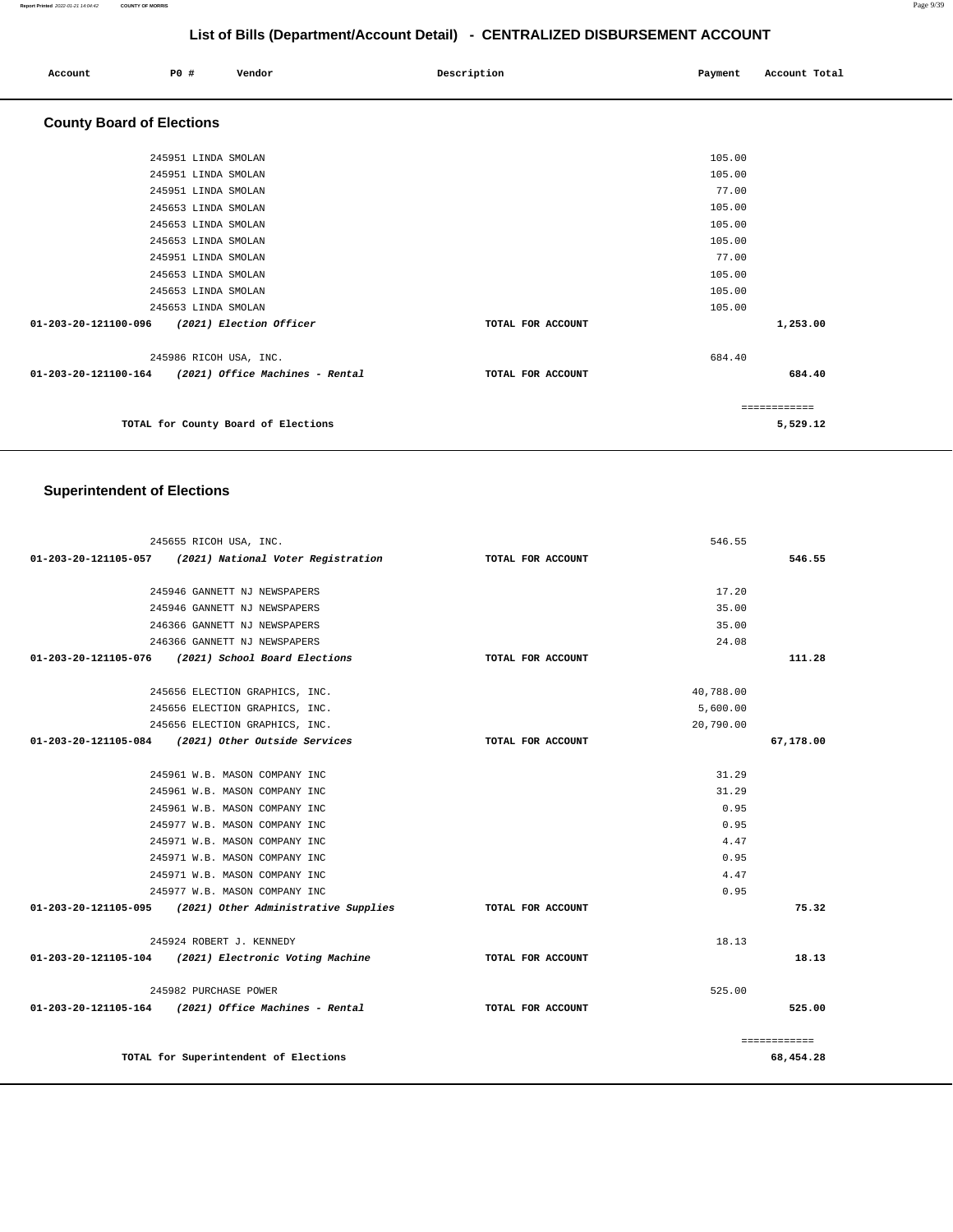# List of Bills (Department/Account Detail) - CENTRALIZED DISBURSEMENT ACCOUNT

| Account | PO # | Vendor | Description | Payment | Account Total |
|---|---|---|---|---|---|

## County Board of Elections

| Account | PO # | Vendor | Description | Payment | Account Total |
|---|---|---|---|---|---|
| | 245951 | LINDA SMOLAN | | 105.00 | |
| | 245951 | LINDA SMOLAN | | 105.00 | |
| | 245951 | LINDA SMOLAN | | 77.00 | |
| | 245653 | LINDA SMOLAN | | 105.00 | |
| | 245653 | LINDA SMOLAN | | 105.00 | |
| | 245653 | LINDA SMOLAN | | 105.00 | |
| | 245951 | LINDA SMOLAN | | 77.00 | |
| | 245653 | LINDA SMOLAN | | 105.00 | |
| | 245653 | LINDA SMOLAN | | 105.00 | |
| | 245653 | LINDA SMOLAN | | 105.00 | |
| **01-203-20-121100-096** | | ***(2021) Election Officer*** | **TOTAL FOR ACCOUNT** | | **1,253.00** |
| | 245986 | RICOH USA, INC. | | 684.40 | |
| **01-203-20-121100-164** | | ***(2021) Office Machines - Rental*** | **TOTAL FOR ACCOUNT** | | **684.40** |
| | | | | | ============ |
| | | **TOTAL for County Board of Elections** | | | **5,529.12** |

## Superintendent of Elections

| Account | PO # | Vendor | Description | Payment | Account Total |
|---|---|---|---|---|---|
| | 245655 | RICOH USA, INC. | | 546.55 | |
| **01-203-20-121105-057** | | ***(2021) National Voter Registration*** | **TOTAL FOR ACCOUNT** | | **546.55** |
| | 245946 | GANNETT NJ NEWSPAPERS | | 17.20 | |
| | 245946 | GANNETT NJ NEWSPAPERS | | 35.00 | |
| | 246366 | GANNETT NJ NEWSPAPERS | | 35.00 | |
| | 246366 | GANNETT NJ NEWSPAPERS | | 24.08 | |
| **01-203-20-121105-076** | | ***(2021) School Board Elections*** | **TOTAL FOR ACCOUNT** | | **111.28** |
| | 245656 | ELECTION GRAPHICS, INC. | | 40,788.00 | |
| | 245656 | ELECTION GRAPHICS, INC. | | 5,600.00 | |
| | 245656 | ELECTION GRAPHICS, INC. | | 20,790.00 | |
| **01-203-20-121105-084** | | ***(2021) Other Outside Services*** | **TOTAL FOR ACCOUNT** | | **67,178.00** |
| | 245961 | W.B. MASON COMPANY INC | | 31.29 | |
| | 245961 | W.B. MASON COMPANY INC | | 31.29 | |
| | 245961 | W.B. MASON COMPANY INC | | 0.95 | |
| | 245977 | W.B. MASON COMPANY INC | | 0.95 | |
| | 245971 | W.B. MASON COMPANY INC | | 4.47 | |
| | 245971 | W.B. MASON COMPANY INC | | 0.95 | |
| | 245971 | W.B. MASON COMPANY INC | | 4.47 | |
| | 245977 | W.B. MASON COMPANY INC | | 0.95 | |
| **01-203-20-121105-095** | | ***(2021) Other Administrative Supplies*** | **TOTAL FOR ACCOUNT** | | **75.32** |
| | 245924 | ROBERT J. KENNEDY | | 18.13 | |
| **01-203-20-121105-104** | | ***(2021) Electronic Voting Machine*** | **TOTAL FOR ACCOUNT** | | **18.13** |
| | 245982 | PURCHASE POWER | | 525.00 | |
| **01-203-20-121105-164** | | ***(2021) Office Machines - Rental*** | **TOTAL FOR ACCOUNT** | | **525.00** |
| | | | | | ============ |
| | | **TOTAL for Superintendent of Elections** | | | **68,454.28** |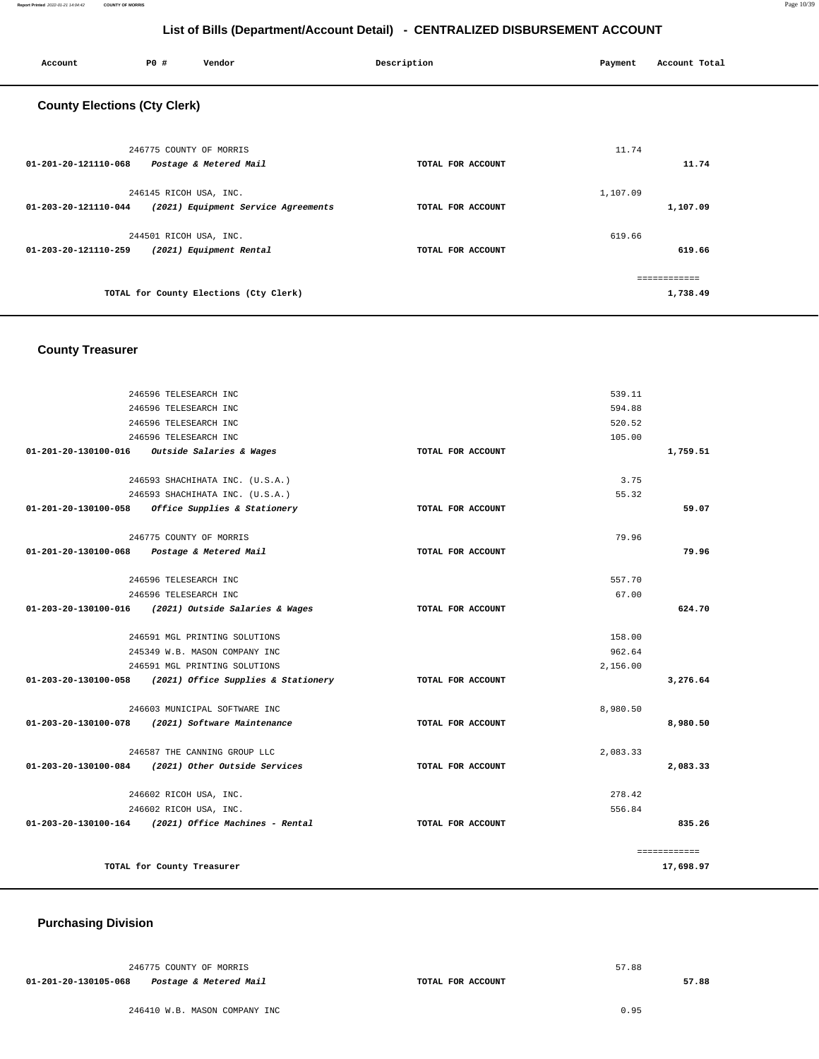# List of Bills (Department/Account Detail) - CENTRALIZED DISBURSEMENT ACCOUNT

| Account | PO # | Vendor | Description | Payment | Account Total |
|---|---|---|---|---|---|

## County Elections (Cty Clerk)

| Account | PO # / Vendor | Description | Payment | Account Total |
|---|---|---|---|---|
| | 246775 COUNTY OF MORRIS | | 11.74 | |
| 01-201-20-121110-068 | *Postage & Metered Mail* | TOTAL FOR ACCOUNT | | 11.74 |
| | 246145 RICOH USA, INC. | | 1,107.09 | |
| 01-203-20-121110-044 | *(2021) Equipment Service Agreements* | TOTAL FOR ACCOUNT | | 1,107.09 |
| | 244501 RICOH USA, INC. | | 619.66 | |
| 01-203-20-121110-259 | *(2021) Equipment Rental* | TOTAL FOR ACCOUNT | | 619.66 |
| | | | | ============ |
| | TOTAL for County Elections (Cty Clerk) | | | 1,738.49 |

## County Treasurer

| Account | PO # / Vendor | Description | Payment | Account Total |
|---|---|---|---|---|
| | 246596 TELESEARCH INC | | 539.11 | |
| | 246596 TELESEARCH INC | | 594.88 | |
| | 246596 TELESEARCH INC | | 520.52 | |
| | 246596 TELESEARCH INC | | 105.00 | |
| 01-201-20-130100-016 | *Outside Salaries & Wages* | TOTAL FOR ACCOUNT | | 1,759.51 |
| | 246593 SHACHIHATA INC. (U.S.A.) | | 3.75 | |
| | 246593 SHACHIHATA INC. (U.S.A.) | | 55.32 | |
| 01-201-20-130100-058 | *Office Supplies & Stationery* | TOTAL FOR ACCOUNT | | 59.07 |
| | 246775 COUNTY OF MORRIS | | 79.96 | |
| 01-201-20-130100-068 | *Postage & Metered Mail* | TOTAL FOR ACCOUNT | | 79.96 |
| | 246596 TELESEARCH INC | | 557.70 | |
| | 246596 TELESEARCH INC | | 67.00 | |
| 01-203-20-130100-016 | *(2021) Outside Salaries & Wages* | TOTAL FOR ACCOUNT | | 624.70 |
| | 246591 MGL PRINTING SOLUTIONS | | 158.00 | |
| | 245349 W.B. MASON COMPANY INC | | 962.64 | |
| | 246591 MGL PRINTING SOLUTIONS | | 2,156.00 | |
| 01-203-20-130100-058 | *(2021) Office Supplies & Stationery* | TOTAL FOR ACCOUNT | | 3,276.64 |
| | 246603 MUNICIPAL SOFTWARE INC | | 8,980.50 | |
| 01-203-20-130100-078 | *(2021) Software Maintenance* | TOTAL FOR ACCOUNT | | 8,980.50 |
| | 246587 THE CANNING GROUP LLC | | 2,083.33 | |
| 01-203-20-130100-084 | *(2021) Other Outside Services* | TOTAL FOR ACCOUNT | | 2,083.33 |
| | 246602 RICOH USA, INC. | | 278.42 | |
| | 246602 RICOH USA, INC. | | 556.84 | |
| 01-203-20-130100-164 | *(2021) Office Machines - Rental* | TOTAL FOR ACCOUNT | | 835.26 |
| | | | | ============ |
| | TOTAL for County Treasurer | | | 17,698.97 |

## Purchasing Division

| Account | PO # / Vendor | Description | Payment | Account Total |
|---|---|---|---|---|
| | 246775 COUNTY OF MORRIS | | 57.88 | |
| 01-201-20-130105-068 | *Postage & Metered Mail* | TOTAL FOR ACCOUNT | | 57.88 |
| | 246410 W.B. MASON COMPANY INC | | 0.95 | |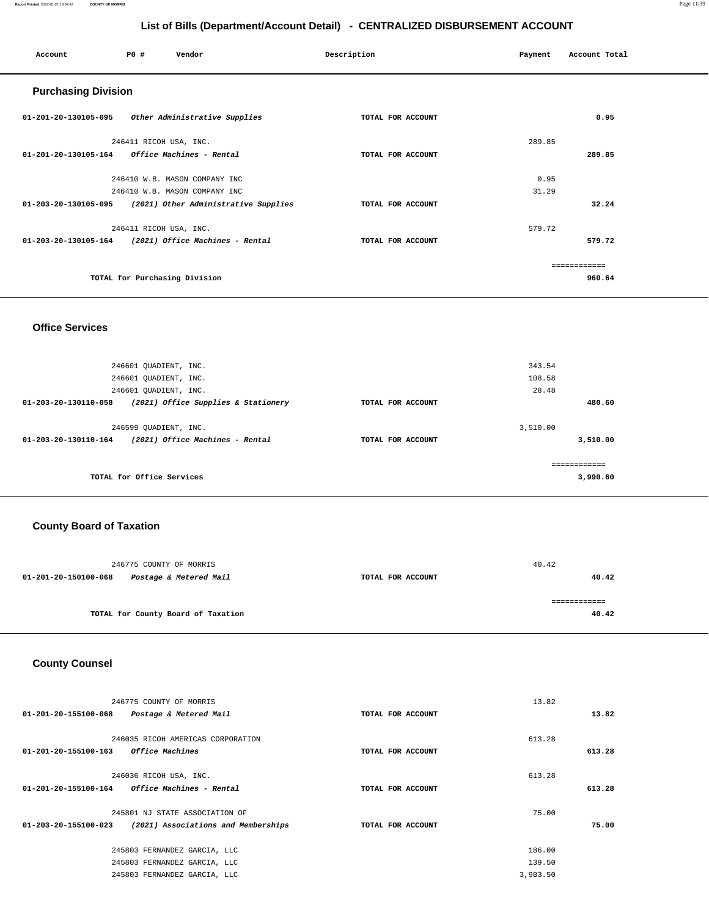## List of Bills (Department/Account Detail) - CENTRALIZED DISBURSEMENT ACCOUNT

| Account | PO # | Vendor | Description | Payment | Account Total |
|---|---|---|---|---|---|

### Purchasing Division

| Account | PO # | Vendor | Description | Payment | Account Total |
|---|---|---|---|---|---|
| 01-201-20-130105-095 | | *Other Administrative Supplies* | TOTAL FOR ACCOUNT | | 0.95 |
| | 246411 | RICOH USA, INC. | | 289.85 | |
| 01-201-20-130105-164 | | *Office Machines - Rental* | TOTAL FOR ACCOUNT | | 289.85 |
| | 246410 | W.B. MASON COMPANY INC | | 0.95 | |
| | 246410 | W.B. MASON COMPANY INC | | 31.29 | |
| 01-203-20-130105-095 | | *(2021) Other Administrative Supplies* | TOTAL FOR ACCOUNT | | 32.24 |
| | 246411 | RICOH USA, INC. | | 579.72 | |
| 01-203-20-130105-164 | | *(2021) Office Machines - Rental* | TOTAL FOR ACCOUNT | | 579.72 |
| | | | | | ============ |
| | | TOTAL for Purchasing Division | | | 960.64 |

### Office Services

| Account | PO # | Vendor | Description | Payment | Account Total |
|---|---|---|---|---|---|
| | 246601 | QUADIENT, INC. | | 343.54 | |
| | 246601 | QUADIENT, INC. | | 108.58 | |
| | 246601 | QUADIENT, INC. | | 28.48 | |
| 01-203-20-130110-058 | | *(2021) Office Supplies & Stationery* | TOTAL FOR ACCOUNT | | 480.60 |
| | 246599 | QUADIENT, INC. | | 3,510.00 | |
| 01-203-20-130110-164 | | *(2021) Office Machines - Rental* | TOTAL FOR ACCOUNT | | 3,510.00 |
| | | | | | ============ |
| | | TOTAL for Office Services | | | 3,990.60 |

### County Board of Taxation

| Account | PO # | Vendor | Description | Payment | Account Total |
|---|---|---|---|---|---|
| | 246775 | COUNTY OF MORRIS | | 40.42 | |
| 01-201-20-150100-068 | | *Postage & Metered Mail* | TOTAL FOR ACCOUNT | | 40.42 |
| | | | | | ============ |
| | | TOTAL for County Board of Taxation | | | 40.42 |

### County Counsel

| Account | PO # | Vendor | Description | Payment | Account Total |
|---|---|---|---|---|---|
| | 246775 | COUNTY OF MORRIS | | 13.82 | |
| 01-201-20-155100-068 | | *Postage & Metered Mail* | TOTAL FOR ACCOUNT | | 13.82 |
| | 246035 | RICOH AMERICAS CORPORATION | | 613.28 | |
| 01-201-20-155100-163 | | *Office Machines* | TOTAL FOR ACCOUNT | | 613.28 |
| | 246036 | RICOH USA, INC. | | 613.28 | |
| 01-201-20-155100-164 | | *Office Machines - Rental* | TOTAL FOR ACCOUNT | | 613.28 |
| | 245801 | NJ STATE ASSOCIATION OF | | 75.00 | |
| 01-203-20-155100-023 | | *(2021) Associations and Memberships* | TOTAL FOR ACCOUNT | | 75.00 |
| | 245803 | FERNANDEZ GARCIA, LLC | | 186.00 | |
| | 245803 | FERNANDEZ GARCIA, LLC | | 139.50 | |
| | 245803 | FERNANDEZ GARCIA, LLC | | 3,983.50 | |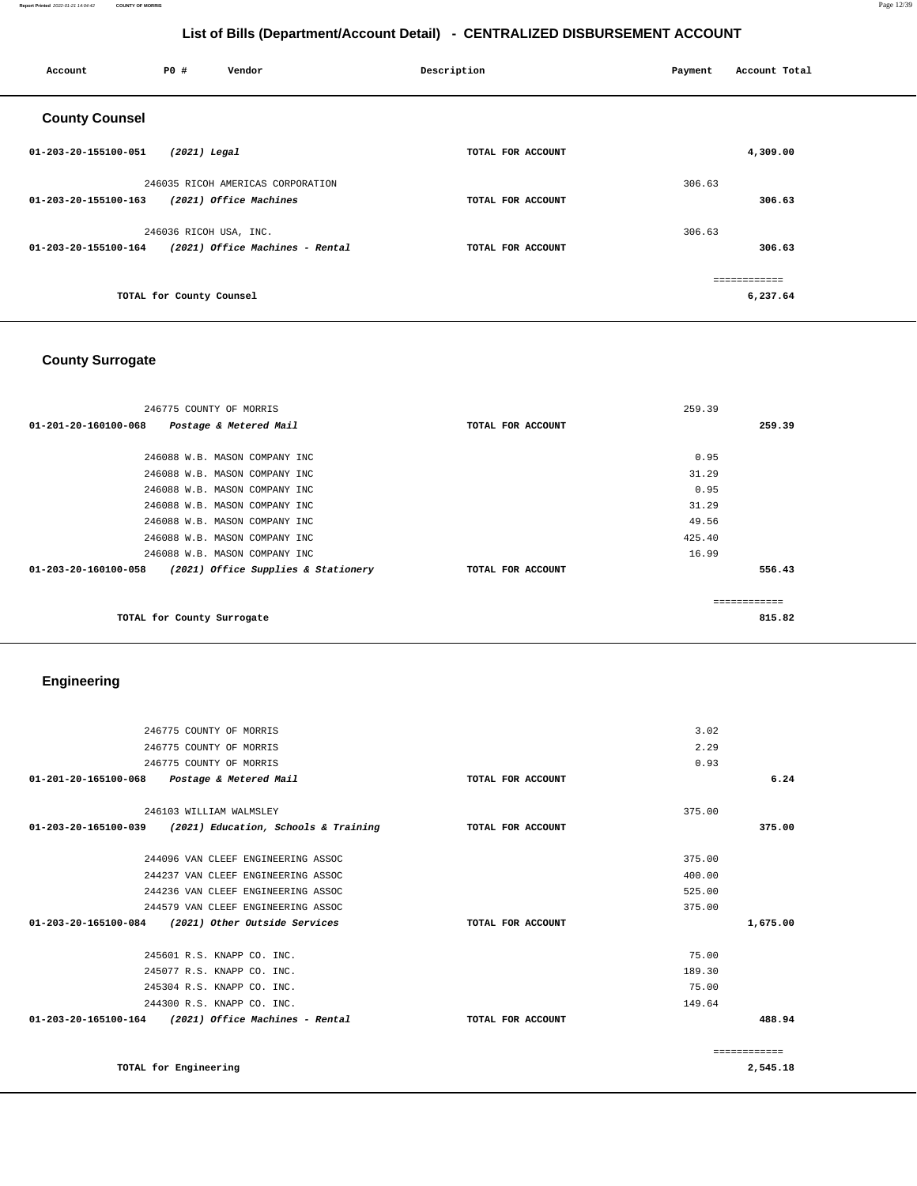# List of Bills (Department/Account Detail) - CENTRALIZED DISBURSEMENT ACCOUNT

| Account | PO # | Vendor | Description | Payment | Account Total |
|---|---|---|---|---|---|

## County Counsel

| Account | PO # | Vendor | Description | Payment | Account Total |
|---|---|---|---|---|---|
| 01-203-20-155100-051 | | *(2021) Legal* | TOTAL FOR ACCOUNT | | 4,309.00 |
| | 246035 | RICOH AMERICAS CORPORATION | | 306.63 | |
| 01-203-20-155100-163 | | *(2021) Office Machines* | TOTAL FOR ACCOUNT | | 306.63 |
| | 246036 | RICOH USA, INC. | | 306.63 | |
| 01-203-20-155100-164 | | *(2021) Office Machines - Rental* | TOTAL FOR ACCOUNT | | 306.63 |
| | | | | | ============ |
| | | TOTAL for County Counsel | | | 6,237.64 |

## County Surrogate

| Account | PO # | Vendor | Description | Payment | Account Total |
|---|---|---|---|---|---|
| | 246775 | COUNTY OF MORRIS | | 259.39 | |
| 01-201-20-160100-068 | | *Postage & Metered Mail* | TOTAL FOR ACCOUNT | | 259.39 |
| | 246088 | W.B. MASON COMPANY INC | | 0.95 | |
| | 246088 | W.B. MASON COMPANY INC | | 31.29 | |
| | 246088 | W.B. MASON COMPANY INC | | 0.95 | |
| | 246088 | W.B. MASON COMPANY INC | | 31.29 | |
| | 246088 | W.B. MASON COMPANY INC | | 49.56 | |
| | 246088 | W.B. MASON COMPANY INC | | 425.40 | |
| | 246088 | W.B. MASON COMPANY INC | | 16.99 | |
| 01-203-20-160100-058 | | *(2021) Office Supplies & Stationery* | TOTAL FOR ACCOUNT | | 556.43 |
| | | | | | ============ |
| | | TOTAL for County Surrogate | | | 815.82 |

## Engineering

| Account | PO # | Vendor | Description | Payment | Account Total |
|---|---|---|---|---|---|
| | 246775 | COUNTY OF MORRIS | | 3.02 | |
| | 246775 | COUNTY OF MORRIS | | 2.29 | |
| | 246775 | COUNTY OF MORRIS | | 0.93 | |
| 01-201-20-165100-068 | | *Postage & Metered Mail* | TOTAL FOR ACCOUNT | | 6.24 |
| | 246103 | WILLIAM WALMSLEY | | 375.00 | |
| 01-203-20-165100-039 | | *(2021) Education, Schools & Training* | TOTAL FOR ACCOUNT | | 375.00 |
| | 244096 | VAN CLEEF ENGINEERING ASSOC | | 375.00 | |
| | 244237 | VAN CLEEF ENGINEERING ASSOC | | 400.00 | |
| | 244236 | VAN CLEEF ENGINEERING ASSOC | | 525.00 | |
| | 244579 | VAN CLEEF ENGINEERING ASSOC | | 375.00 | |
| 01-203-20-165100-084 | | *(2021) Other Outside Services* | TOTAL FOR ACCOUNT | | 1,675.00 |
| | 245601 | R.S. KNAPP CO. INC. | | 75.00 | |
| | 245077 | R.S. KNAPP CO. INC. | | 189.30 | |
| | 245304 | R.S. KNAPP CO. INC. | | 75.00 | |
| | 244300 | R.S. KNAPP CO. INC. | | 149.64 | |
| 01-203-20-165100-164 | | *(2021) Office Machines - Rental* | TOTAL FOR ACCOUNT | | 488.94 |
| | | | | | ============ |
| | | TOTAL for Engineering | | | 2,545.18 |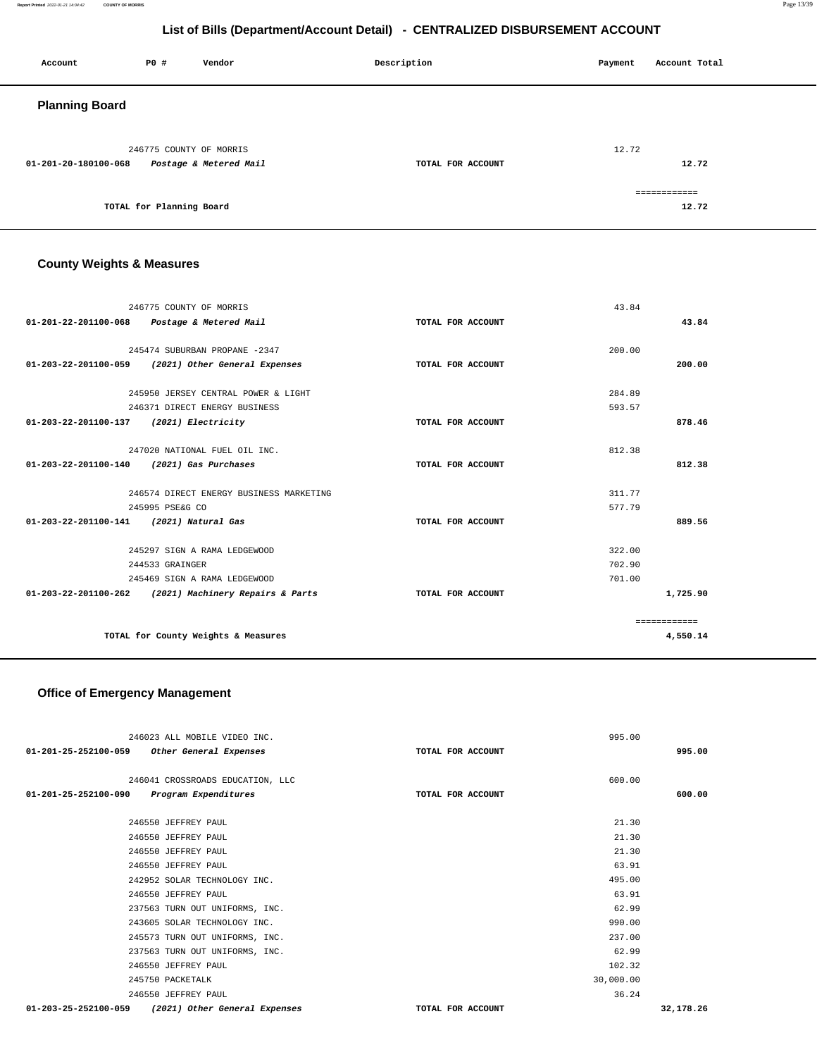# List of Bills (Department/Account Detail) - CENTRALIZED DISBURSEMENT ACCOUNT

| Account | PO # | Vendor | Description | Payment | Account Total |
|---|---|---|---|---|---|

## Planning Board

| | | | | |
|---|---|---|---|---|
| | 246775 COUNTY OF MORRIS | | 12.72 | |
| 01-201-20-180100-068 | *Postage & Metered Mail* | TOTAL FOR ACCOUNT | | 12.72 |
| | | | | ============ |
| | TOTAL for Planning Board | | | 12.72 |

## County Weights & Measures

| | | | | |
|---|---|---|---|---|
| | 246775 COUNTY OF MORRIS | | 43.84 | |
| 01-201-22-201100-068 | *Postage & Metered Mail* | TOTAL FOR ACCOUNT | | 43.84 |
| | 245474 SUBURBAN PROPANE -2347 | | 200.00 | |
| 01-203-22-201100-059 | *(2021) Other General Expenses* | TOTAL FOR ACCOUNT | | 200.00 |
| | 245950 JERSEY CENTRAL POWER & LIGHT | | 284.89 | |
| | 246371 DIRECT ENERGY BUSINESS | | 593.57 | |
| 01-203-22-201100-137 | *(2021) Electricity* | TOTAL FOR ACCOUNT | | 878.46 |
| | 247020 NATIONAL FUEL OIL INC. | | 812.38 | |
| 01-203-22-201100-140 | *(2021) Gas Purchases* | TOTAL FOR ACCOUNT | | 812.38 |
| | 246574 DIRECT ENERGY BUSINESS MARKETING | | 311.77 | |
| | 245995 PSE&G CO | | 577.79 | |
| 01-203-22-201100-141 | *(2021) Natural Gas* | TOTAL FOR ACCOUNT | | 889.56 |
| | 245297 SIGN A RAMA LEDGEWOOD | | 322.00 | |
| | 244533 GRAINGER | | 702.90 | |
| | 245469 SIGN A RAMA LEDGEWOOD | | 701.00 | |
| 01-203-22-201100-262 | *(2021) Machinery Repairs & Parts* | TOTAL FOR ACCOUNT | | 1,725.90 |
| | | | | ============ |
| | TOTAL for County Weights & Measures | | | 4,550.14 |

## Office of Emergency Management

| | | | | |
|---|---|---|---|---|
| | 246023 ALL MOBILE VIDEO INC. | | 995.00 | |
| 01-201-25-252100-059 | *Other General Expenses* | TOTAL FOR ACCOUNT | | 995.00 |
| | 246041 CROSSROADS EDUCATION, LLC | | 600.00 | |
| 01-201-25-252100-090 | *Program Expenditures* | TOTAL FOR ACCOUNT | | 600.00 |
| | 246550 JEFFREY PAUL | | 21.30 | |
| | 246550 JEFFREY PAUL | | 21.30 | |
| | 246550 JEFFREY PAUL | | 21.30 | |
| | 246550 JEFFREY PAUL | | 63.91 | |
| | 242952 SOLAR TECHNOLOGY INC. | | 495.00 | |
| | 246550 JEFFREY PAUL | | 63.91 | |
| | 237563 TURN OUT UNIFORMS, INC. | | 62.99 | |
| | 243605 SOLAR TECHNOLOGY INC. | | 990.00 | |
| | 245573 TURN OUT UNIFORMS, INC. | | 237.00 | |
| | 237563 TURN OUT UNIFORMS, INC. | | 62.99 | |
| | 246550 JEFFREY PAUL | | 102.32 | |
| | 245750 PACKETALK | | 30,000.00 | |
| | 246550 JEFFREY PAUL | | 36.24 | |
| 01-203-25-252100-059 | *(2021) Other General Expenses* | TOTAL FOR ACCOUNT | | 32,178.26 |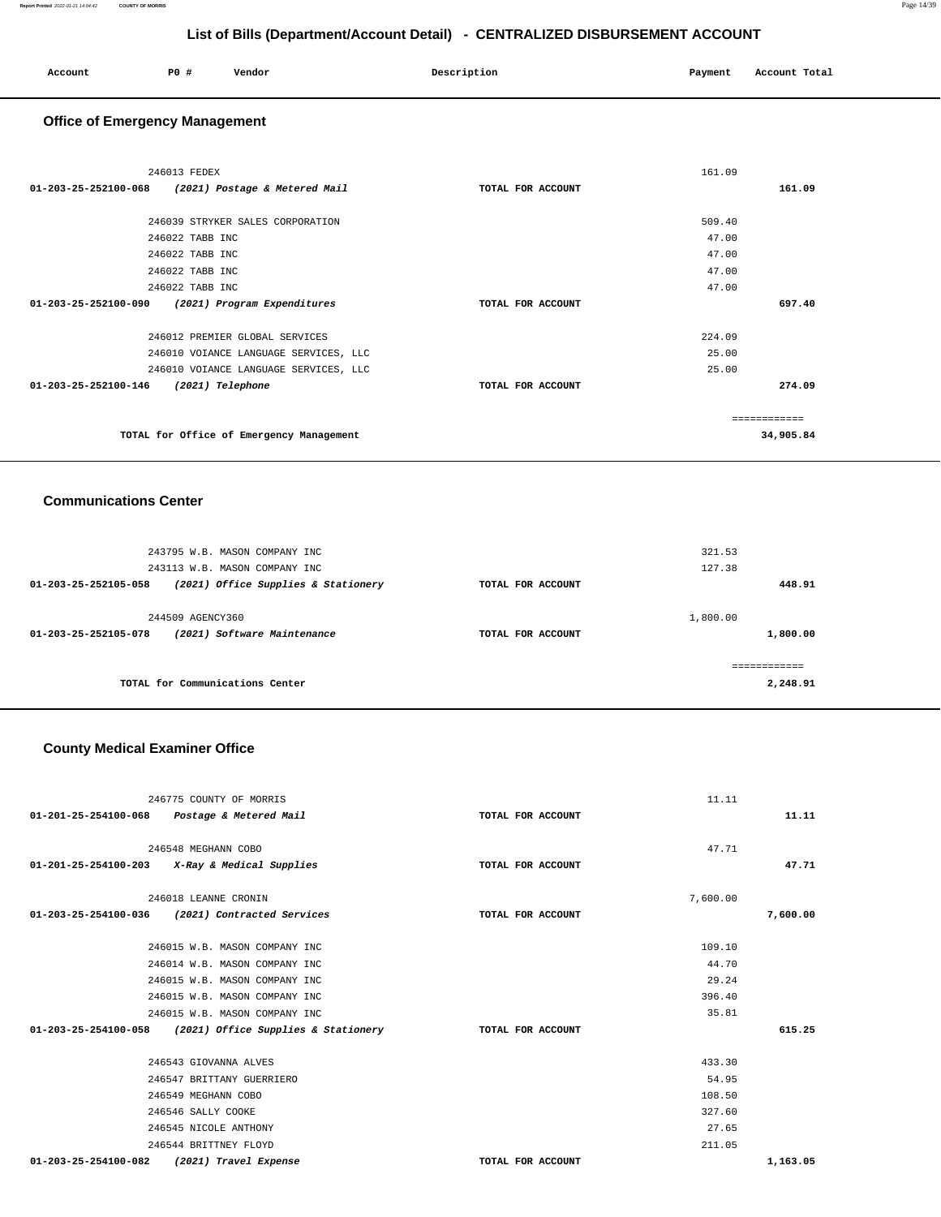## List of Bills (Department/Account Detail) - CENTRALIZED DISBURSEMENT ACCOUNT

| Account | PO # | Vendor | Description | Payment | Account Total |
|---|---|---|---|---|---|

### Office of Emergency Management

| Account | PO # | Vendor | Description | Payment | Account Total |
|---|---|---|---|---|---|
| | 246013 | FEDEX | | 161.09 | |
| 01-203-25-252100-068 | | *(2021) Postage & Metered Mail* | TOTAL FOR ACCOUNT | | 161.09 |
| | 246039 | STRYKER SALES CORPORATION | | 509.40 | |
| | 246022 | TABB INC | | 47.00 | |
| | 246022 | TABB INC | | 47.00 | |
| | 246022 | TABB INC | | 47.00 | |
| | 246022 | TABB INC | | 47.00 | |
| 01-203-25-252100-090 | | *(2021) Program Expenditures* | TOTAL FOR ACCOUNT | | 697.40 |
| | 246012 | PREMIER GLOBAL SERVICES | | 224.09 | |
| | 246010 | VOIANCE LANGUAGE SERVICES, LLC | | 25.00 | |
| | 246010 | VOIANCE LANGUAGE SERVICES, LLC | | 25.00 | |
| 01-203-25-252100-146 | | *(2021) Telephone* | TOTAL FOR ACCOUNT | | 274.09 |
| | | | | | ============ |
| | | TOTAL for Office of Emergency Management | | | 34,905.84 |

### Communications Center

| Account | PO # | Vendor | Description | Payment | Account Total |
|---|---|---|---|---|---|
| | 243795 | W.B. MASON COMPANY INC | | 321.53 | |
| | 243113 | W.B. MASON COMPANY INC | | 127.38 | |
| 01-203-25-252105-058 | | *(2021) Office Supplies & Stationery* | TOTAL FOR ACCOUNT | | 448.91 |
| | 244509 | AGENCY360 | | 1,800.00 | |
| 01-203-25-252105-078 | | *(2021) Software Maintenance* | TOTAL FOR ACCOUNT | | 1,800.00 |
| | | | | | ============ |
| | | TOTAL for Communications Center | | | 2,248.91 |

### County Medical Examiner Office

| Account | PO # | Vendor | Description | Payment | Account Total |
|---|---|---|---|---|---|
| | 246775 | COUNTY OF MORRIS | | 11.11 | |
| 01-201-25-254100-068 | | *Postage & Metered Mail* | TOTAL FOR ACCOUNT | | 11.11 |
| | 246548 | MEGHANN COBO | | 47.71 | |
| 01-201-25-254100-203 | | *X-Ray & Medical Supplies* | TOTAL FOR ACCOUNT | | 47.71 |
| | 246018 | LEANNE CRONIN | | 7,600.00 | |
| 01-203-25-254100-036 | | *(2021) Contracted Services* | TOTAL FOR ACCOUNT | | 7,600.00 |
| | 246015 | W.B. MASON COMPANY INC | | 109.10 | |
| | 246014 | W.B. MASON COMPANY INC | | 44.70 | |
| | 246015 | W.B. MASON COMPANY INC | | 29.24 | |
| | 246015 | W.B. MASON COMPANY INC | | 396.40 | |
| | 246015 | W.B. MASON COMPANY INC | | 35.81 | |
| 01-203-25-254100-058 | | *(2021) Office Supplies & Stationery* | TOTAL FOR ACCOUNT | | 615.25 |
| | 246543 | GIOVANNA ALVES | | 433.30 | |
| | 246547 | BRITTANY GUERRIERO | | 54.95 | |
| | 246549 | MEGHANN COBO | | 108.50 | |
| | 246546 | SALLY COOKE | | 327.60 | |
| | 246545 | NICOLE ANTHONY | | 27.65 | |
| | 246544 | BRITTNEY FLOYD | | 211.05 | |
| 01-203-25-254100-082 | | *(2021) Travel Expense* | TOTAL FOR ACCOUNT | | 1,163.05 |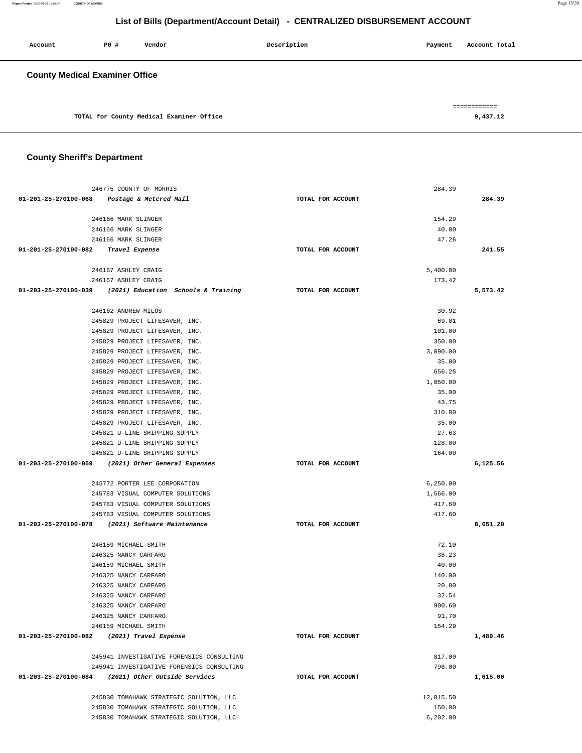# List of Bills (Department/Account Detail) - CENTRALIZED DISBURSEMENT ACCOUNT

| Account | PO # | Vendor | Description | Payment | Account Total |
|---|---|---|---|---|---|

## County Medical Examiner Office

| | | |
|---|---|---|
| TOTAL for County Medical Examiner Office | | 9,437.12 |

## County Sheriff's Department

| Account | PO # | Vendor | Description | Payment | Account Total |
|---|---|---|---|---|---|
| | 246775 | COUNTY OF MORRIS | | 284.39 | |
| 01-201-25-270100-068 | | *Postage & Metered Mail* | TOTAL FOR ACCOUNT | | 284.39 |
| | 246166 | MARK SLINGER | | 154.29 | |
| | 246166 | MARK SLINGER | | 40.00 | |
| | 246166 | MARK SLINGER | | 47.26 | |
| 01-201-25-270100-082 | | *Travel Expense* | TOTAL FOR ACCOUNT | | 241.55 |
| | 246167 | ASHLEY CRAIG | | 5,400.00 | |
| | 246167 | ASHLEY CRAIG | | 173.42 | |
| 01-203-25-270100-039 | | *(2021) Education Schools & Training* | TOTAL FOR ACCOUNT | | 5,573.42 |
| | 246162 | ANDREW MILOS | | 30.92 | |
| | 245829 | PROJECT LIFESAVER, INC. | | 69.01 | |
| | 245829 | PROJECT LIFESAVER, INC. | | 101.00 | |
| | 245829 | PROJECT LIFESAVER, INC. | | 350.00 | |
| | 245829 | PROJECT LIFESAVER, INC. | | 3,090.00 | |
| | 245829 | PROJECT LIFESAVER, INC. | | 35.00 | |
| | 245829 | PROJECT LIFESAVER, INC. | | 656.25 | |
| | 245829 | PROJECT LIFESAVER, INC. | | 1,050.00 | |
| | 245829 | PROJECT LIFESAVER, INC. | | 35.00 | |
| | 245829 | PROJECT LIFESAVER, INC. | | 43.75 | |
| | 245829 | PROJECT LIFESAVER, INC. | | 310.00 | |
| | 245829 | PROJECT LIFESAVER, INC. | | 35.00 | |
| | 245821 | U-LINE SHIPPING SUPPLY | | 27.63 | |
| | 245821 | U-LINE SHIPPING SUPPLY | | 128.00 | |
| | 245821 | U-LINE SHIPPING SUPPLY | | 164.00 | |
| 01-203-25-270100-059 | | *(2021) Other General Expenses* | TOTAL FOR ACCOUNT | | 6,125.56 |
| | 245772 | PORTER LEE CORPORATION | | 6,250.00 | |
| | 245783 | VISUAL COMPUTER SOLUTIONS | | 1,566.00 | |
| | 245783 | VISUAL COMPUTER SOLUTIONS | | 417.60 | |
| | 245783 | VISUAL COMPUTER SOLUTIONS | | 417.60 | |
| 01-203-25-270100-078 | | *(2021) Software Maintenance* | TOTAL FOR ACCOUNT | | 8,651.20 |
| | 246159 | MICHAEL SMITH | | 72.10 | |
| | 246325 | NANCY CARFARO | | 38.23 | |
| | 246159 | MICHAEL SMITH | | 40.00 | |
| | 246325 | NANCY CARFARO | | 140.00 | |
| | 246325 | NANCY CARFARO | | 20.00 | |
| | 246325 | NANCY CARFARO | | 32.54 | |
| | 246325 | NANCY CARFARO | | 900.60 | |
| | 246325 | NANCY CARFARO | | 91.70 | |
| | 246159 | MICHAEL SMITH | | 154.29 | |
| 01-203-25-270100-082 | | *(2021) Travel Expense* | TOTAL FOR ACCOUNT | | 1,489.46 |
| | 245941 | INVESTIGATIVE FORENSICS CONSULTING | | 817.00 | |
| | 245941 | INVESTIGATIVE FORENSICS CONSULTING | | 798.00 | |
| 01-203-25-270100-084 | | *(2021) Other Outside Services* | TOTAL FOR ACCOUNT | | 1,615.00 |
| | 245830 | TOMAHAWK STRATEGIC SOLUTION, LLC | | 12,015.50 | |
| | 245830 | TOMAHAWK STRATEGIC SOLUTION, LLC | | 150.00 | |
| | 245830 | TOMAHAWK STRATEGIC SOLUTION, LLC | | 6,202.00 | |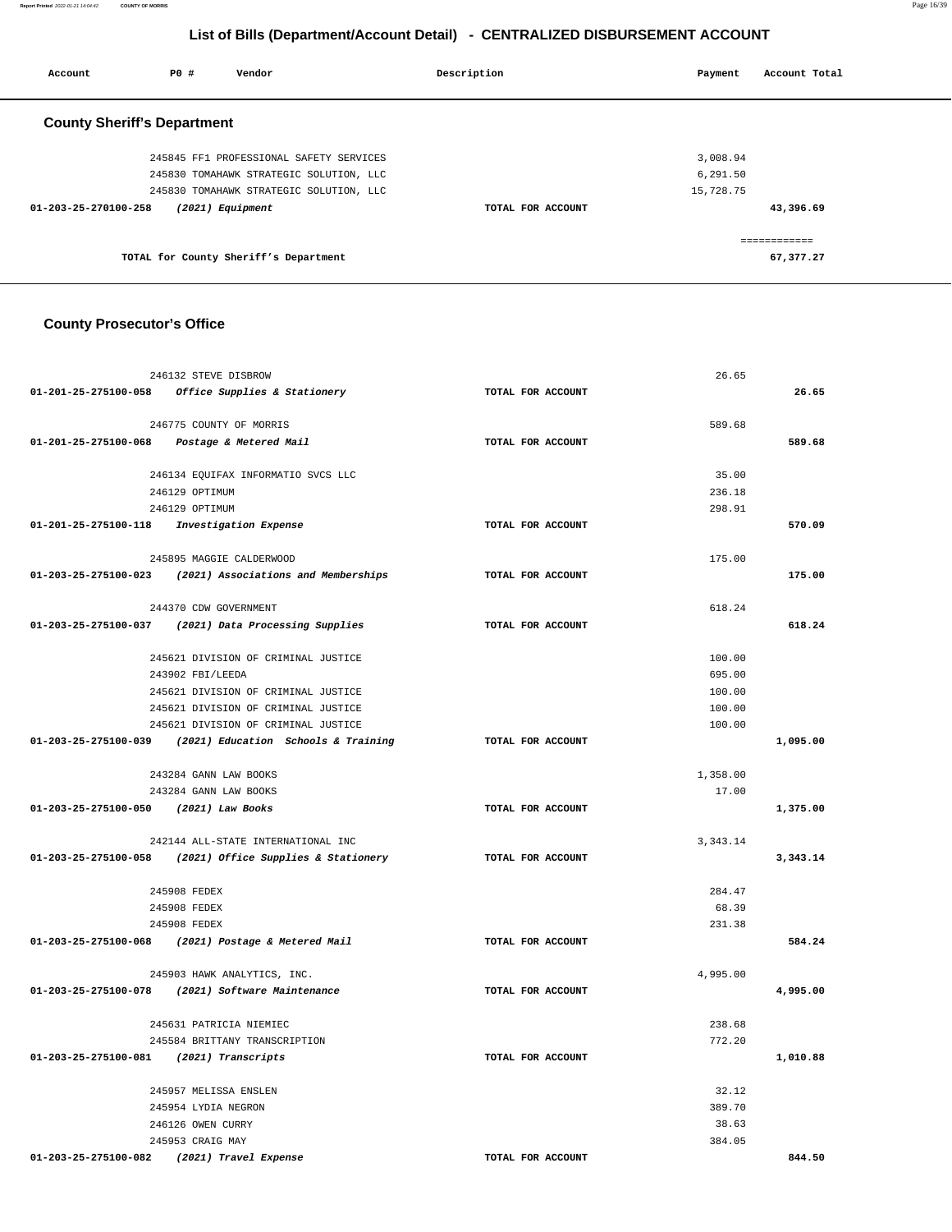# List of Bills (Department/Account Detail) - CENTRALIZED DISBURSEMENT ACCOUNT

| Account | PO # | Vendor | Description | Payment | Account Total |
|---|---|---|---|---|---|

## County Sheriff's Department

| Account | PO # | Vendor | Description | Payment | Account Total |
|---|---|---|---|---|---|
| | 245845 | FF1 PROFESSIONAL SAFETY SERVICES | | 3,008.94 | |
| | 245830 | TOMAHAWK STRATEGIC SOLUTION, LLC | | 6,291.50 | |
| | 245830 | TOMAHAWK STRATEGIC SOLUTION, LLC | | 15,728.75 | |
| 01-203-25-270100-258 | | *(2021) Equipment* | TOTAL FOR ACCOUNT | | 43,396.69 |
| | | TOTAL for County Sheriff's Department | | | 67,377.27 |

## County Prosecutor's Office

| Account | PO # | Vendor | Description | Payment | Account Total |
|---|---|---|---|---|---|
| | 246132 | STEVE DISBROW | | 26.65 | |
| 01-201-25-275100-058 | | *Office Supplies & Stationery* | TOTAL FOR ACCOUNT | | 26.65 |
| | 246775 | COUNTY OF MORRIS | | 589.68 | |
| 01-201-25-275100-068 | | *Postage & Metered Mail* | TOTAL FOR ACCOUNT | | 589.68 |
| | 246134 | EQUIFAX INFORMATIO SVCS LLC | | 35.00 | |
| | 246129 | OPTIMUM | | 236.18 | |
| | 246129 | OPTIMUM | | 298.91 | |
| 01-201-25-275100-118 | | *Investigation Expense* | TOTAL FOR ACCOUNT | | 570.09 |
| | 245895 | MAGGIE CALDERWOOD | | 175.00 | |
| 01-203-25-275100-023 | | *(2021) Associations and Memberships* | TOTAL FOR ACCOUNT | | 175.00 |
| | 244370 | CDW GOVERNMENT | | 618.24 | |
| 01-203-25-275100-037 | | *(2021) Data Processing Supplies* | TOTAL FOR ACCOUNT | | 618.24 |
| | 245621 | DIVISION OF CRIMINAL JUSTICE | | 100.00 | |
| | 243902 | FBI/LEEDA | | 695.00 | |
| | 245621 | DIVISION OF CRIMINAL JUSTICE | | 100.00 | |
| | 245621 | DIVISION OF CRIMINAL JUSTICE | | 100.00 | |
| | 245621 | DIVISION OF CRIMINAL JUSTICE | | 100.00 | |
| 01-203-25-275100-039 | | *(2021) Education Schools & Training* | TOTAL FOR ACCOUNT | | 1,095.00 |
| | 243284 | GANN LAW BOOKS | | 1,358.00 | |
| | 243284 | GANN LAW BOOKS | | 17.00 | |
| 01-203-25-275100-050 | | *(2021) Law Books* | TOTAL FOR ACCOUNT | | 1,375.00 |
| | 242144 | ALL-STATE INTERNATIONAL INC | | 3,343.14 | |
| 01-203-25-275100-058 | | *(2021) Office Supplies & Stationery* | TOTAL FOR ACCOUNT | | 3,343.14 |
| | 245908 | FEDEX | | 284.47 | |
| | 245908 | FEDEX | | 68.39 | |
| | 245908 | FEDEX | | 231.38 | |
| 01-203-25-275100-068 | | *(2021) Postage & Metered Mail* | TOTAL FOR ACCOUNT | | 584.24 |
| | 245903 | HAWK ANALYTICS, INC. | | 4,995.00 | |
| 01-203-25-275100-078 | | *(2021) Software Maintenance* | TOTAL FOR ACCOUNT | | 4,995.00 |
| | 245631 | PATRICIA NIEMIEC | | 238.68 | |
| | 245584 | BRITTANY TRANSCRIPTION | | 772.20 | |
| 01-203-25-275100-081 | | *(2021) Transcripts* | TOTAL FOR ACCOUNT | | 1,010.88 |
| | 245957 | MELISSA ENSLEN | | 32.12 | |
| | 245954 | LYDIA NEGRON | | 389.70 | |
| | 246126 | OWEN CURRY | | 38.63 | |
| | 245953 | CRAIG MAY | | 384.05 | |
| 01-203-25-275100-082 | | *(2021) Travel Expense* | TOTAL FOR ACCOUNT | | 844.50 |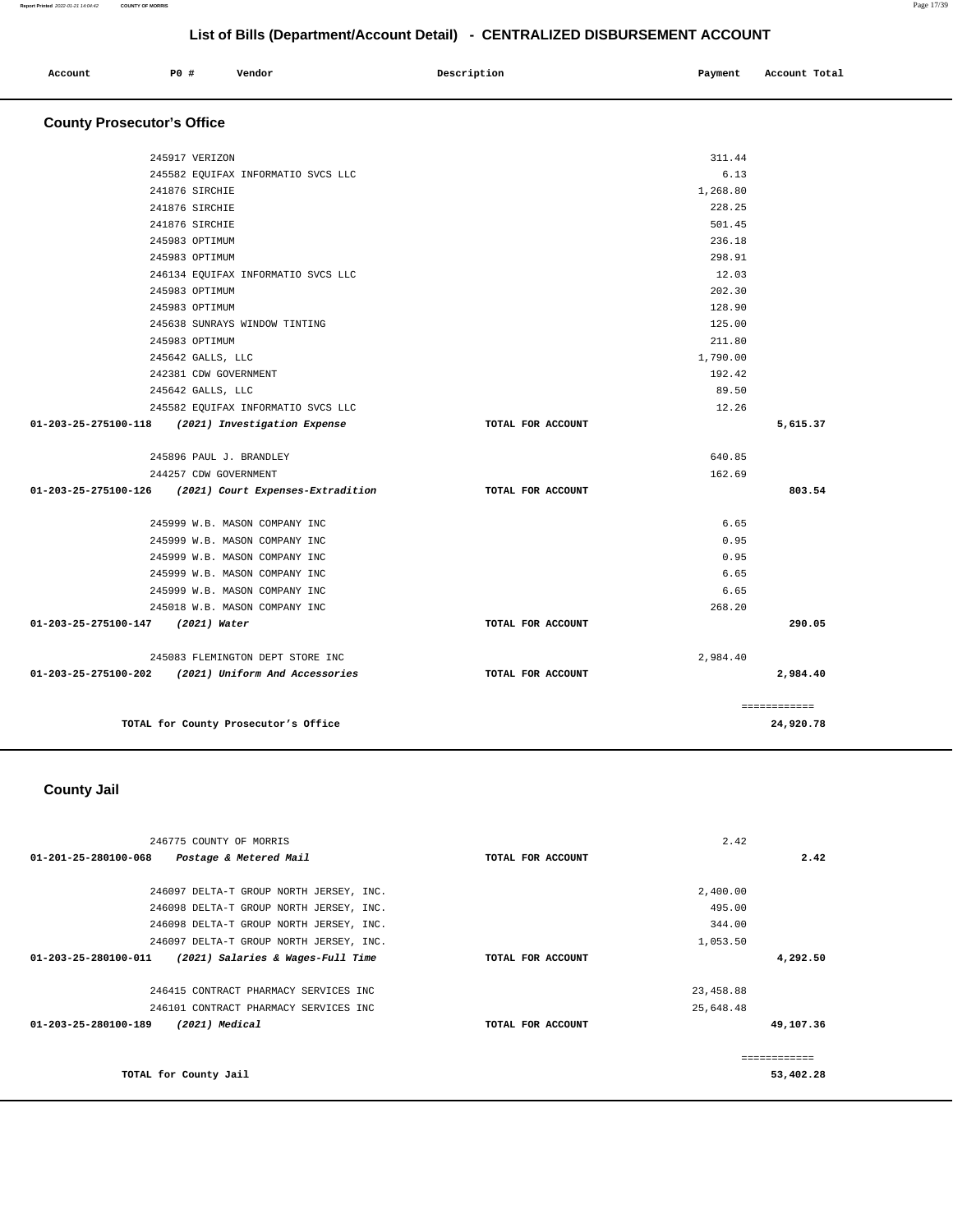# List of Bills (Department/Account Detail) - CENTRALIZED DISBURSEMENT ACCOUNT

| Account | PO # | Vendor | Description | Payment | Account Total |
|---|---|---|---|---|---|

## County Prosecutor's Office

| Account | PO # | Vendor | Description | Payment | Account Total |
|---|---|---|---|---|---|
| | 245917 | VERIZON | | 311.44 | |
| | 245582 | EQUIFAX INFORMATIO SVCS LLC | | 6.13 | |
| | 241876 | SIRCHIE | | 1,268.80 | |
| | 241876 | SIRCHIE | | 228.25 | |
| | 241876 | SIRCHIE | | 501.45 | |
| | 245983 | OPTIMUM | | 236.18 | |
| | 245983 | OPTIMUM | | 298.91 | |
| | 246134 | EQUIFAX INFORMATIO SVCS LLC | | 12.03 | |
| | 245983 | OPTIMUM | | 202.30 | |
| | 245983 | OPTIMUM | | 128.90 | |
| | 245638 | SUNRAYS WINDOW TINTING | | 125.00 | |
| | 245983 | OPTIMUM | | 211.80 | |
| | 245642 | GALLS, LLC | | 1,790.00 | |
| | 242381 | CDW GOVERNMENT | | 192.42 | |
| | 245642 | GALLS, LLC | | 89.50 | |
| | 245582 | EQUIFAX INFORMATIO SVCS LLC | | 12.26 | |
| **01-203-25-275100-118** | | ***(2021) Investigation Expense*** | **TOTAL FOR ACCOUNT** | | **5,615.37** |
| | 245896 | PAUL J. BRANDLEY | | 640.85 | |
| | 244257 | CDW GOVERNMENT | | 162.69 | |
| **01-203-25-275100-126** | | ***(2021) Court Expenses-Extradition*** | **TOTAL FOR ACCOUNT** | | **803.54** |
| | 245999 | W.B. MASON COMPANY INC | | 6.65 | |
| | 245999 | W.B. MASON COMPANY INC | | 0.95 | |
| | 245999 | W.B. MASON COMPANY INC | | 0.95 | |
| | 245999 | W.B. MASON COMPANY INC | | 6.65 | |
| | 245999 | W.B. MASON COMPANY INC | | 6.65 | |
| | 245018 | W.B. MASON COMPANY INC | | 268.20 | |
| **01-203-25-275100-147** | | ***(2021) Water*** | **TOTAL FOR ACCOUNT** | | **290.05** |
| | 245083 | FLEMINGTON DEPT STORE INC | | 2,984.40 | |
| **01-203-25-275100-202** | | ***(2021) Uniform And Accessories*** | **TOTAL FOR ACCOUNT** | | **2,984.40** |
| | | | | | ============ |
| | | **TOTAL for County Prosecutor's Office** | | | **24,920.78** |

## County Jail

| Account | PO # | Vendor | Description | Payment | Account Total |
|---|---|---|---|---|---|
| | 246775 | COUNTY OF MORRIS | | 2.42 | |
| **01-201-25-280100-068** | | ***Postage & Metered Mail*** | **TOTAL FOR ACCOUNT** | | **2.42** |
| | 246097 | DELTA-T GROUP NORTH JERSEY, INC. | | 2,400.00 | |
| | 246098 | DELTA-T GROUP NORTH JERSEY, INC. | | 495.00 | |
| | 246098 | DELTA-T GROUP NORTH JERSEY, INC. | | 344.00 | |
| | 246097 | DELTA-T GROUP NORTH JERSEY, INC. | | 1,053.50 | |
| **01-203-25-280100-011** | | ***(2021) Salaries & Wages-Full Time*** | **TOTAL FOR ACCOUNT** | | **4,292.50** |
| | 246415 | CONTRACT PHARMACY SERVICES INC | | 23,458.88 | |
| | 246101 | CONTRACT PHARMACY SERVICES INC | | 25,648.48 | |
| **01-203-25-280100-189** | | ***(2021) Medical*** | **TOTAL FOR ACCOUNT** | | **49,107.36** |
| | | | | | ============ |
| | | **TOTAL for County Jail** | | | **53,402.28** |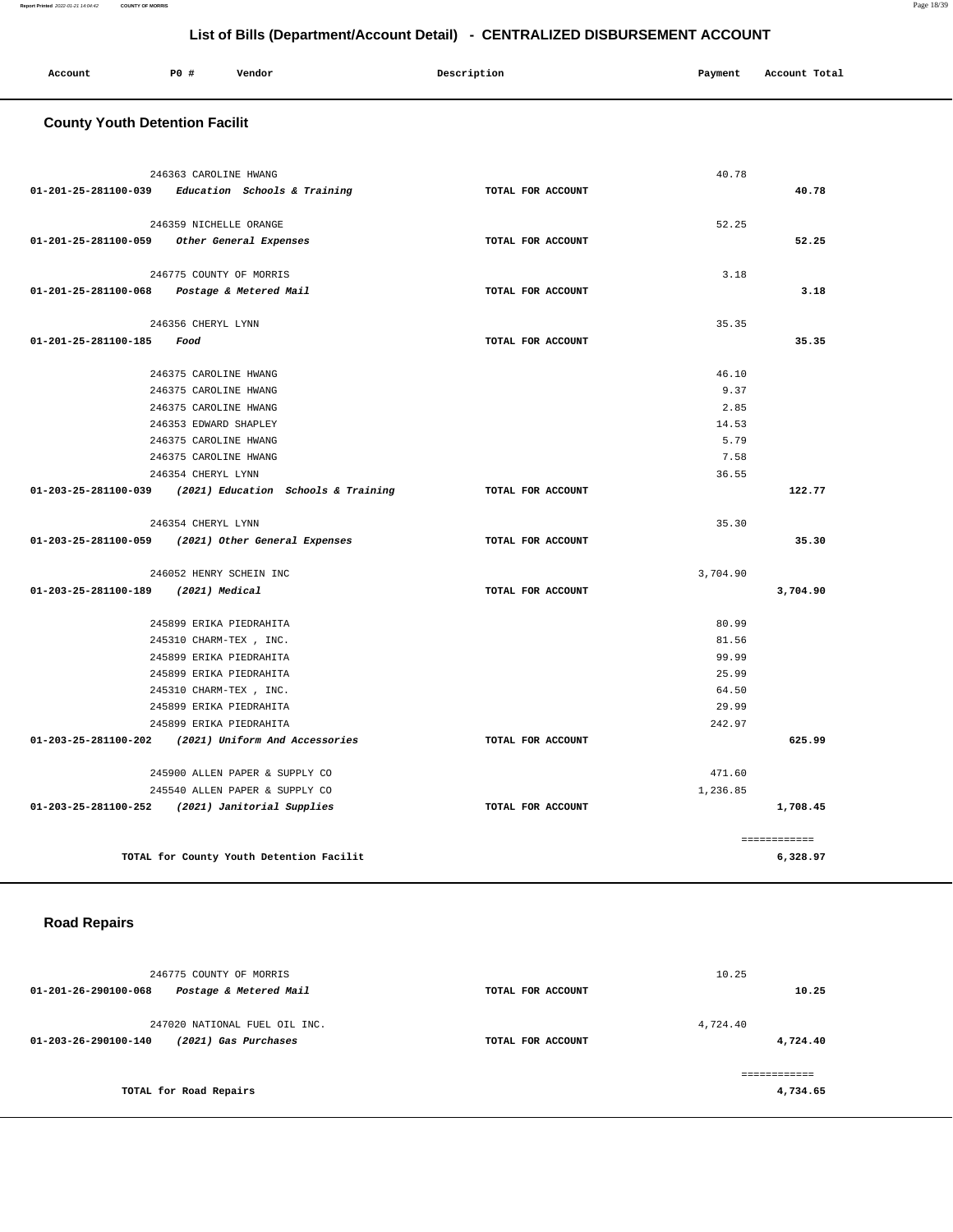## List of Bills (Department/Account Detail) - CENTRALIZED DISBURSEMENT ACCOUNT

| Account | PO # | Vendor | Description | Payment | Account Total |
|---|---|---|---|---|---|

### County Youth Detention Facilit

| Account | PO # | Vendor | Description | Payment | Account Total |
|---|---|---|---|---|---|
| | 246363 | CAROLINE HWANG | | 40.78 | |
| 01-201-25-281100-039 | | *Education Schools & Training* | TOTAL FOR ACCOUNT | | 40.78 |
| | 246359 | NICHELLE ORANGE | | 52.25 | |
| 01-201-25-281100-059 | | *Other General Expenses* | TOTAL FOR ACCOUNT | | 52.25 |
| | 246775 | COUNTY OF MORRIS | | 3.18 | |
| 01-201-25-281100-068 | | *Postage & Metered Mail* | TOTAL FOR ACCOUNT | | 3.18 |
| | 246356 | CHERYL LYNN | | 35.35 | |
| 01-201-25-281100-185 | | *Food* | TOTAL FOR ACCOUNT | | 35.35 |
| | 246375 | CAROLINE HWANG | | 46.10 | |
| | 246375 | CAROLINE HWANG | | 9.37 | |
| | 246375 | CAROLINE HWANG | | 2.85 | |
| | 246353 | EDWARD SHAPLEY | | 14.53 | |
| | 246375 | CAROLINE HWANG | | 5.79 | |
| | 246375 | CAROLINE HWANG | | 7.58 | |
| | 246354 | CHERYL LYNN | | 36.55 | |
| 01-203-25-281100-039 | | *(2021) Education Schools & Training* | TOTAL FOR ACCOUNT | | 122.77 |
| | 246354 | CHERYL LYNN | | 35.30 | |
| 01-203-25-281100-059 | | *(2021) Other General Expenses* | TOTAL FOR ACCOUNT | | 35.30 |
| | 246052 | HENRY SCHEIN INC | | 3,704.90 | |
| 01-203-25-281100-189 | | *(2021) Medical* | TOTAL FOR ACCOUNT | | 3,704.90 |
| | 245899 | ERIKA PIEDRAHITA | | 80.99 | |
| | 245310 | CHARM-TEX , INC. | | 81.56 | |
| | 245899 | ERIKA PIEDRAHITA | | 99.99 | |
| | 245899 | ERIKA PIEDRAHITA | | 25.99 | |
| | 245310 | CHARM-TEX , INC. | | 64.50 | |
| | 245899 | ERIKA PIEDRAHITA | | 29.99 | |
| | 245899 | ERIKA PIEDRAHITA | | 242.97 | |
| 01-203-25-281100-202 | | *(2021) Uniform And Accessories* | TOTAL FOR ACCOUNT | | 625.99 |
| | 245900 | ALLEN PAPER & SUPPLY CO | | 471.60 | |
| | 245540 | ALLEN PAPER & SUPPLY CO | | 1,236.85 | |
| 01-203-25-281100-252 | | *(2021) Janitorial Supplies* | TOTAL FOR ACCOUNT | | 1,708.45 |
| | | | | | ============ |
| | | TOTAL for County Youth Detention Facilit | | | 6,328.97 |

### Road Repairs

| Account | PO # | Vendor | Description | Payment | Account Total |
|---|---|---|---|---|---|
| | 246775 | COUNTY OF MORRIS | | 10.25 | |
| 01-201-26-290100-068 | | *Postage & Metered Mail* | TOTAL FOR ACCOUNT | | 10.25 |
| | 247020 | NATIONAL FUEL OIL INC. | | 4,724.40 | |
| 01-203-26-290100-140 | | *(2021) Gas Purchases* | TOTAL FOR ACCOUNT | | 4,724.40 |
| | | | | | ============ |
| | | TOTAL for Road Repairs | | | 4,734.65 |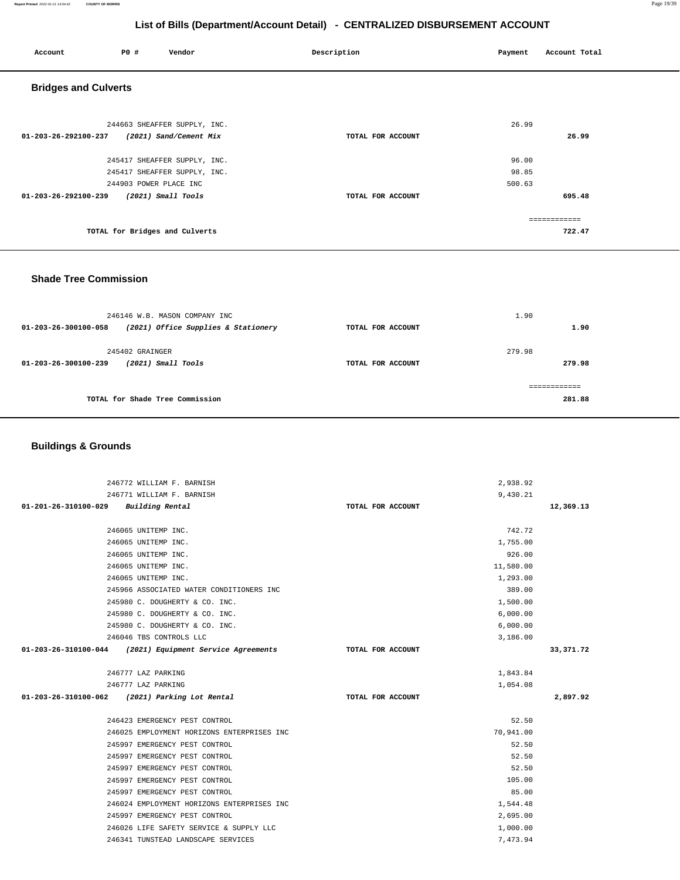## List of Bills (Department/Account Detail) - CENTRALIZED DISBURSEMENT ACCOUNT

| Account | PO # | Vendor | Description | Payment | Account Total |
|---|---|---|---|---|---|

### Bridges and Culverts

| | | | | | |
|---|---|---|---|---|---|
| | 244663 | SHEAFFER SUPPLY, INC. | | 26.99 | |
| 01-203-26-292100-237 | | *(2021) Sand/Cement Mix* | TOTAL FOR ACCOUNT | | 26.99 |
| | 245417 | SHEAFFER SUPPLY, INC. | | 96.00 | |
| | 245417 | SHEAFFER SUPPLY, INC. | | 98.85 | |
| | 244903 | POWER PLACE INC | | 500.63 | |
| 01-203-26-292100-239 | | *(2021) Small Tools* | TOTAL FOR ACCOUNT | | 695.48 |
| | | | | | ============ |
| | | TOTAL for Bridges and Culverts | | | 722.47 |

### Shade Tree Commission

| | | | | | |
|---|---|---|---|---|---|
| | 246146 | W.B. MASON COMPANY INC | | 1.90 | |
| 01-203-26-300100-058 | | *(2021) Office Supplies & Stationery* | TOTAL FOR ACCOUNT | | 1.90 |
| | 245402 | GRAINGER | | 279.98 | |
| 01-203-26-300100-239 | | *(2021) Small Tools* | TOTAL FOR ACCOUNT | | 279.98 |
| | | | | | ============ |
| | | TOTAL for Shade Tree Commission | | | 281.88 |

### Buildings & Grounds

| | | | | | |
|---|---|---|---|---|---|
| | 246772 | WILLIAM F. BARNISH | | 2,938.92 | |
| | 246771 | WILLIAM F. BARNISH | | 9,430.21 | |
| 01-201-26-310100-029 | | *Building Rental* | TOTAL FOR ACCOUNT | | 12,369.13 |
| | 246065 | UNITEMP INC. | | 742.72 | |
| | 246065 | UNITEMP INC. | | 1,755.00 | |
| | 246065 | UNITEMP INC. | | 926.00 | |
| | 246065 | UNITEMP INC. | | 11,580.00 | |
| | 246065 | UNITEMP INC. | | 1,293.00 | |
| | 245966 | ASSOCIATED WATER CONDITIONERS INC | | 389.00 | |
| | 245980 | C. DOUGHERTY & CO. INC. | | 1,500.00 | |
| | 245980 | C. DOUGHERTY & CO. INC. | | 6,000.00 | |
| | 245980 | C. DOUGHERTY & CO. INC. | | 6,000.00 | |
| | 246046 | TBS CONTROLS LLC | | 3,186.00 | |
| 01-203-26-310100-044 | | *(2021) Equipment Service Agreements* | TOTAL FOR ACCOUNT | | 33,371.72 |
| | 246777 | LAZ PARKING | | 1,843.84 | |
| | 246777 | LAZ PARKING | | 1,054.08 | |
| 01-203-26-310100-062 | | *(2021) Parking Lot Rental* | TOTAL FOR ACCOUNT | | 2,897.92 |
| | 246423 | EMERGENCY PEST CONTROL | | 52.50 | |
| | 246025 | EMPLOYMENT HORIZONS ENTERPRISES INC | | 70,941.00 | |
| | 245997 | EMERGENCY PEST CONTROL | | 52.50 | |
| | 245997 | EMERGENCY PEST CONTROL | | 52.50 | |
| | 245997 | EMERGENCY PEST CONTROL | | 52.50 | |
| | 245997 | EMERGENCY PEST CONTROL | | 105.00 | |
| | 245997 | EMERGENCY PEST CONTROL | | 85.00 | |
| | 246024 | EMPLOYMENT HORIZONS ENTERPRISES INC | | 1,544.48 | |
| | 245997 | EMERGENCY PEST CONTROL | | 2,695.00 | |
| | 246026 | LIFE SAFETY SERVICE & SUPPLY LLC | | 1,000.00 | |
| | 246341 | TUNSTEAD LANDSCAPE SERVICES | | 7,473.94 | |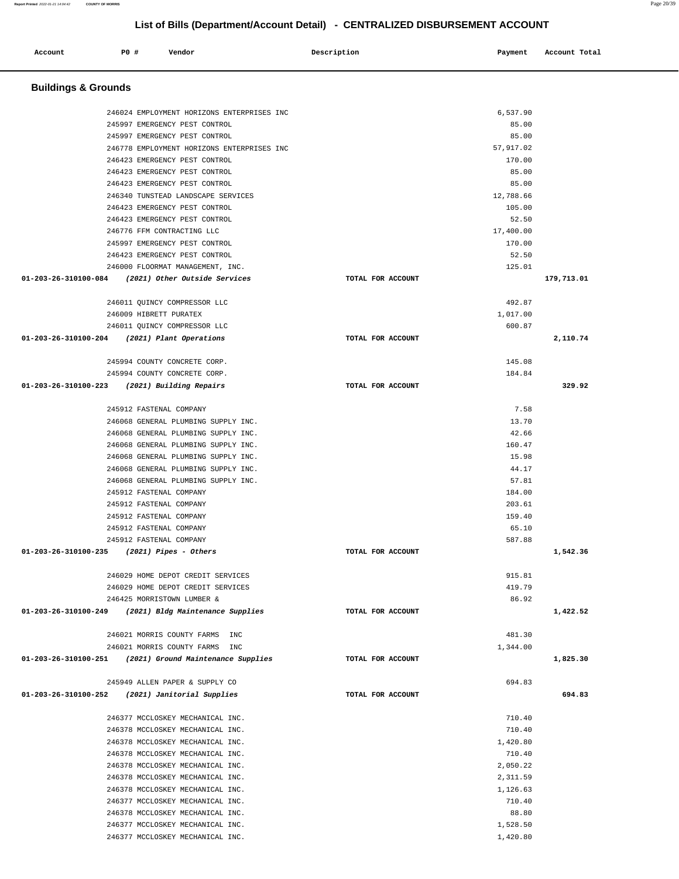# List of Bills (Department/Account Detail) - CENTRALIZED DISBURSEMENT ACCOUNT

| Account | PO # | Vendor | Description | Payment | Account Total |
|---|---|---|---|---|---|

## Buildings & Grounds

| Account | PO # | Vendor | Description | Payment | Account Total |
|---|---|---|---|---|---|
| | 246024 | EMPLOYMENT HORIZONS ENTERPRISES INC | | 6,537.90 | |
| | 245997 | EMERGENCY PEST CONTROL | | 85.00 | |
| | 245997 | EMERGENCY PEST CONTROL | | 85.00 | |
| | 246778 | EMPLOYMENT HORIZONS ENTERPRISES INC | | 57,917.02 | |
| | 246423 | EMERGENCY PEST CONTROL | | 170.00 | |
| | 246423 | EMERGENCY PEST CONTROL | | 85.00 | |
| | 246423 | EMERGENCY PEST CONTROL | | 85.00 | |
| | 246340 | TUNSTEAD LANDSCAPE SERVICES | | 12,788.66 | |
| | 246423 | EMERGENCY PEST CONTROL | | 105.00 | |
| | 246423 | EMERGENCY PEST CONTROL | | 52.50 | |
| | 246776 | FFM CONTRACTING LLC | | 17,400.00 | |
| | 245997 | EMERGENCY PEST CONTROL | | 170.00 | |
| | 246423 | EMERGENCY PEST CONTROL | | 52.50 | |
| | 246000 | FLOORMAT MANAGEMENT, INC. | | 125.01 | |
| **01-203-26-310100-084** | | ***(2021) Other Outside Services*** | TOTAL FOR ACCOUNT | | **179,713.01** |
| | 246011 | QUINCY COMPRESSOR LLC | | 492.87 | |
| | 246009 | HIBRETT PURATEX | | 1,017.00 | |
| | 246011 | QUINCY COMPRESSOR LLC | | 600.87 | |
| **01-203-26-310100-204** | | ***(2021) Plant Operations*** | TOTAL FOR ACCOUNT | | **2,110.74** |
| | 245994 | COUNTY CONCRETE CORP. | | 145.08 | |
| | 245994 | COUNTY CONCRETE CORP. | | 184.84 | |
| **01-203-26-310100-223** | | ***(2021) Building Repairs*** | TOTAL FOR ACCOUNT | | **329.92** |
| | 245912 | FASTENAL COMPANY | | 7.58 | |
| | 246068 | GENERAL PLUMBING SUPPLY INC. | | 13.70 | |
| | 246068 | GENERAL PLUMBING SUPPLY INC. | | 42.66 | |
| | 246068 | GENERAL PLUMBING SUPPLY INC. | | 160.47 | |
| | 246068 | GENERAL PLUMBING SUPPLY INC. | | 15.98 | |
| | 246068 | GENERAL PLUMBING SUPPLY INC. | | 44.17 | |
| | 246068 | GENERAL PLUMBING SUPPLY INC. | | 57.81 | |
| | 245912 | FASTENAL COMPANY | | 184.00 | |
| | 245912 | FASTENAL COMPANY | | 203.61 | |
| | 245912 | FASTENAL COMPANY | | 159.40 | |
| | 245912 | FASTENAL COMPANY | | 65.10 | |
| | 245912 | FASTENAL COMPANY | | 587.88 | |
| **01-203-26-310100-235** | | ***(2021) Pipes - Others*** | TOTAL FOR ACCOUNT | | **1,542.36** |
| | 246029 | HOME DEPOT CREDIT SERVICES | | 915.81 | |
| | 246029 | HOME DEPOT CREDIT SERVICES | | 419.79 | |
| | 246425 | MORRISTOWN LUMBER & | | 86.92 | |
| **01-203-26-310100-249** | | ***(2021) Bldg Maintenance Supplies*** | TOTAL FOR ACCOUNT | | **1,422.52** |
| | 246021 | MORRIS COUNTY FARMS INC | | 481.30 | |
| | 246021 | MORRIS COUNTY FARMS INC | | 1,344.00 | |
| **01-203-26-310100-251** | | ***(2021) Ground Maintenance Supplies*** | TOTAL FOR ACCOUNT | | **1,825.30** |
| | 245949 | ALLEN PAPER & SUPPLY CO | | 694.83 | |
| **01-203-26-310100-252** | | ***(2021) Janitorial Supplies*** | TOTAL FOR ACCOUNT | | **694.83** |
| | 246377 | MCCLOSKEY MECHANICAL INC. | | 710.40 | |
| | 246378 | MCCLOSKEY MECHANICAL INC. | | 710.40 | |
| | 246378 | MCCLOSKEY MECHANICAL INC. | | 1,420.80 | |
| | 246378 | MCCLOSKEY MECHANICAL INC. | | 710.40 | |
| | 246378 | MCCLOSKEY MECHANICAL INC. | | 2,050.22 | |
| | 246378 | MCCLOSKEY MECHANICAL INC. | | 2,311.59 | |
| | 246378 | MCCLOSKEY MECHANICAL INC. | | 1,126.63 | |
| | 246377 | MCCLOSKEY MECHANICAL INC. | | 710.40 | |
| | 246378 | MCCLOSKEY MECHANICAL INC. | | 88.80 | |
| | 246377 | MCCLOSKEY MECHANICAL INC. | | 1,528.50 | |
| | 246377 | MCCLOSKEY MECHANICAL INC. | | 1,420.80 | |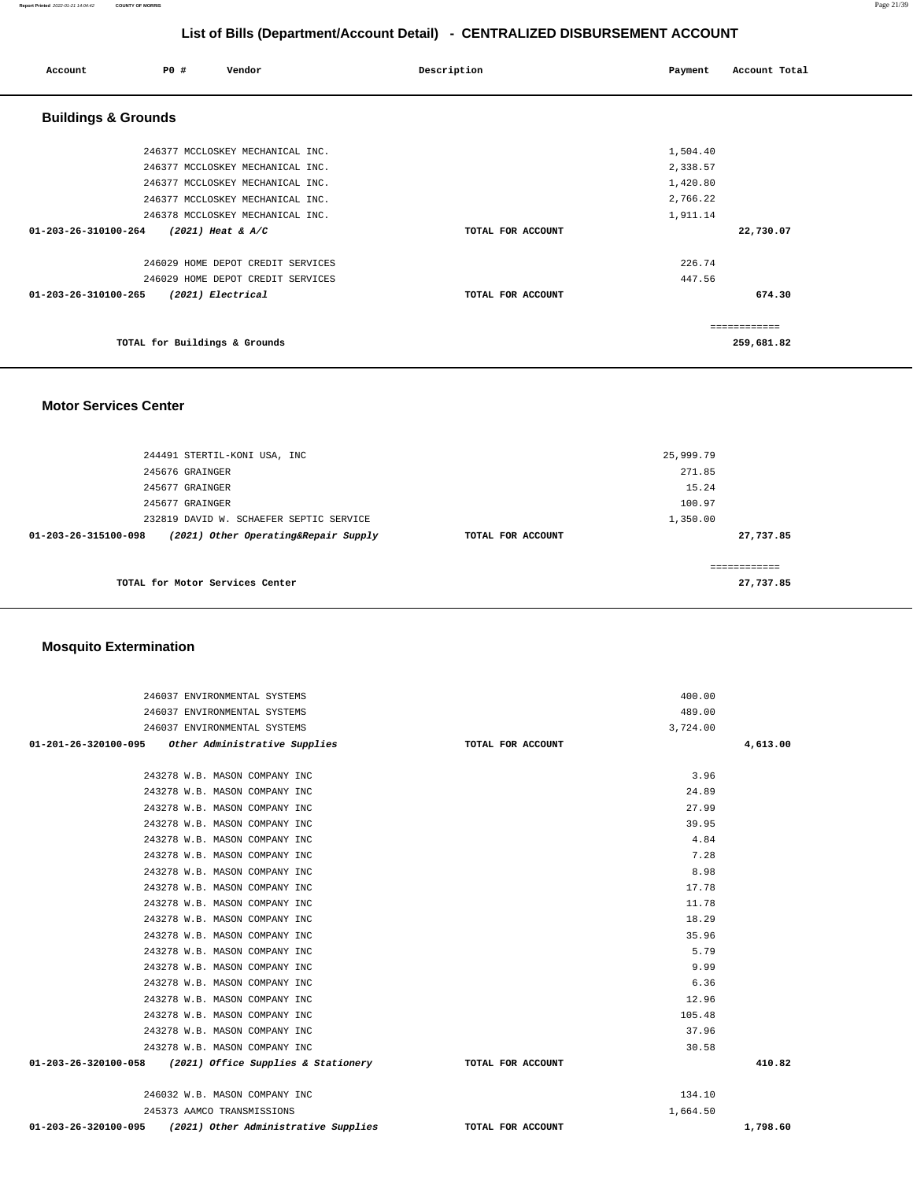## List of Bills (Department/Account Detail) - CENTRALIZED DISBURSEMENT ACCOUNT

| Account | PO # | Vendor | Description | Payment | Account Total |
|---|---|---|---|---|---|

### Buildings & Grounds

| Account | PO # | Vendor | Description | Payment | Account Total |
|---|---|---|---|---|---|
| | 246377 | MCCLOSKEY MECHANICAL INC. | | 1,504.40 | |
| | 246377 | MCCLOSKEY MECHANICAL INC. | | 2,338.57 | |
| | 246377 | MCCLOSKEY MECHANICAL INC. | | 1,420.80 | |
| | 246377 | MCCLOSKEY MECHANICAL INC. | | 2,766.22 | |
| | 246378 | MCCLOSKEY MECHANICAL INC. | | 1,911.14 | |
| 01-203-26-310100-264 | | *(2021) Heat & A/C* | TOTAL FOR ACCOUNT | | 22,730.07 |
| | 246029 | HOME DEPOT CREDIT SERVICES | | 226.74 | |
| | 246029 | HOME DEPOT CREDIT SERVICES | | 447.56 | |
| 01-203-26-310100-265 | | *(2021) Electrical* | TOTAL FOR ACCOUNT | | 674.30 |
| | | TOTAL for Buildings & Grounds | | | 259,681.82 |

### Motor Services Center

| Account | PO # | Vendor | Description | Payment | Account Total |
|---|---|---|---|---|---|
| | 244491 | STERTIL-KONI USA, INC | | 25,999.79 | |
| | 245676 | GRAINGER | | 271.85 | |
| | 245677 | GRAINGER | | 15.24 | |
| | 245677 | GRAINGER | | 100.97 | |
| | 232819 | DAVID W. SCHAEFER SEPTIC SERVICE | | 1,350.00 | |
| 01-203-26-315100-098 | | *(2021) Other Operating&Repair Supply* | TOTAL FOR ACCOUNT | | 27,737.85 |
| | | TOTAL for Motor Services Center | | | 27,737.85 |

### Mosquito Extermination

| Account | PO # | Vendor | Description | Payment | Account Total |
|---|---|---|---|---|---|
| | 246037 | ENVIRONMENTAL SYSTEMS | | 400.00 | |
| | 246037 | ENVIRONMENTAL SYSTEMS | | 489.00 | |
| | 246037 | ENVIRONMENTAL SYSTEMS | | 3,724.00 | |
| 01-201-26-320100-095 | | *Other Administrative Supplies* | TOTAL FOR ACCOUNT | | 4,613.00 |
| | 243278 | W.B. MASON COMPANY INC | | 3.96 | |
| | 243278 | W.B. MASON COMPANY INC | | 24.89 | |
| | 243278 | W.B. MASON COMPANY INC | | 27.99 | |
| | 243278 | W.B. MASON COMPANY INC | | 39.95 | |
| | 243278 | W.B. MASON COMPANY INC | | 4.84 | |
| | 243278 | W.B. MASON COMPANY INC | | 7.28 | |
| | 243278 | W.B. MASON COMPANY INC | | 8.98 | |
| | 243278 | W.B. MASON COMPANY INC | | 17.78 | |
| | 243278 | W.B. MASON COMPANY INC | | 11.78 | |
| | 243278 | W.B. MASON COMPANY INC | | 18.29 | |
| | 243278 | W.B. MASON COMPANY INC | | 35.96 | |
| | 243278 | W.B. MASON COMPANY INC | | 5.79 | |
| | 243278 | W.B. MASON COMPANY INC | | 9.99 | |
| | 243278 | W.B. MASON COMPANY INC | | 6.36 | |
| | 243278 | W.B. MASON COMPANY INC | | 12.96 | |
| | 243278 | W.B. MASON COMPANY INC | | 105.48 | |
| | 243278 | W.B. MASON COMPANY INC | | 37.96 | |
| | 243278 | W.B. MASON COMPANY INC | | 30.58 | |
| 01-203-26-320100-058 | | *(2021) Office Supplies & Stationery* | TOTAL FOR ACCOUNT | | 410.82 |
| | 246032 | W.B. MASON COMPANY INC | | 134.10 | |
| | 245373 | AAMCO TRANSMISSIONS | | 1,664.50 | |
| 01-203-26-320100-095 | | *(2021) Other Administrative Supplies* | TOTAL FOR ACCOUNT | | 1,798.60 |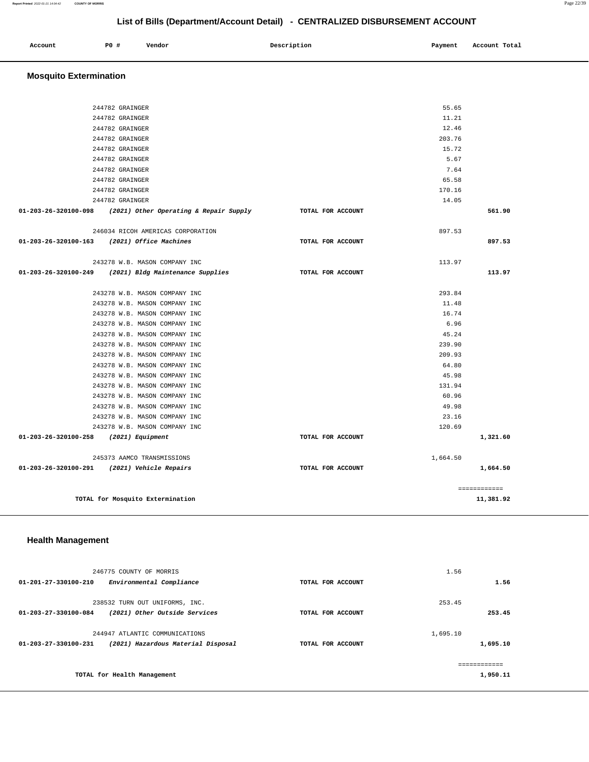## List of Bills (Department/Account Detail) - CENTRALIZED DISBURSEMENT ACCOUNT

| Account | PO # | Vendor | Description | Payment | Account Total |
|---|---|---|---|---|---|

### Mosquito Extermination

| Account | PO # | Vendor | Description | Payment | Account Total |
|---|---|---|---|---|---|
| | 244782 | GRAINGER | | 55.65 | |
| | 244782 | GRAINGER | | 11.21 | |
| | 244782 | GRAINGER | | 12.46 | |
| | 244782 | GRAINGER | | 203.76 | |
| | 244782 | GRAINGER | | 15.72 | |
| | 244782 | GRAINGER | | 5.67 | |
| | 244782 | GRAINGER | | 7.64 | |
| | 244782 | GRAINGER | | 65.58 | |
| | 244782 | GRAINGER | | 170.16 | |
| | 244782 | GRAINGER | | 14.05 | |
| **01-203-26-320100-098** | | ***(2021) Other Operating & Repair Supply*** | **TOTAL FOR ACCOUNT** | | **561.90** |
| | 246034 | RICOH AMERICAS CORPORATION | | 897.53 | |
| **01-203-26-320100-163** | | ***(2021) Office Machines*** | **TOTAL FOR ACCOUNT** | | **897.53** |
| | 243278 | W.B. MASON COMPANY INC | | 113.97 | |
| **01-203-26-320100-249** | | ***(2021) Bldg Maintenance Supplies*** | **TOTAL FOR ACCOUNT** | | **113.97** |
| | 243278 | W.B. MASON COMPANY INC | | 293.84 | |
| | 243278 | W.B. MASON COMPANY INC | | 11.48 | |
| | 243278 | W.B. MASON COMPANY INC | | 16.74 | |
| | 243278 | W.B. MASON COMPANY INC | | 6.96 | |
| | 243278 | W.B. MASON COMPANY INC | | 45.24 | |
| | 243278 | W.B. MASON COMPANY INC | | 239.90 | |
| | 243278 | W.B. MASON COMPANY INC | | 209.93 | |
| | 243278 | W.B. MASON COMPANY INC | | 64.80 | |
| | 243278 | W.B. MASON COMPANY INC | | 45.98 | |
| | 243278 | W.B. MASON COMPANY INC | | 131.94 | |
| | 243278 | W.B. MASON COMPANY INC | | 60.96 | |
| | 243278 | W.B. MASON COMPANY INC | | 49.98 | |
| | 243278 | W.B. MASON COMPANY INC | | 23.16 | |
| | 243278 | W.B. MASON COMPANY INC | | 120.69 | |
| **01-203-26-320100-258** | | ***(2021) Equipment*** | **TOTAL FOR ACCOUNT** | | **1,321.60** |
| | 245373 | AAMCO TRANSMISSIONS | | 1,664.50 | |
| **01-203-26-320100-291** | | ***(2021) Vehicle Repairs*** | **TOTAL FOR ACCOUNT** | | **1,664.50** |
| | | | | | ============ |
| | | **TOTAL for Mosquito Extermination** | | | **11,381.92** |

### Health Management

| Account | PO # | Vendor | Description | Payment | Account Total |
|---|---|---|---|---|---|
| | 246775 | COUNTY OF MORRIS | | 1.56 | |
| **01-201-27-330100-210** | | ***Environmental Compliance*** | **TOTAL FOR ACCOUNT** | | **1.56** |
| | 238532 | TURN OUT UNIFORMS, INC. | | 253.45 | |
| **01-203-27-330100-084** | | ***(2021) Other Outside Services*** | **TOTAL FOR ACCOUNT** | | **253.45** |
| | 244947 | ATLANTIC COMMUNICATIONS | | 1,695.10 | |
| **01-203-27-330100-231** | | ***(2021) Hazardous Material Disposal*** | **TOTAL FOR ACCOUNT** | | **1,695.10** |
| | | | | | ============ |
| | | **TOTAL for Health Management** | | | **1,950.11** |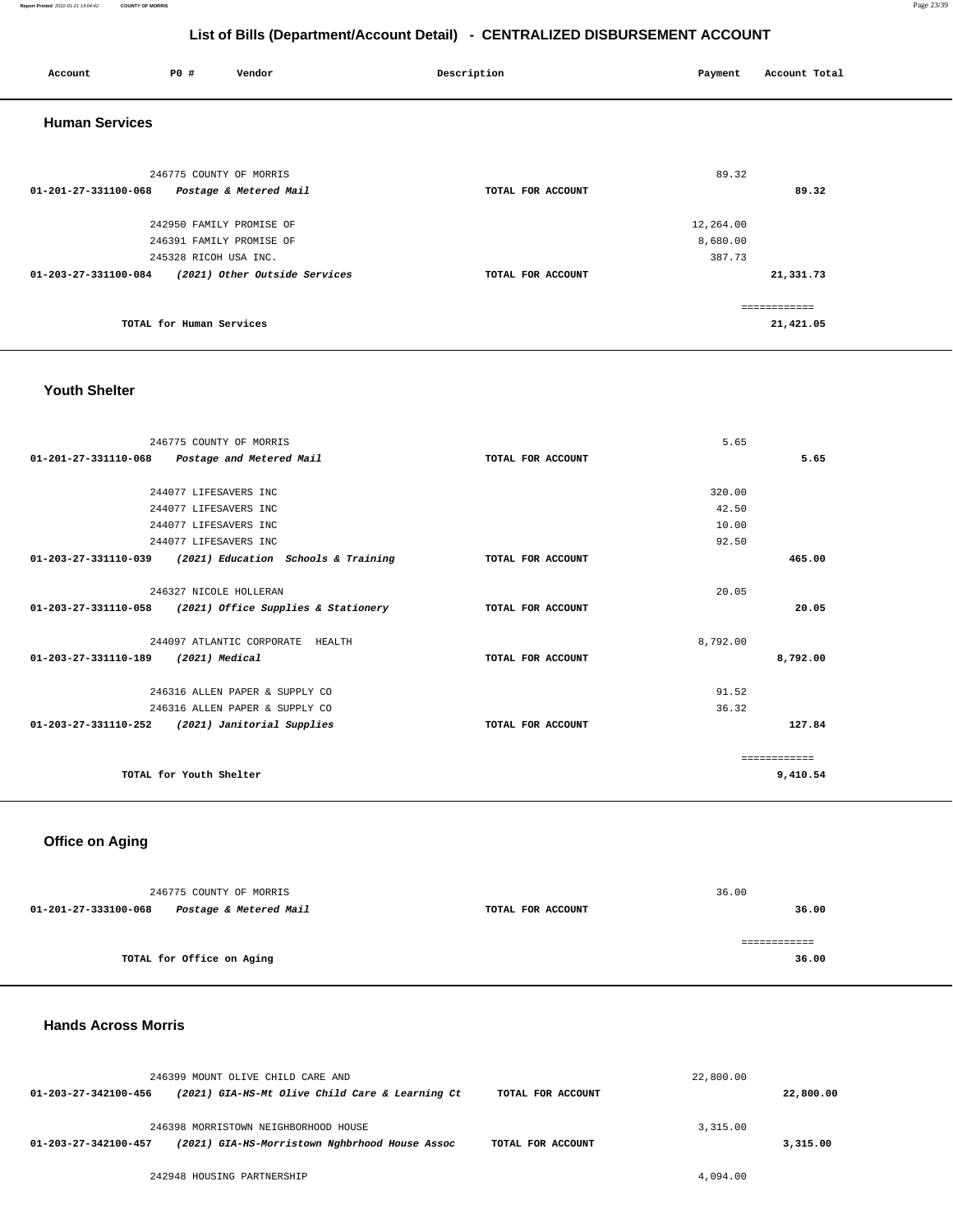# List of Bills (Department/Account Detail) - CENTRALIZED DISBURSEMENT ACCOUNT

| Account | PO # | Vendor | Description | Payment | Account Total |
|---|---|---|---|---|---|

## Human Services

| Account | PO # | Vendor | Description | Payment | Account Total |
|---|---|---|---|---|---|
| | 246775 | COUNTY OF MORRIS | | 89.32 | |
| 01-201-27-331100-068 | | *Postage & Metered Mail* | TOTAL FOR ACCOUNT | | 89.32 |
| | 242950 | FAMILY PROMISE OF | | 12,264.00 | |
| | 246391 | FAMILY PROMISE OF | | 8,680.00 | |
| | 245328 | RICOH USA INC. | | 387.73 | |
| 01-203-27-331100-084 | | *(2021) Other Outside Services* | TOTAL FOR ACCOUNT | | 21,331.73 |
| | | | | | ============ |
| | | TOTAL for Human Services | | | 21,421.05 |

## Youth Shelter

| Account | PO # | Vendor | Description | Payment | Account Total |
|---|---|---|---|---|---|
| | 246775 | COUNTY OF MORRIS | | 5.65 | |
| 01-201-27-331110-068 | | *Postage and Metered Mail* | TOTAL FOR ACCOUNT | | 5.65 |
| | 244077 | LIFESAVERS INC | | 320.00 | |
| | 244077 | LIFESAVERS INC | | 42.50 | |
| | 244077 | LIFESAVERS INC | | 10.00 | |
| | 244077 | LIFESAVERS INC | | 92.50 | |
| 01-203-27-331110-039 | | *(2021) Education Schools & Training* | TOTAL FOR ACCOUNT | | 465.00 |
| | 246327 | NICOLE HOLLERAN | | 20.05 | |
| 01-203-27-331110-058 | | *(2021) Office Supplies & Stationery* | TOTAL FOR ACCOUNT | | 20.05 |
| | 244097 | ATLANTIC CORPORATE HEALTH | | 8,792.00 | |
| 01-203-27-331110-189 | | *(2021) Medical* | TOTAL FOR ACCOUNT | | 8,792.00 |
| | 246316 | ALLEN PAPER & SUPPLY CO | | 91.52 | |
| | 246316 | ALLEN PAPER & SUPPLY CO | | 36.32 | |
| 01-203-27-331110-252 | | *(2021) Janitorial Supplies* | TOTAL FOR ACCOUNT | | 127.84 |
| | | | | | ============ |
| | | TOTAL for Youth Shelter | | | 9,410.54 |

## Office on Aging

| Account | PO # | Vendor | Description | Payment | Account Total |
|---|---|---|---|---|---|
| | 246775 | COUNTY OF MORRIS | | 36.00 | |
| 01-201-27-333100-068 | | *Postage & Metered Mail* | TOTAL FOR ACCOUNT | | 36.00 |
| | | | | | ============ |
| | | TOTAL for Office on Aging | | | 36.00 |

## Hands Across Morris

| Account | PO # | Vendor | Description | Payment | Account Total |
|---|---|---|---|---|---|
| | 246399 | MOUNT OLIVE CHILD CARE AND | | 22,800.00 | |
| 01-203-27-342100-456 | | *(2021) GIA-HS-Mt Olive Child Care & Learning Ct* | TOTAL FOR ACCOUNT | | 22,800.00 |
| | 246398 | MORRISTOWN NEIGHBORHOOD HOUSE | | 3,315.00 | |
| 01-203-27-342100-457 | | *(2021) GIA-HS-Morristown Nghbrhood House Assoc* | TOTAL FOR ACCOUNT | | 3,315.00 |
| | 242948 | HOUSING PARTNERSHIP | | 4,094.00 | |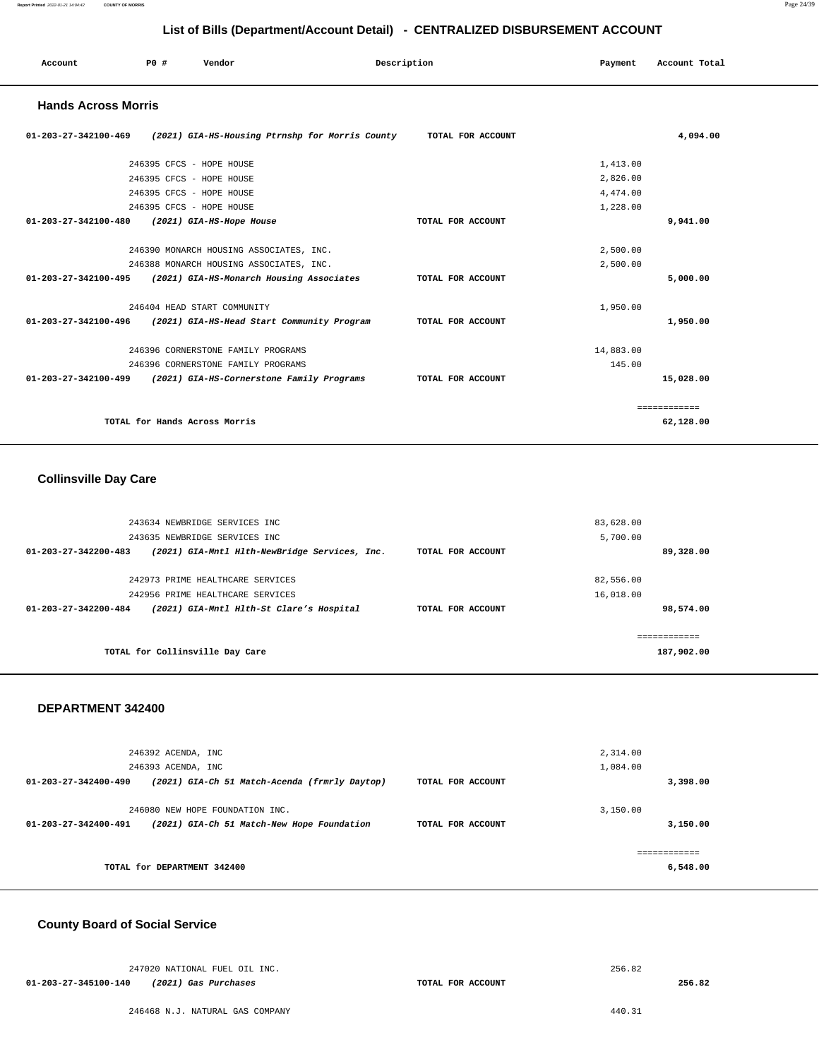## List of Bills (Department/Account Detail) - CENTRALIZED DISBURSEMENT ACCOUNT

| Account | PO # | Vendor | Description | Payment | Account Total |
|---|---|---|---|---|---|

### Hands Across Morris

| Account | PO # | Vendor | Description | Payment | Account Total |
|---|---|---|---|---|---|
| 01-203-27-342100-469 | | *(2021) GIA-HS-Housing Ptrnshp for Morris County* | TOTAL FOR ACCOUNT | | 4,094.00 |
| | 246395 | CFCS - HOPE HOUSE | | 1,413.00 | |
| | 246395 | CFCS - HOPE HOUSE | | 2,826.00 | |
| | 246395 | CFCS - HOPE HOUSE | | 4,474.00 | |
| | 246395 | CFCS - HOPE HOUSE | | 1,228.00 | |
| 01-203-27-342100-480 | | *(2021) GIA-HS-Hope House* | TOTAL FOR ACCOUNT | | 9,941.00 |
| | 246390 | MONARCH HOUSING ASSOCIATES, INC. | | 2,500.00 | |
| | 246388 | MONARCH HOUSING ASSOCIATES, INC. | | 2,500.00 | |
| 01-203-27-342100-495 | | *(2021) GIA-HS-Monarch Housing Associates* | TOTAL FOR ACCOUNT | | 5,000.00 |
| | 246404 | HEAD START COMMUNITY | | 1,950.00 | |
| 01-203-27-342100-496 | | *(2021) GIA-HS-Head Start Community Program* | TOTAL FOR ACCOUNT | | 1,950.00 |
| | 246396 | CORNERSTONE FAMILY PROGRAMS | | 14,883.00 | |
| | 246396 | CORNERSTONE FAMILY PROGRAMS | | 145.00 | |
| 01-203-27-342100-499 | | *(2021) GIA-HS-Cornerstone Family Programs* | TOTAL FOR ACCOUNT | | 15,028.00 |
| | | TOTAL for Hands Across Morris | | | 62,128.00 |

### Collinsville Day Care

| Account | PO # | Vendor | Description | Payment | Account Total |
|---|---|---|---|---|---|
| | 243634 | NEWBRIDGE SERVICES INC | | 83,628.00 | |
| | 243635 | NEWBRIDGE SERVICES INC | | 5,700.00 | |
| 01-203-27-342200-483 | | *(2021) GIA-Mntl Hlth-NewBridge Services, Inc.* | TOTAL FOR ACCOUNT | | 89,328.00 |
| | 242973 | PRIME HEALTHCARE SERVICES | | 82,556.00 | |
| | 242956 | PRIME HEALTHCARE SERVICES | | 16,018.00 | |
| 01-203-27-342200-484 | | *(2021) GIA-Mntl Hlth-St Clare's Hospital* | TOTAL FOR ACCOUNT | | 98,574.00 |
| | | TOTAL for Collinsville Day Care | | | 187,902.00 |

### DEPARTMENT 342400

| Account | PO # | Vendor | Description | Payment | Account Total |
|---|---|---|---|---|---|
| | 246392 | ACENDA, INC | | 2,314.00 | |
| | 246393 | ACENDA, INC | | 1,084.00 | |
| 01-203-27-342400-490 | | *(2021) GIA-Ch 51 Match-Acenda (frmrly Daytop)* | TOTAL FOR ACCOUNT | | 3,398.00 |
| | 246080 | NEW HOPE FOUNDATION INC. | | 3,150.00 | |
| 01-203-27-342400-491 | | *(2021) GIA-Ch 51 Match-New Hope Foundation* | TOTAL FOR ACCOUNT | | 3,150.00 |
| | | TOTAL for DEPARTMENT 342400 | | | 6,548.00 |

### County Board of Social Service

| Account | PO # | Vendor | Description | Payment | Account Total |
|---|---|---|---|---|---|
| | 247020 | NATIONAL FUEL OIL INC. | | 256.82 | |
| 01-203-27-345100-140 | | *(2021) Gas Purchases* | TOTAL FOR ACCOUNT | | 256.82 |
| | 246468 | N.J. NATURAL GAS COMPANY | | 440.31 | |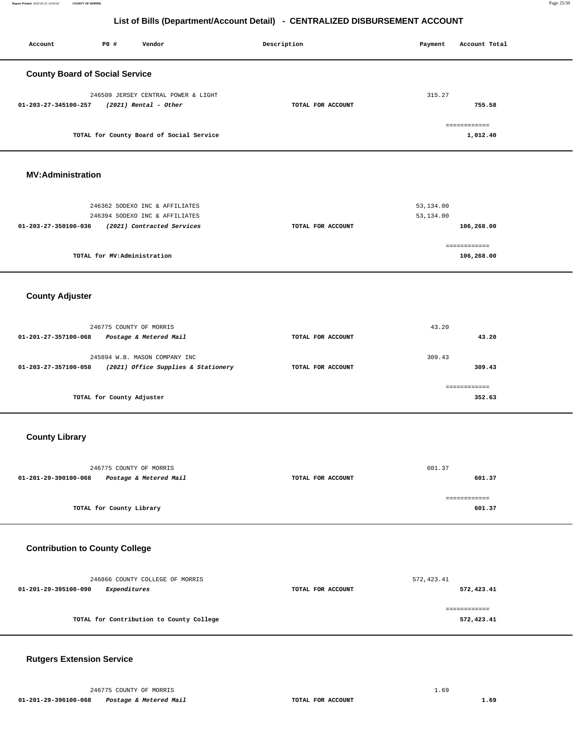## List of Bills (Department/Account Detail) - CENTRALIZED DISBURSEMENT ACCOUNT

| Account | PO # | Vendor | Description | Payment | Account Total |
|---|---|---|---|---|---|

### County Board of Social Service

| Account | PO # | Vendor | Description | Payment | Account Total |
|---|---|---|---|---|---|
| | 246509 | JERSEY CENTRAL POWER & LIGHT | | 315.27 | |
| 01-203-27-345100-257 | | *(2021) Rental - Other* | TOTAL FOR ACCOUNT | | 755.58 |
| | | | | | ============ |
| | | TOTAL for County Board of Social Service | | | 1,012.40 |

### MV:Administration

| Account | PO # | Vendor | Description | Payment | Account Total |
|---|---|---|---|---|---|
| | 246362 | SODEXO INC & AFFILIATES | | 53,134.00 | |
| | 246394 | SODEXO INC & AFFILIATES | | 53,134.00 | |
| 01-203-27-350100-036 | | *(2021) Contracted Services* | TOTAL FOR ACCOUNT | | 106,268.00 |
| | | | | | ============ |
| | | TOTAL for MV:Administration | | | 106,268.00 |

### County Adjuster

| Account | PO # | Vendor | Description | Payment | Account Total |
|---|---|---|---|---|---|
| | 246775 | COUNTY OF MORRIS | | 43.20 | |
| 01-201-27-357100-068 | | *Postage & Metered Mail* | TOTAL FOR ACCOUNT | | 43.20 |
| | 245894 | W.B. MASON COMPANY INC | | 309.43 | |
| 01-203-27-357100-058 | | *(2021) Office Supplies & Stationery* | TOTAL FOR ACCOUNT | | 309.43 |
| | | | | | ============ |
| | | TOTAL for County Adjuster | | | 352.63 |

### County Library

| Account | PO # | Vendor | Description | Payment | Account Total |
|---|---|---|---|---|---|
| | 246775 | COUNTY OF MORRIS | | 601.37 | |
| 01-201-29-390100-068 | | *Postage & Metered Mail* | TOTAL FOR ACCOUNT | | 601.37 |
| | | | | | ============ |
| | | TOTAL for County Library | | | 601.37 |

### Contribution to County College

| Account | PO # | Vendor | Description | Payment | Account Total |
|---|---|---|---|---|---|
| | 246866 | COUNTY COLLEGE OF MORRIS | | 572,423.41 | |
| 01-201-29-395100-090 | | *Expenditures* | TOTAL FOR ACCOUNT | | 572,423.41 |
| | | | | | ============ |
| | | TOTAL for Contribution to County College | | | 572,423.41 |

### Rutgers Extension Service

| Account | PO # | Vendor | Description | Payment | Account Total |
|---|---|---|---|---|---|
| | 246775 | COUNTY OF MORRIS | | 1.69 | |
| 01-201-29-396100-068 | | *Postage & Metered Mail* | TOTAL FOR ACCOUNT | | 1.69 |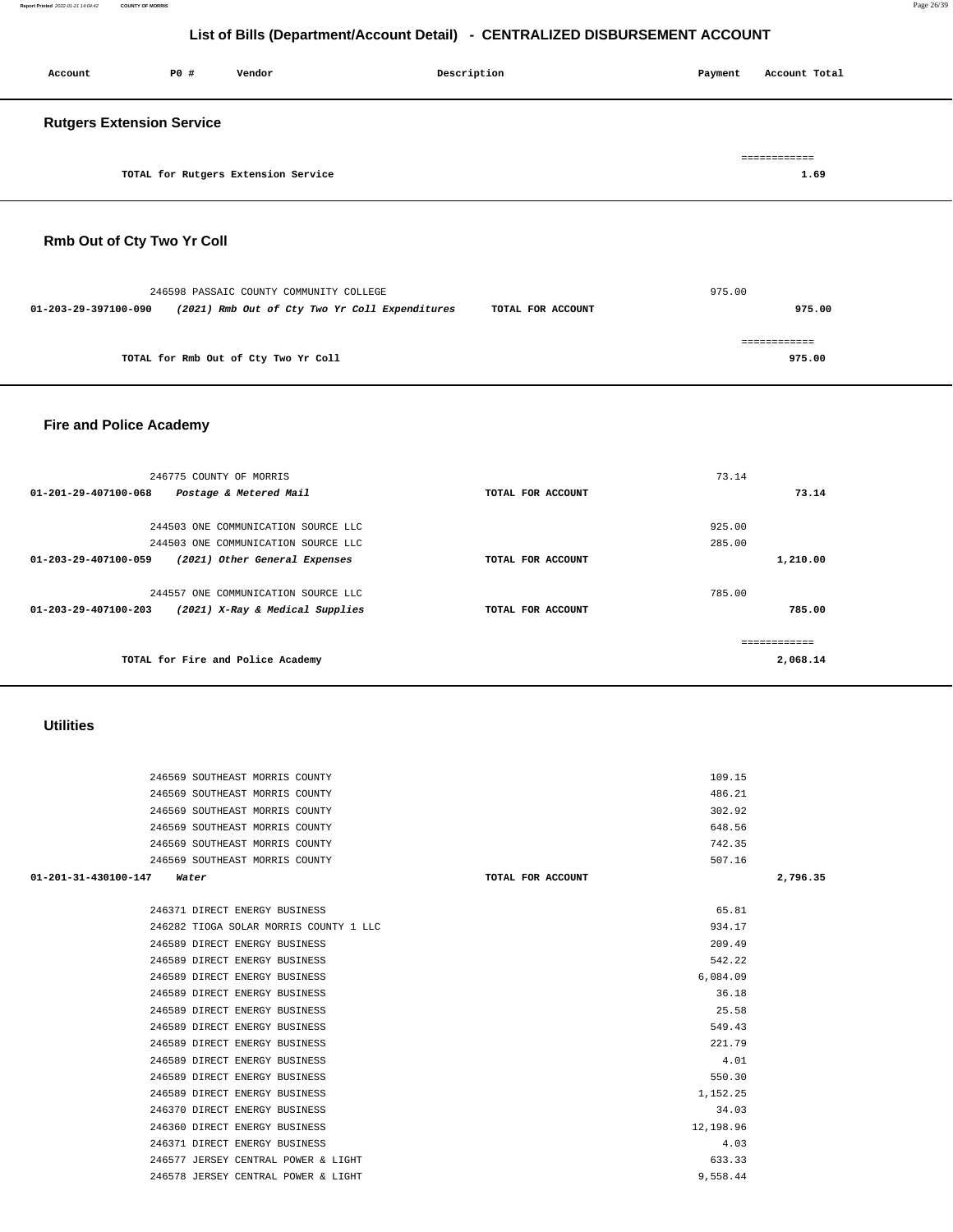## List of Bills (Department/Account Detail) - CENTRALIZED DISBURSEMENT ACCOUNT

| Account | PO # | Vendor | Description | Payment | Account Total |
|---|---|---|---|---|---|

### Rutgers Extension Service

| | | | | | |
|---|---|---|---|---|---|
| | | TOTAL for Rutgers Extension Service | | | 1.69 |

### Rmb Out of Cty Two Yr Coll

| | | | | | |
|---|---|---|---|---|---|
| | 246598 | PASSAIC COUNTY COMMUNITY COLLEGE | | 975.00 | |
| 01-203-29-397100-090 | | *(2021) Rmb Out of Cty Two Yr Coll Expenditures* | TOTAL FOR ACCOUNT | | 975.00 |
| | | TOTAL for Rmb Out of Cty Two Yr Coll | | | 975.00 |

### Fire and Police Academy

| | | | | | |
|---|---|---|---|---|---|
| | 246775 | COUNTY OF MORRIS | | 73.14 | |
| 01-201-29-407100-068 | | *Postage & Metered Mail* | TOTAL FOR ACCOUNT | | 73.14 |
| | 244503 | ONE COMMUNICATION SOURCE LLC | | 925.00 | |
| | 244503 | ONE COMMUNICATION SOURCE LLC | | 285.00 | |
| 01-203-29-407100-059 | | *(2021) Other General Expenses* | TOTAL FOR ACCOUNT | | 1,210.00 |
| | 244557 | ONE COMMUNICATION SOURCE LLC | | 785.00 | |
| 01-203-29-407100-203 | | *(2021) X-Ray & Medical Supplies* | TOTAL FOR ACCOUNT | | 785.00 |
| | | TOTAL for Fire and Police Academy | | | 2,068.14 |

### Utilities

| | | | | | |
|---|---|---|---|---|---|
| | 246569 | SOUTHEAST MORRIS COUNTY | | 109.15 | |
| | 246569 | SOUTHEAST MORRIS COUNTY | | 486.21 | |
| | 246569 | SOUTHEAST MORRIS COUNTY | | 302.92 | |
| | 246569 | SOUTHEAST MORRIS COUNTY | | 648.56 | |
| | 246569 | SOUTHEAST MORRIS COUNTY | | 742.35 | |
| | 246569 | SOUTHEAST MORRIS COUNTY | | 507.16 | |
| 01-201-31-430100-147 | | *Water* | TOTAL FOR ACCOUNT | | 2,796.35 |
| | 246371 | DIRECT ENERGY BUSINESS | | 65.81 | |
| | 246282 | TIOGA SOLAR MORRIS COUNTY 1 LLC | | 934.17 | |
| | 246589 | DIRECT ENERGY BUSINESS | | 209.49 | |
| | 246589 | DIRECT ENERGY BUSINESS | | 542.22 | |
| | 246589 | DIRECT ENERGY BUSINESS | | 6,084.09 | |
| | 246589 | DIRECT ENERGY BUSINESS | | 36.18 | |
| | 246589 | DIRECT ENERGY BUSINESS | | 25.58 | |
| | 246589 | DIRECT ENERGY BUSINESS | | 549.43 | |
| | 246589 | DIRECT ENERGY BUSINESS | | 221.79 | |
| | 246589 | DIRECT ENERGY BUSINESS | | 4.01 | |
| | 246589 | DIRECT ENERGY BUSINESS | | 550.30 | |
| | 246589 | DIRECT ENERGY BUSINESS | | 1,152.25 | |
| | 246370 | DIRECT ENERGY BUSINESS | | 34.03 | |
| | 246360 | DIRECT ENERGY BUSINESS | | 12,198.96 | |
| | 246371 | DIRECT ENERGY BUSINESS | | 4.03 | |
| | 246577 | JERSEY CENTRAL POWER & LIGHT | | 633.33 | |
| | 246578 | JERSEY CENTRAL POWER & LIGHT | | 9,558.44 | |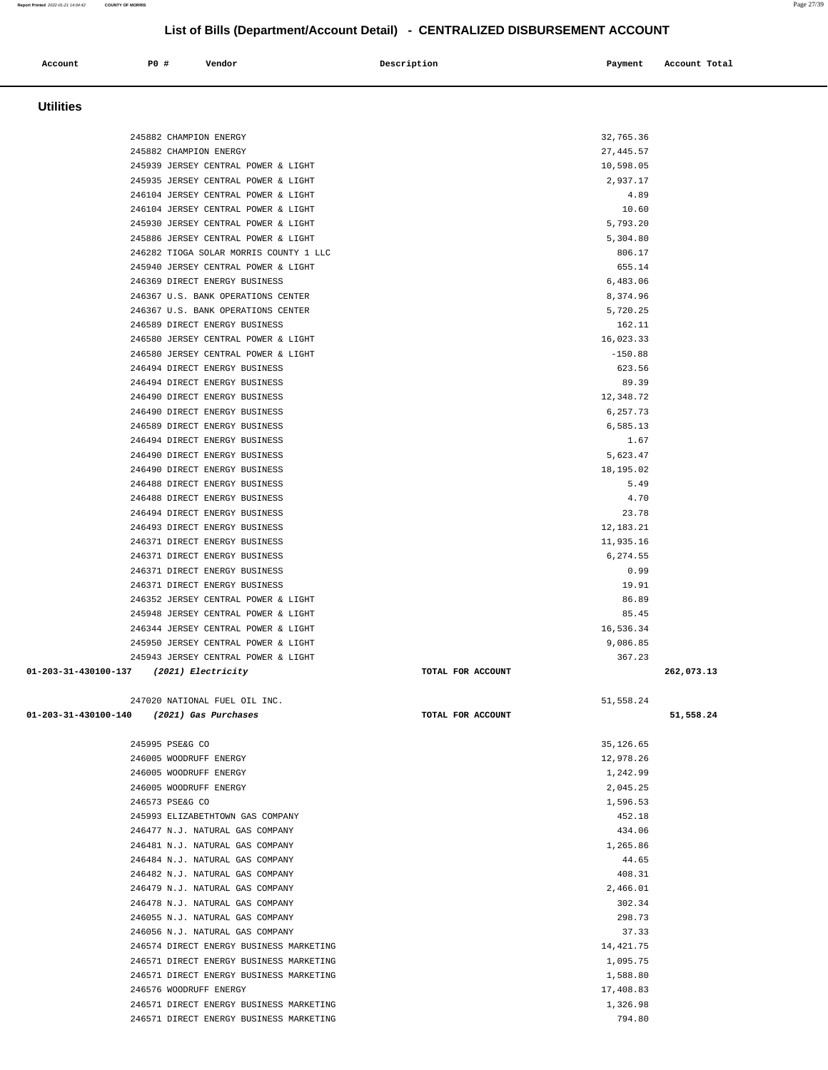## List of Bills (Department/Account Detail) - CENTRALIZED DISBURSEMENT ACCOUNT

| Account | PO # | Vendor | Description | Payment | Account Total |
|---|---|---|---|---|---|

### Utilities

| Account | PO # | Vendor | Description | Payment | Account Total |
|---|---|---|---|---|---|
| | 245882 | CHAMPION ENERGY | | 32,765.36 | |
| | 245882 | CHAMPION ENERGY | | 27,445.57 | |
| | 245939 | JERSEY CENTRAL POWER & LIGHT | | 10,598.05 | |
| | 245935 | JERSEY CENTRAL POWER & LIGHT | | 2,937.17 | |
| | 246104 | JERSEY CENTRAL POWER & LIGHT | | 4.89 | |
| | 246104 | JERSEY CENTRAL POWER & LIGHT | | 10.60 | |
| | 245930 | JERSEY CENTRAL POWER & LIGHT | | 5,793.20 | |
| | 245886 | JERSEY CENTRAL POWER & LIGHT | | 5,304.80 | |
| | 246282 | TIOGA SOLAR MORRIS COUNTY 1 LLC | | 806.17 | |
| | 245940 | JERSEY CENTRAL POWER & LIGHT | | 655.14 | |
| | 246369 | DIRECT ENERGY BUSINESS | | 6,483.06 | |
| | 246367 | U.S. BANK OPERATIONS CENTER | | 8,374.96 | |
| | 246367 | U.S. BANK OPERATIONS CENTER | | 5,720.25 | |
| | 246589 | DIRECT ENERGY BUSINESS | | 162.11 | |
| | 246580 | JERSEY CENTRAL POWER & LIGHT | | 16,023.33 | |
| | 246580 | JERSEY CENTRAL POWER & LIGHT | | -150.88 | |
| | 246494 | DIRECT ENERGY BUSINESS | | 623.56 | |
| | 246494 | DIRECT ENERGY BUSINESS | | 89.39 | |
| | 246490 | DIRECT ENERGY BUSINESS | | 12,348.72 | |
| | 246490 | DIRECT ENERGY BUSINESS | | 6,257.73 | |
| | 246589 | DIRECT ENERGY BUSINESS | | 6,585.13 | |
| | 246494 | DIRECT ENERGY BUSINESS | | 1.67 | |
| | 246490 | DIRECT ENERGY BUSINESS | | 5,623.47 | |
| | 246490 | DIRECT ENERGY BUSINESS | | 18,195.02 | |
| | 246488 | DIRECT ENERGY BUSINESS | | 5.49 | |
| | 246488 | DIRECT ENERGY BUSINESS | | 4.70 | |
| | 246494 | DIRECT ENERGY BUSINESS | | 23.78 | |
| | 246493 | DIRECT ENERGY BUSINESS | | 12,183.21 | |
| | 246371 | DIRECT ENERGY BUSINESS | | 11,935.16 | |
| | 246371 | DIRECT ENERGY BUSINESS | | 6,274.55 | |
| | 246371 | DIRECT ENERGY BUSINESS | | 0.99 | |
| | 246371 | DIRECT ENERGY BUSINESS | | 19.91 | |
| | 246352 | JERSEY CENTRAL POWER & LIGHT | | 86.89 | |
| | 245948 | JERSEY CENTRAL POWER & LIGHT | | 85.45 | |
| | 246344 | JERSEY CENTRAL POWER & LIGHT | | 16,536.34 | |
| | 245950 | JERSEY CENTRAL POWER & LIGHT | | 9,086.85 | |
| | 245943 | JERSEY CENTRAL POWER & LIGHT | | 367.23 | |
| **01-203-31-430100-137** | | ***(2021) Electricity*** | **TOTAL FOR ACCOUNT** | | **262,073.13** |
| | 247020 | NATIONAL FUEL OIL INC. | | 51,558.24 | |
| **01-203-31-430100-140** | | ***(2021) Gas Purchases*** | **TOTAL FOR ACCOUNT** | | **51,558.24** |
| | 245995 | PSE&G CO | | 35,126.65 | |
| | 246005 | WOODRUFF ENERGY | | 12,978.26 | |
| | 246005 | WOODRUFF ENERGY | | 1,242.99 | |
| | 246005 | WOODRUFF ENERGY | | 2,045.25 | |
| | 246573 | PSE&G CO | | 1,596.53 | |
| | 245993 | ELIZABETHTOWN GAS COMPANY | | 452.18 | |
| | 246477 | N.J. NATURAL GAS COMPANY | | 434.06 | |
| | 246481 | N.J. NATURAL GAS COMPANY | | 1,265.86 | |
| | 246484 | N.J. NATURAL GAS COMPANY | | 44.65 | |
| | 246482 | N.J. NATURAL GAS COMPANY | | 408.31 | |
| | 246479 | N.J. NATURAL GAS COMPANY | | 2,466.01 | |
| | 246478 | N.J. NATURAL GAS COMPANY | | 302.34 | |
| | 246055 | N.J. NATURAL GAS COMPANY | | 298.73 | |
| | 246056 | N.J. NATURAL GAS COMPANY | | 37.33 | |
| | 246574 | DIRECT ENERGY BUSINESS MARKETING | | 14,421.75 | |
| | 246571 | DIRECT ENERGY BUSINESS MARKETING | | 1,095.75 | |
| | 246571 | DIRECT ENERGY BUSINESS MARKETING | | 1,588.80 | |
| | 246576 | WOODRUFF ENERGY | | 17,408.83 | |
| | 246571 | DIRECT ENERGY BUSINESS MARKETING | | 1,326.98 | |
| | 246571 | DIRECT ENERGY BUSINESS MARKETING | | 794.80 | |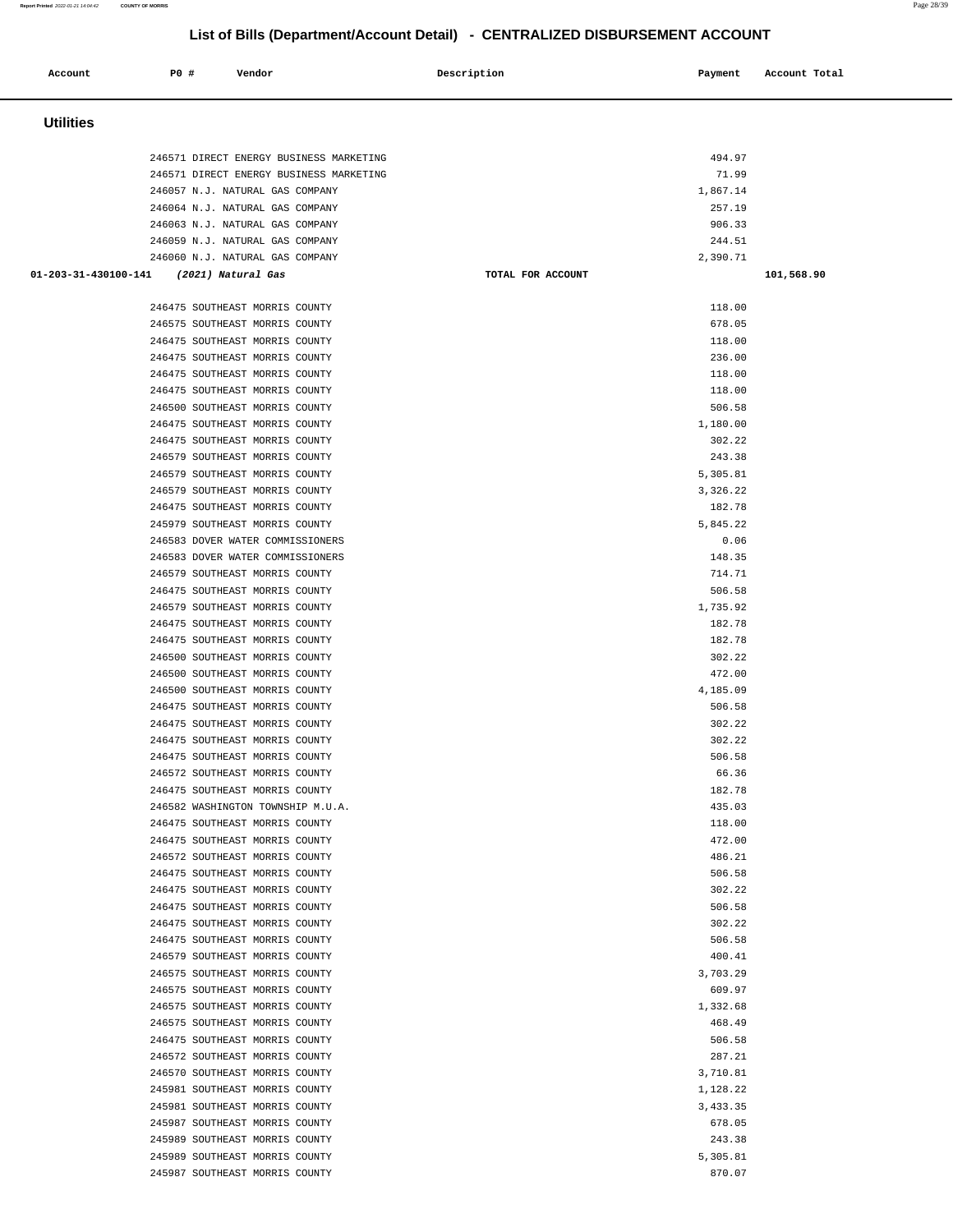## List of Bills (Department/Account Detail) - CENTRALIZED DISBURSEMENT ACCOUNT

| Account | P0 # | Vendor | Description | Payment | Account Total |
|---|---|---|---|---|---|

### Utilities

| Account | P0 # | Vendor | Description | Payment | Account Total |
|---|---|---|---|---|---|
| | 246571 | DIRECT ENERGY BUSINESS MARKETING | | 494.97 | |
| | 246571 | DIRECT ENERGY BUSINESS MARKETING | | 71.99 | |
| | 246057 | N.J. NATURAL GAS COMPANY | | 1,867.14 | |
| | 246064 | N.J. NATURAL GAS COMPANY | | 257.19 | |
| | 246063 | N.J. NATURAL GAS COMPANY | | 906.33 | |
| | 246059 | N.J. NATURAL GAS COMPANY | | 244.51 | |
| | 246060 | N.J. NATURAL GAS COMPANY | | 2,390.71 | |
| **01-203-31-430100-141** | | ***(2021) Natural Gas*** | **TOTAL FOR ACCOUNT** | | **101,568.90** |
| | 246475 | SOUTHEAST MORRIS COUNTY | | 118.00 | |
| | 246575 | SOUTHEAST MORRIS COUNTY | | 678.05 | |
| | 246475 | SOUTHEAST MORRIS COUNTY | | 118.00 | |
| | 246475 | SOUTHEAST MORRIS COUNTY | | 236.00 | |
| | 246475 | SOUTHEAST MORRIS COUNTY | | 118.00 | |
| | 246475 | SOUTHEAST MORRIS COUNTY | | 118.00 | |
| | 246500 | SOUTHEAST MORRIS COUNTY | | 506.58 | |
| | 246475 | SOUTHEAST MORRIS COUNTY | | 1,180.00 | |
| | 246475 | SOUTHEAST MORRIS COUNTY | | 302.22 | |
| | 246579 | SOUTHEAST MORRIS COUNTY | | 243.38 | |
| | 246579 | SOUTHEAST MORRIS COUNTY | | 5,305.81 | |
| | 246579 | SOUTHEAST MORRIS COUNTY | | 3,326.22 | |
| | 246475 | SOUTHEAST MORRIS COUNTY | | 182.78 | |
| | 245979 | SOUTHEAST MORRIS COUNTY | | 5,845.22 | |
| | 246583 | DOVER WATER COMMISSIONERS | | 0.06 | |
| | 246583 | DOVER WATER COMMISSIONERS | | 148.35 | |
| | 246579 | SOUTHEAST MORRIS COUNTY | | 714.71 | |
| | 246475 | SOUTHEAST MORRIS COUNTY | | 506.58 | |
| | 246579 | SOUTHEAST MORRIS COUNTY | | 1,735.92 | |
| | 246475 | SOUTHEAST MORRIS COUNTY | | 182.78 | |
| | 246475 | SOUTHEAST MORRIS COUNTY | | 182.78 | |
| | 246500 | SOUTHEAST MORRIS COUNTY | | 302.22 | |
| | 246500 | SOUTHEAST MORRIS COUNTY | | 472.00 | |
| | 246500 | SOUTHEAST MORRIS COUNTY | | 4,185.09 | |
| | 246475 | SOUTHEAST MORRIS COUNTY | | 506.58 | |
| | 246475 | SOUTHEAST MORRIS COUNTY | | 302.22 | |
| | 246475 | SOUTHEAST MORRIS COUNTY | | 302.22 | |
| | 246475 | SOUTHEAST MORRIS COUNTY | | 506.58 | |
| | 246572 | SOUTHEAST MORRIS COUNTY | | 66.36 | |
| | 246475 | SOUTHEAST MORRIS COUNTY | | 182.78 | |
| | 246582 | WASHINGTON TOWNSHIP M.U.A. | | 435.03 | |
| | 246475 | SOUTHEAST MORRIS COUNTY | | 118.00 | |
| | 246475 | SOUTHEAST MORRIS COUNTY | | 472.00 | |
| | 246572 | SOUTHEAST MORRIS COUNTY | | 486.21 | |
| | 246475 | SOUTHEAST MORRIS COUNTY | | 506.58 | |
| | 246475 | SOUTHEAST MORRIS COUNTY | | 302.22 | |
| | 246475 | SOUTHEAST MORRIS COUNTY | | 506.58 | |
| | 246475 | SOUTHEAST MORRIS COUNTY | | 302.22 | |
| | 246475 | SOUTHEAST MORRIS COUNTY | | 506.58 | |
| | 246579 | SOUTHEAST MORRIS COUNTY | | 400.41 | |
| | 246575 | SOUTHEAST MORRIS COUNTY | | 3,703.29 | |
| | 246575 | SOUTHEAST MORRIS COUNTY | | 609.97 | |
| | 246575 | SOUTHEAST MORRIS COUNTY | | 1,332.68 | |
| | 246575 | SOUTHEAST MORRIS COUNTY | | 468.49 | |
| | 246475 | SOUTHEAST MORRIS COUNTY | | 506.58 | |
| | 246572 | SOUTHEAST MORRIS COUNTY | | 287.21 | |
| | 246570 | SOUTHEAST MORRIS COUNTY | | 3,710.81 | |
| | 245981 | SOUTHEAST MORRIS COUNTY | | 1,128.22 | |
| | 245981 | SOUTHEAST MORRIS COUNTY | | 3,433.35 | |
| | 245987 | SOUTHEAST MORRIS COUNTY | | 678.05 | |
| | 245989 | SOUTHEAST MORRIS COUNTY | | 243.38 | |
| | 245989 | SOUTHEAST MORRIS COUNTY | | 5,305.81 | |
| | 245987 | SOUTHEAST MORRIS COUNTY | | 870.07 | |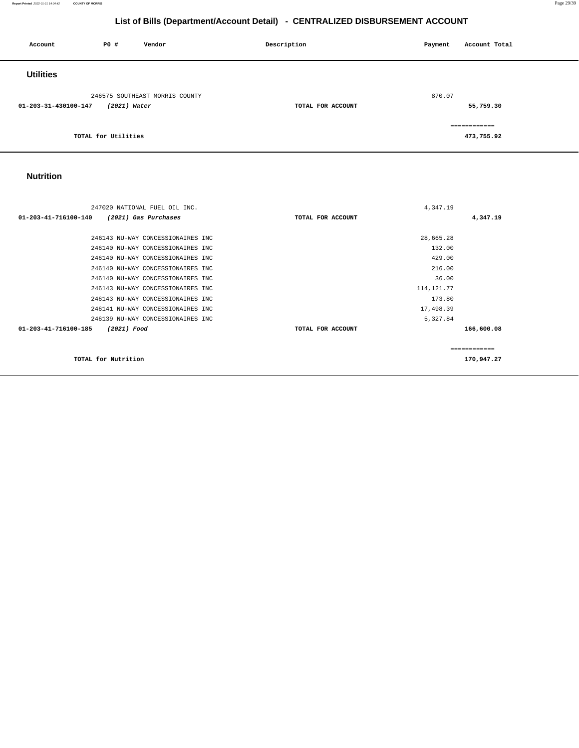# List of Bills (Department/Account Detail) - CENTRALIZED DISBURSEMENT ACCOUNT

| Account | PO # | Vendor | Description | Payment | Account Total |
|---|---|---|---|---|---|

## Utilities

| Account | PO # | Vendor | Description | Payment | Account Total |
|---|---|---|---|---|---|
| | 246575 | SOUTHEAST MORRIS COUNTY | | 870.07 | |
| **01-203-31-430100-147** | | ***(2021) Water*** | **TOTAL FOR ACCOUNT** | | **55,759.30** |
| | | | | | ============ |
| | | **TOTAL for Utilities** | | | **473,755.92** |

## Nutrition

| Account | PO # | Vendor | Description | Payment | Account Total |
|---|---|---|---|---|---|
| | 247020 | NATIONAL FUEL OIL INC. | | 4,347.19 | |
| **01-203-41-716100-140** | | ***(2021) Gas Purchases*** | **TOTAL FOR ACCOUNT** | | **4,347.19** |
| | 246143 | NU-WAY CONCESSIONAIRES INC | | 28,665.28 | |
| | 246140 | NU-WAY CONCESSIONAIRES INC | | 132.00 | |
| | 246140 | NU-WAY CONCESSIONAIRES INC | | 429.00 | |
| | 246140 | NU-WAY CONCESSIONAIRES INC | | 216.00 | |
| | 246140 | NU-WAY CONCESSIONAIRES INC | | 36.00 | |
| | 246143 | NU-WAY CONCESSIONAIRES INC | | 114,121.77 | |
| | 246143 | NU-WAY CONCESSIONAIRES INC | | 173.80 | |
| | 246141 | NU-WAY CONCESSIONAIRES INC | | 17,498.39 | |
| | 246139 | NU-WAY CONCESSIONAIRES INC | | 5,327.84 | |
| **01-203-41-716100-185** | | ***(2021) Food*** | **TOTAL FOR ACCOUNT** | | **166,600.08** |
| | | | | | ============ |
| | | **TOTAL for Nutrition** | | | **170,947.27** |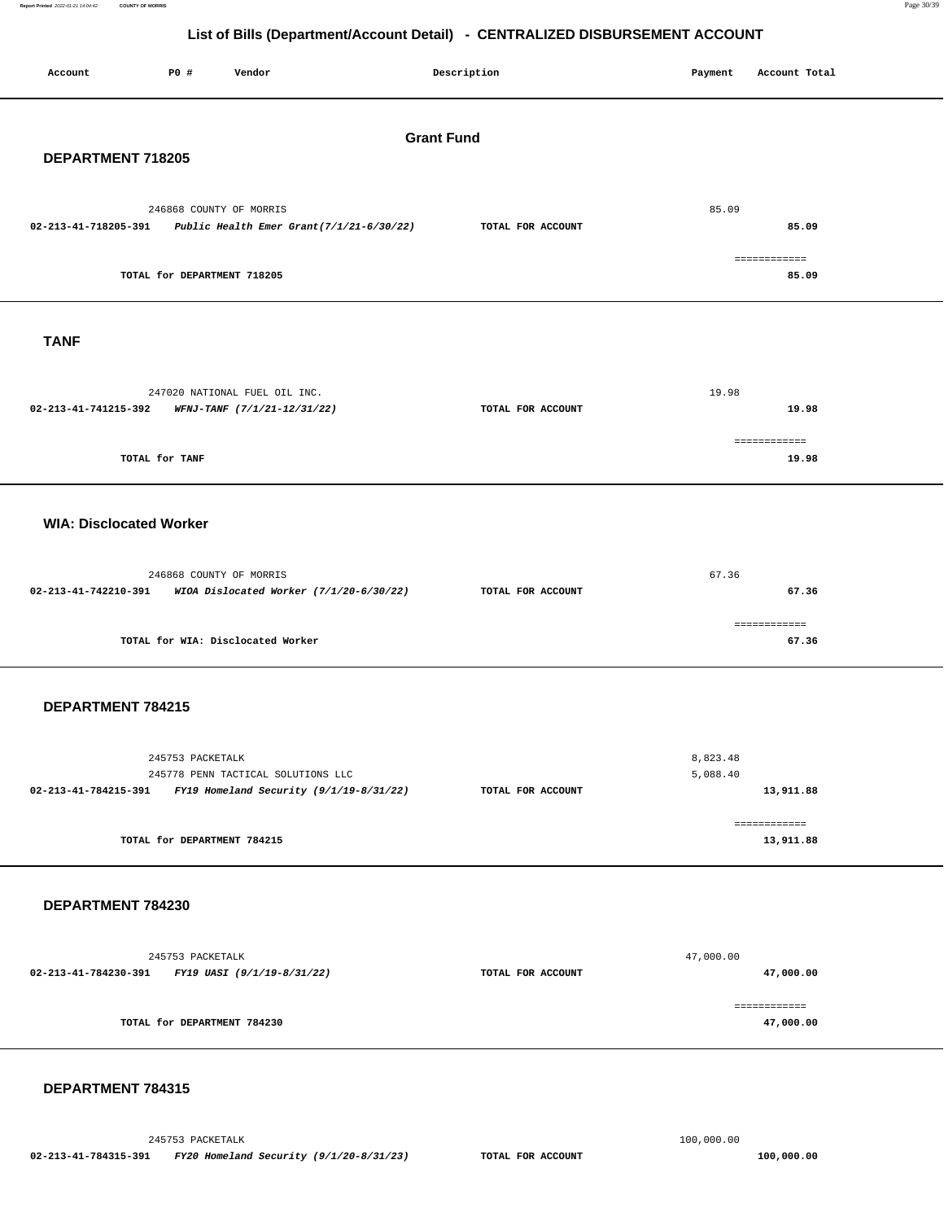# List of Bills (Department/Account Detail) - CENTRALIZED DISBURSEMENT ACCOUNT

| Account | PO # | Vendor | Description | Payment | Account Total |
|---|---|---|---|---|---|

## Grant Fund

### DEPARTMENT 718205

| | | | | | |
|---|---|---|---|---|---|
| | 246868 | COUNTY OF MORRIS | | 85.09 | |
| 02-213-41-718205-391 | | *Public Health Emer Grant(7/1/21-6/30/22)* | TOTAL FOR ACCOUNT | | 85.09 |
| | | | | | ============ |
| | TOTAL for DEPARTMENT 718205 | | | | 85.09 |

### TANF

| | | | | | |
|---|---|---|---|---|---|
| | 247020 | NATIONAL FUEL OIL INC. | | 19.98 | |
| 02-213-41-741215-392 | | *WFNJ-TANF (7/1/21-12/31/22)* | TOTAL FOR ACCOUNT | | 19.98 |
| | | | | | ============ |
| | TOTAL for TANF | | | | 19.98 |

### WIA: Disclocated Worker

| | | | | | |
|---|---|---|---|---|---|
| | 246868 | COUNTY OF MORRIS | | 67.36 | |
| 02-213-41-742210-391 | | *WIOA Dislocated Worker (7/1/20-6/30/22)* | TOTAL FOR ACCOUNT | | 67.36 |
| | | | | | ============ |
| | TOTAL for WIA: Disclocated Worker | | | | 67.36 |

### DEPARTMENT 784215

| | | | | | |
|---|---|---|---|---|---|
| | 245753 | PACKETALK | | 8,823.48 | |
| | 245778 | PENN TACTICAL SOLUTIONS LLC | | 5,088.40 | |
| 02-213-41-784215-391 | | *FY19 Homeland Security (9/1/19-8/31/22)* | TOTAL FOR ACCOUNT | | 13,911.88 |
| | | | | | ============ |
| | TOTAL for DEPARTMENT 784215 | | | | 13,911.88 |

### DEPARTMENT 784230

| | | | | | |
|---|---|---|---|---|---|
| | 245753 | PACKETALK | | 47,000.00 | |
| 02-213-41-784230-391 | | *FY19 UASI (9/1/19-8/31/22)* | TOTAL FOR ACCOUNT | | 47,000.00 |
| | | | | | ============ |
| | TOTAL for DEPARTMENT 784230 | | | | 47,000.00 |

### DEPARTMENT 784315

| | | | | | |
|---|---|---|---|---|---|
| | 245753 | PACKETALK | | 100,000.00 | |
| 02-213-41-784315-391 | | *FY20 Homeland Security (9/1/20-8/31/23)* | TOTAL FOR ACCOUNT | | 100,000.00 |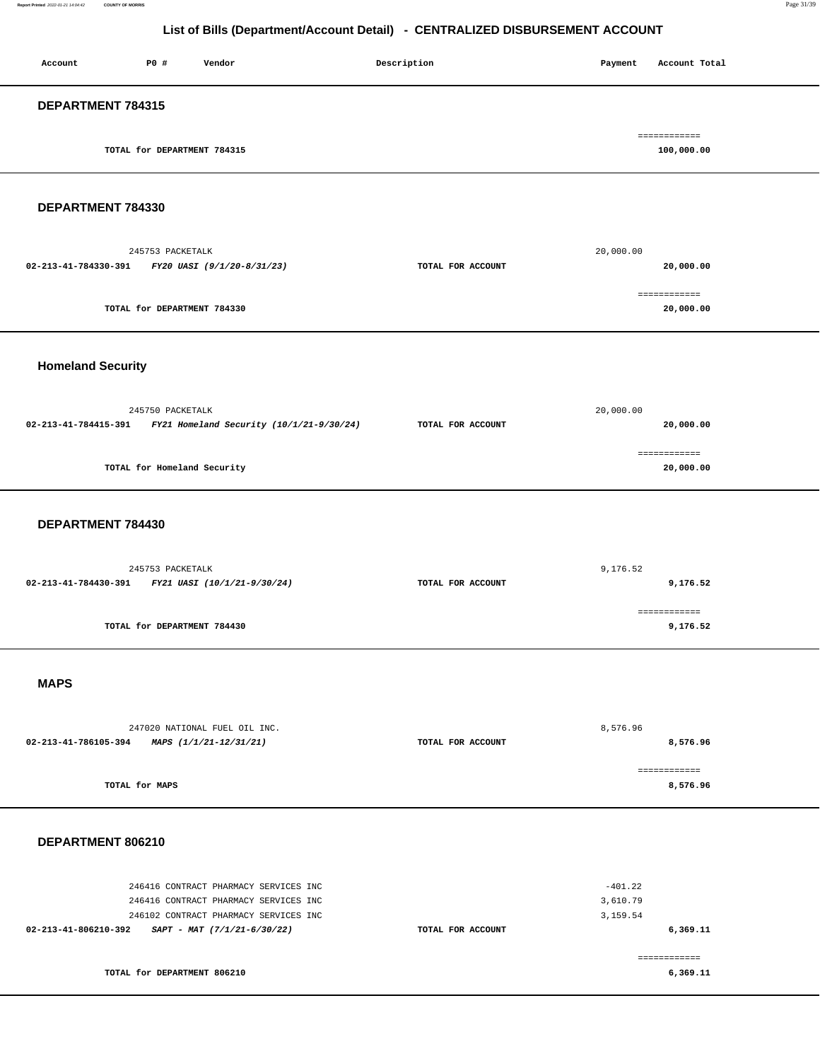# List of Bills (Department/Account Detail) - CENTRALIZED DISBURSEMENT ACCOUNT

| Account | PO # | Vendor | Description | Payment | Account Total |
|---|---|---|---|---|---|

## DEPARTMENT 784315

| | | |
|---|---|---|
| TOTAL for DEPARTMENT 784315 | | 100,000.00 |

## DEPARTMENT 784330

| | | | | |
|---|---|---|---|---|
| | 245753 PACKETALK | | 20,000.00 | |
| 02-213-41-784330-391 | *FY20 UASI (9/1/20-8/31/23)* | TOTAL FOR ACCOUNT | | 20,000.00 |
| | TOTAL for DEPARTMENT 784330 | | | 20,000.00 |

## Homeland Security

| | | | | |
|---|---|---|---|---|
| | 245750 PACKETALK | | 20,000.00 | |
| 02-213-41-784415-391 | *FY21 Homeland Security (10/1/21-9/30/24)* | TOTAL FOR ACCOUNT | | 20,000.00 |
| | TOTAL for Homeland Security | | | 20,000.00 |

## DEPARTMENT 784430

| | | | | |
|---|---|---|---|---|
| | 245753 PACKETALK | | 9,176.52 | |
| 02-213-41-784430-391 | *FY21 UASI (10/1/21-9/30/24)* | TOTAL FOR ACCOUNT | | 9,176.52 |
| | TOTAL for DEPARTMENT 784430 | | | 9,176.52 |

## MAPS

| | | | | |
|---|---|---|---|---|
| | 247020 NATIONAL FUEL OIL INC. | | 8,576.96 | |
| 02-213-41-786105-394 | *MAPS (1/1/21-12/31/21)* | TOTAL FOR ACCOUNT | | 8,576.96 |
| | TOTAL for MAPS | | | 8,576.96 |

## DEPARTMENT 806210

| | | | | |
|---|---|---|---|---|
| | 246416 CONTRACT PHARMACY SERVICES INC | | -401.22 | |
| | 246416 CONTRACT PHARMACY SERVICES INC | | 3,610.79 | |
| | 246102 CONTRACT PHARMACY SERVICES INC | | 3,159.54 | |
| 02-213-41-806210-392 | *SAPT - MAT (7/1/21-6/30/22)* | TOTAL FOR ACCOUNT | | 6,369.11 |
| | TOTAL for DEPARTMENT 806210 | | | 6,369.11 |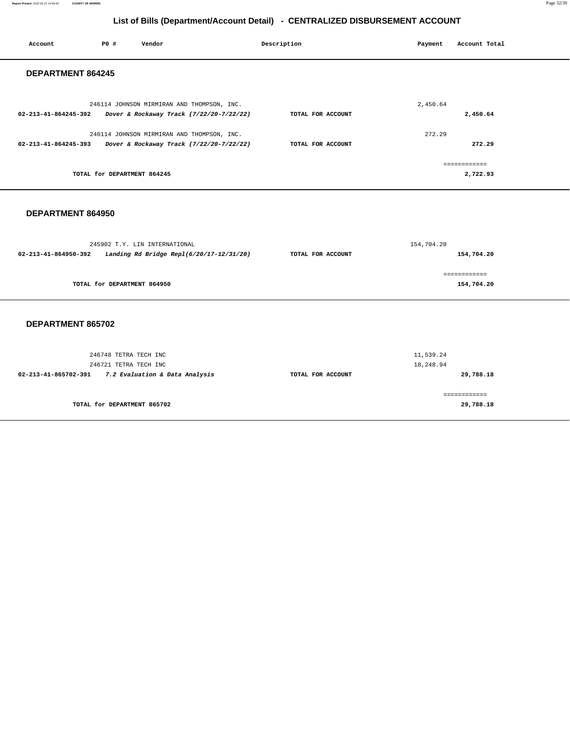## List of Bills (Department/Account Detail) - CENTRALIZED DISBURSEMENT ACCOUNT

| Account | PO # | Vendor | Description | Payment | Account Total |
|---|---|---|---|---|---|

### DEPARTMENT 864245

| Account | PO # | Vendor | Description | Payment | Account Total |
|---|---|---|---|---|---|
| | 246114 | JOHNSON MIRMIRAN AND THOMPSON, INC. | | 2,450.64 | |
| **02-213-41-864245-392** | | ***Dover & Rockaway Track (7/22/20-7/22/22)*** | **TOTAL FOR ACCOUNT** | | **2,450.64** |
| | 246114 | JOHNSON MIRMIRAN AND THOMPSON, INC. | | 272.29 | |
| **02-213-41-864245-393** | | ***Dover & Rockaway Track (7/22/20-7/22/22)*** | **TOTAL FOR ACCOUNT** | | **272.29** |
| | | | | | ============ |
| | **TOTAL for DEPARTMENT 864245** | | | | **2,722.93** |

### DEPARTMENT 864950

| Account | PO # | Vendor | Description | Payment | Account Total |
|---|---|---|---|---|---|
| | 245902 | T.Y. LIN INTERNATIONAL | | 154,704.20 | |
| **02-213-41-864950-392** | | ***Landing Rd Bridge Repl(6/20/17-12/31/20)*** | **TOTAL FOR ACCOUNT** | | **154,704.20** |
| | | | | | ============ |
| | **TOTAL for DEPARTMENT 864950** | | | | **154,704.20** |

### DEPARTMENT 865702

| Account | PO # | Vendor | Description | Payment | Account Total |
|---|---|---|---|---|---|
| | 246748 | TETRA TECH INC | | 11,539.24 | |
| | 246721 | TETRA TECH INC | | 18,248.94 | |
| **02-213-41-865702-391** | | ***7.2 Evaluation & Data Analysis*** | **TOTAL FOR ACCOUNT** | | **29,788.18** |
| | | | | | ============ |
| | **TOTAL for DEPARTMENT 865702** | | | | **29,788.18** |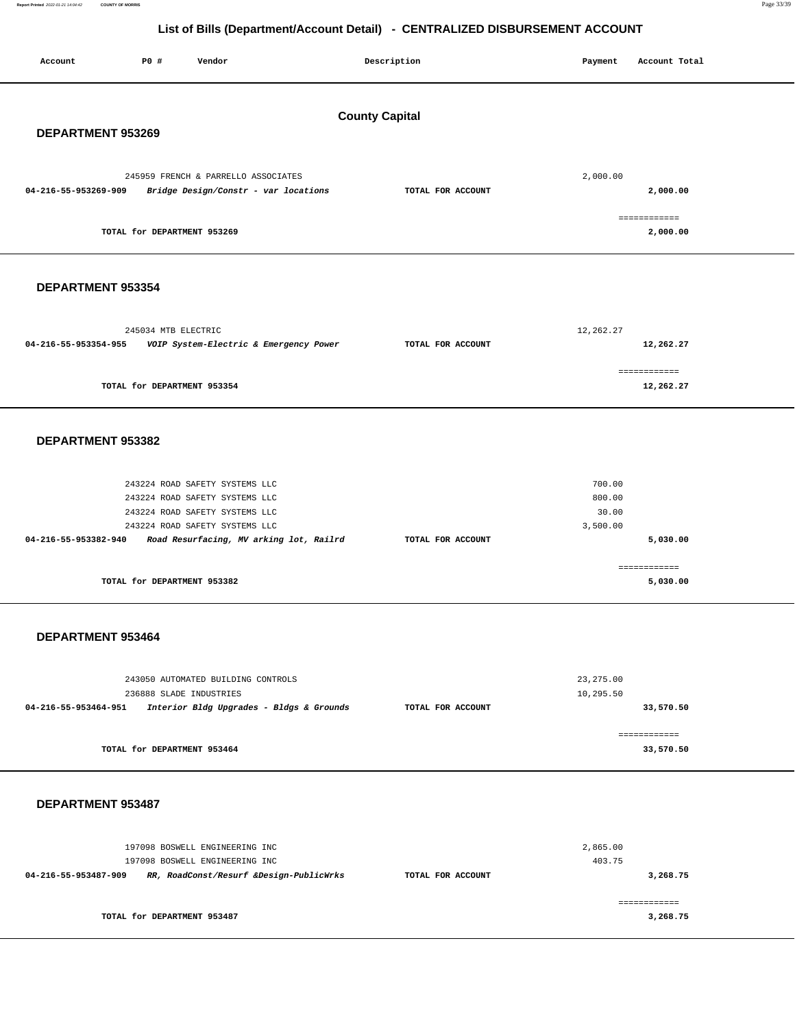# List of Bills (Department/Account Detail) - CENTRALIZED DISBURSEMENT ACCOUNT

| Account | PO # | Vendor | Description | Payment | Account Total |
|---|---|---|---|---|---|

## County Capital

### DEPARTMENT 953269

| Account | PO # | Vendor | Description | Payment | Account Total |
|---|---|---|---|---|---|
| | 245959 | FRENCH & PARRELLO ASSOCIATES | | 2,000.00 | |
| 04-216-55-953269-909 | | *Bridge Design/Constr - var locations* | TOTAL FOR ACCOUNT | | 2,000.00 |
| | | TOTAL for DEPARTMENT 953269 | | | 2,000.00 |

### DEPARTMENT 953354

| Account | PO # | Vendor | Description | Payment | Account Total |
|---|---|---|---|---|---|
| | 245034 | MTB ELECTRIC | | 12,262.27 | |
| 04-216-55-953354-955 | | *VOIP System-Electric & Emergency Power* | TOTAL FOR ACCOUNT | | 12,262.27 |
| | | TOTAL for DEPARTMENT 953354 | | | 12,262.27 |

### DEPARTMENT 953382

| Account | PO # | Vendor | Description | Payment | Account Total |
|---|---|---|---|---|---|
| | 243224 | ROAD SAFETY SYSTEMS LLC | | 700.00 | |
| | 243224 | ROAD SAFETY SYSTEMS LLC | | 800.00 | |
| | 243224 | ROAD SAFETY SYSTEMS LLC | | 30.00 | |
| | 243224 | ROAD SAFETY SYSTEMS LLC | | 3,500.00 | |
| 04-216-55-953382-940 | | *Road Resurfacing, MV arking lot, Railrd* | TOTAL FOR ACCOUNT | | 5,030.00 |
| | | TOTAL for DEPARTMENT 953382 | | | 5,030.00 |

### DEPARTMENT 953464

| Account | PO # | Vendor | Description | Payment | Account Total |
|---|---|---|---|---|---|
| | 243050 | AUTOMATED BUILDING CONTROLS | | 23,275.00 | |
| | 236888 | SLADE INDUSTRIES | | 10,295.50 | |
| 04-216-55-953464-951 | | *Interior Bldg Upgrades - Bldgs & Grounds* | TOTAL FOR ACCOUNT | | 33,570.50 |
| | | TOTAL for DEPARTMENT 953464 | | | 33,570.50 |

### DEPARTMENT 953487

| Account | PO # | Vendor | Description | Payment | Account Total |
|---|---|---|---|---|---|
| | 197098 | BOSWELL ENGINEERING INC | | 2,865.00 | |
| | 197098 | BOSWELL ENGINEERING INC | | 403.75 | |
| 04-216-55-953487-909 | | *RR, RoadConst/Resurf &Design-PublicWrks* | TOTAL FOR ACCOUNT | | 3,268.75 |
| | | TOTAL for DEPARTMENT 953487 | | | 3,268.75 |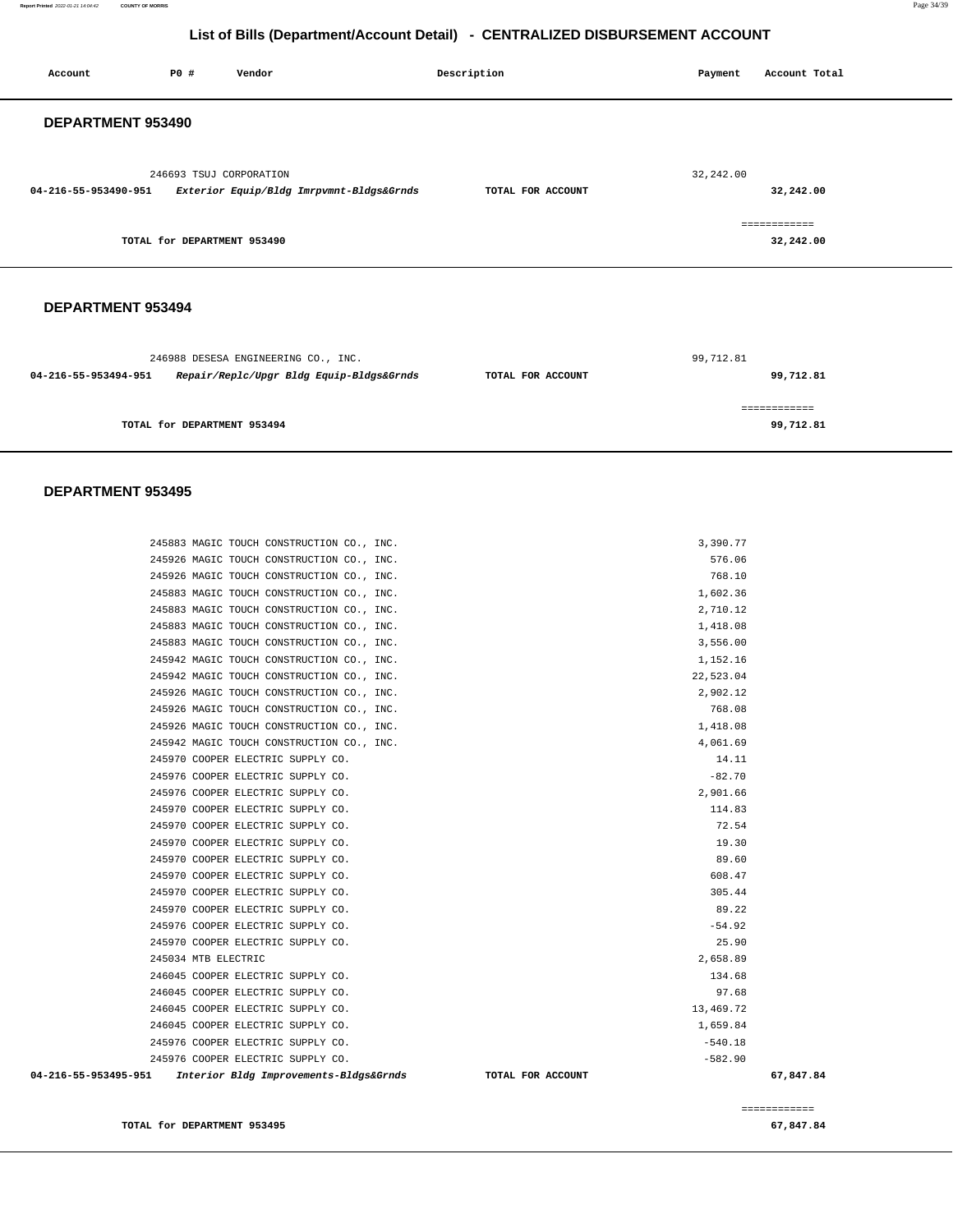# List of Bills (Department/Account Detail) - CENTRALIZED DISBURSEMENT ACCOUNT

| Account | PO # | Vendor | Description | Payment | Account Total |
|---|---|---|---|---|---|

## DEPARTMENT 953490

| Account | PO # | Vendor | Description | Payment | Account Total |
|---|---|---|---|---|---|
| | 246693 | TSUJ CORPORATION | | 32,242.00 | |
| 04-216-55-953490-951 | | *Exterior Equip/Bldg Imrpvmnt-Bldgs&Grnds* | TOTAL FOR ACCOUNT | | 32,242.00 |
| | | | | | ============ |
| | | TOTAL for DEPARTMENT 953490 | | | 32,242.00 |

## DEPARTMENT 953494

| Account | PO # | Vendor | Description | Payment | Account Total |
|---|---|---|---|---|---|
| | 246988 | DESESA ENGINEERING CO., INC. | | 99,712.81 | |
| 04-216-55-953494-951 | | *Repair/Replc/Upgr Bldg Equip-Bldgs&Grnds* | TOTAL FOR ACCOUNT | | 99,712.81 |
| | | | | | ============ |
| | | TOTAL for DEPARTMENT 953494 | | | 99,712.81 |

## DEPARTMENT 953495

| Account | PO # | Vendor | Description | Payment | Account Total |
|---|---|---|---|---|---|
| | 245883 | MAGIC TOUCH CONSTRUCTION CO., INC. | | 3,390.77 | |
| | 245926 | MAGIC TOUCH CONSTRUCTION CO., INC. | | 576.06 | |
| | 245926 | MAGIC TOUCH CONSTRUCTION CO., INC. | | 768.10 | |
| | 245883 | MAGIC TOUCH CONSTRUCTION CO., INC. | | 1,602.36 | |
| | 245883 | MAGIC TOUCH CONSTRUCTION CO., INC. | | 2,710.12 | |
| | 245883 | MAGIC TOUCH CONSTRUCTION CO., INC. | | 1,418.08 | |
| | 245883 | MAGIC TOUCH CONSTRUCTION CO., INC. | | 3,556.00 | |
| | 245942 | MAGIC TOUCH CONSTRUCTION CO., INC. | | 1,152.16 | |
| | 245942 | MAGIC TOUCH CONSTRUCTION CO., INC. | | 22,523.04 | |
| | 245926 | MAGIC TOUCH CONSTRUCTION CO., INC. | | 2,902.12 | |
| | 245926 | MAGIC TOUCH CONSTRUCTION CO., INC. | | 768.08 | |
| | 245926 | MAGIC TOUCH CONSTRUCTION CO., INC. | | 1,418.08 | |
| | 245942 | MAGIC TOUCH CONSTRUCTION CO., INC. | | 4,061.69 | |
| | 245970 | COOPER ELECTRIC SUPPLY CO. | | 14.11 | |
| | 245976 | COOPER ELECTRIC SUPPLY CO. | | -82.70 | |
| | 245976 | COOPER ELECTRIC SUPPLY CO. | | 2,901.66 | |
| | 245970 | COOPER ELECTRIC SUPPLY CO. | | 114.83 | |
| | 245970 | COOPER ELECTRIC SUPPLY CO. | | 72.54 | |
| | 245970 | COOPER ELECTRIC SUPPLY CO. | | 19.30 | |
| | 245970 | COOPER ELECTRIC SUPPLY CO. | | 89.60 | |
| | 245970 | COOPER ELECTRIC SUPPLY CO. | | 608.47 | |
| | 245970 | COOPER ELECTRIC SUPPLY CO. | | 305.44 | |
| | 245970 | COOPER ELECTRIC SUPPLY CO. | | 89.22 | |
| | 245976 | COOPER ELECTRIC SUPPLY CO. | | -54.92 | |
| | 245970 | COOPER ELECTRIC SUPPLY CO. | | 25.90 | |
| | 245034 | MTB ELECTRIC | | 2,658.89 | |
| | 246045 | COOPER ELECTRIC SUPPLY CO. | | 134.68 | |
| | 246045 | COOPER ELECTRIC SUPPLY CO. | | 97.68 | |
| | 246045 | COOPER ELECTRIC SUPPLY CO. | | 13,469.72 | |
| | 246045 | COOPER ELECTRIC SUPPLY CO. | | 1,659.84 | |
| | 245976 | COOPER ELECTRIC SUPPLY CO. | | -540.18 | |
| | 245976 | COOPER ELECTRIC SUPPLY CO. | | -582.90 | |
| 04-216-55-953495-951 | | *Interior Bldg Improvements-Bldgs&Grnds* | TOTAL FOR ACCOUNT | | 67,847.84 |
| | | | | | ============ |
| | | TOTAL for DEPARTMENT 953495 | | | 67,847.84 |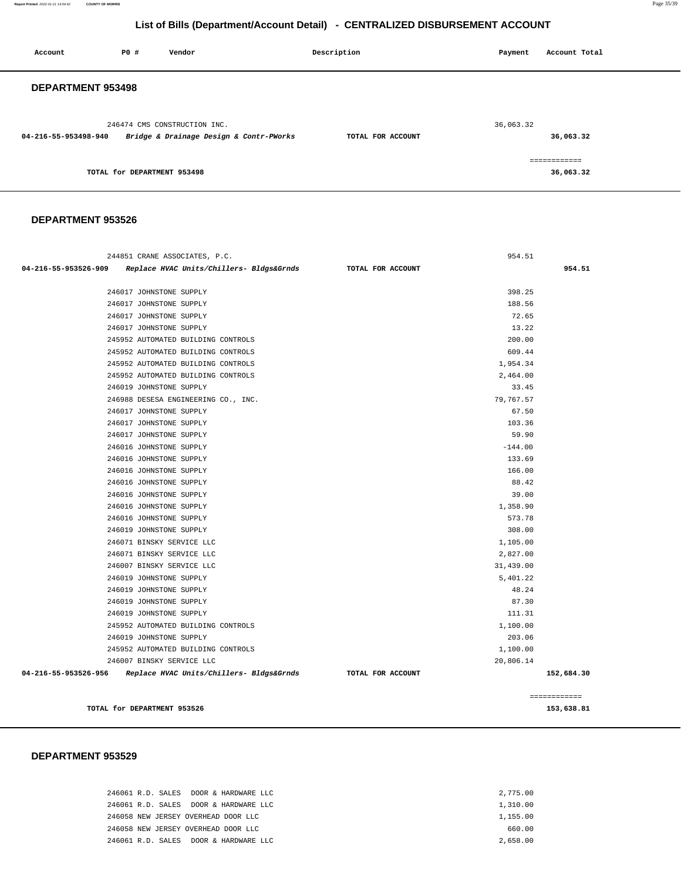## List of Bills (Department/Account Detail) - CENTRALIZED DISBURSEMENT ACCOUNT

| Account | PO # | Vendor | Description | Payment | Account Total |
|---|---|---|---|---|---|

### DEPARTMENT 953498

| Account | PO # | Vendor | Description | Payment | Account Total |
|---|---|---|---|---|---|
| | 246474 | CMS CONSTRUCTION INC. | | 36,063.32 | |
| 04-216-55-953498-940 | | *Bridge & Drainage Design & Contr-PWorks* | TOTAL FOR ACCOUNT | | 36,063.32 |
| | | | | | ============ |
| | | TOTAL for DEPARTMENT 953498 | | | 36,063.32 |

### DEPARTMENT 953526

| Account | PO # | Vendor | Description | Payment | Account Total |
|---|---|---|---|---|---|
| | 244851 | CRANE ASSOCIATES, P.C. | | 954.51 | |
| 04-216-55-953526-909 | | *Replace HVAC Units/Chillers- Bldgs&Grnds* | TOTAL FOR ACCOUNT | | 954.51 |
| | 246017 | JOHNSTONE SUPPLY | | 398.25 | |
| | 246017 | JOHNSTONE SUPPLY | | 188.56 | |
| | 246017 | JOHNSTONE SUPPLY | | 72.65 | |
| | 246017 | JOHNSTONE SUPPLY | | 13.22 | |
| | 245952 | AUTOMATED BUILDING CONTROLS | | 200.00 | |
| | 245952 | AUTOMATED BUILDING CONTROLS | | 609.44 | |
| | 245952 | AUTOMATED BUILDING CONTROLS | | 1,954.34 | |
| | 245952 | AUTOMATED BUILDING CONTROLS | | 2,464.00 | |
| | 246019 | JOHNSTONE SUPPLY | | 33.45 | |
| | 246988 | DESESA ENGINEERING CO., INC. | | 79,767.57 | |
| | 246017 | JOHNSTONE SUPPLY | | 67.50 | |
| | 246017 | JOHNSTONE SUPPLY | | 103.36 | |
| | 246017 | JOHNSTONE SUPPLY | | 59.90 | |
| | 246016 | JOHNSTONE SUPPLY | | -144.00 | |
| | 246016 | JOHNSTONE SUPPLY | | 133.69 | |
| | 246016 | JOHNSTONE SUPPLY | | 166.00 | |
| | 246016 | JOHNSTONE SUPPLY | | 88.42 | |
| | 246016 | JOHNSTONE SUPPLY | | 39.00 | |
| | 246016 | JOHNSTONE SUPPLY | | 1,358.90 | |
| | 246016 | JOHNSTONE SUPPLY | | 573.78 | |
| | 246019 | JOHNSTONE SUPPLY | | 308.00 | |
| | 246071 | BINSKY SERVICE LLC | | 1,105.00 | |
| | 246071 | BINSKY SERVICE LLC | | 2,827.00 | |
| | 246007 | BINSKY SERVICE LLC | | 31,439.00 | |
| | 246019 | JOHNSTONE SUPPLY | | 5,401.22 | |
| | 246019 | JOHNSTONE SUPPLY | | 48.24 | |
| | 246019 | JOHNSTONE SUPPLY | | 87.30 | |
| | 246019 | JOHNSTONE SUPPLY | | 111.31 | |
| | 245952 | AUTOMATED BUILDING CONTROLS | | 1,100.00 | |
| | 246019 | JOHNSTONE SUPPLY | | 203.06 | |
| | 245952 | AUTOMATED BUILDING CONTROLS | | 1,100.00 | |
| | 246007 | BINSKY SERVICE LLC | | 20,806.14 | |
| 04-216-55-953526-956 | | *Replace HVAC Units/Chillers- Bldgs&Grnds* | TOTAL FOR ACCOUNT | | 152,684.30 |
| | | | | | ============ |
| | | TOTAL for DEPARTMENT 953526 | | | 153,638.81 |

### DEPARTMENT 953529

| Account | PO # | Vendor | Description | Payment | Account Total |
|---|---|---|---|---|---|
| | 246061 | R.D. SALES DOOR & HARDWARE LLC | | 2,775.00 | |
| | 246061 | R.D. SALES DOOR & HARDWARE LLC | | 1,310.00 | |
| | 246058 | NEW JERSEY OVERHEAD DOOR LLC | | 1,155.00 | |
| | 246058 | NEW JERSEY OVERHEAD DOOR LLC | | 660.00 | |
| | 246061 | R.D. SALES DOOR & HARDWARE LLC | | 2,658.00 | |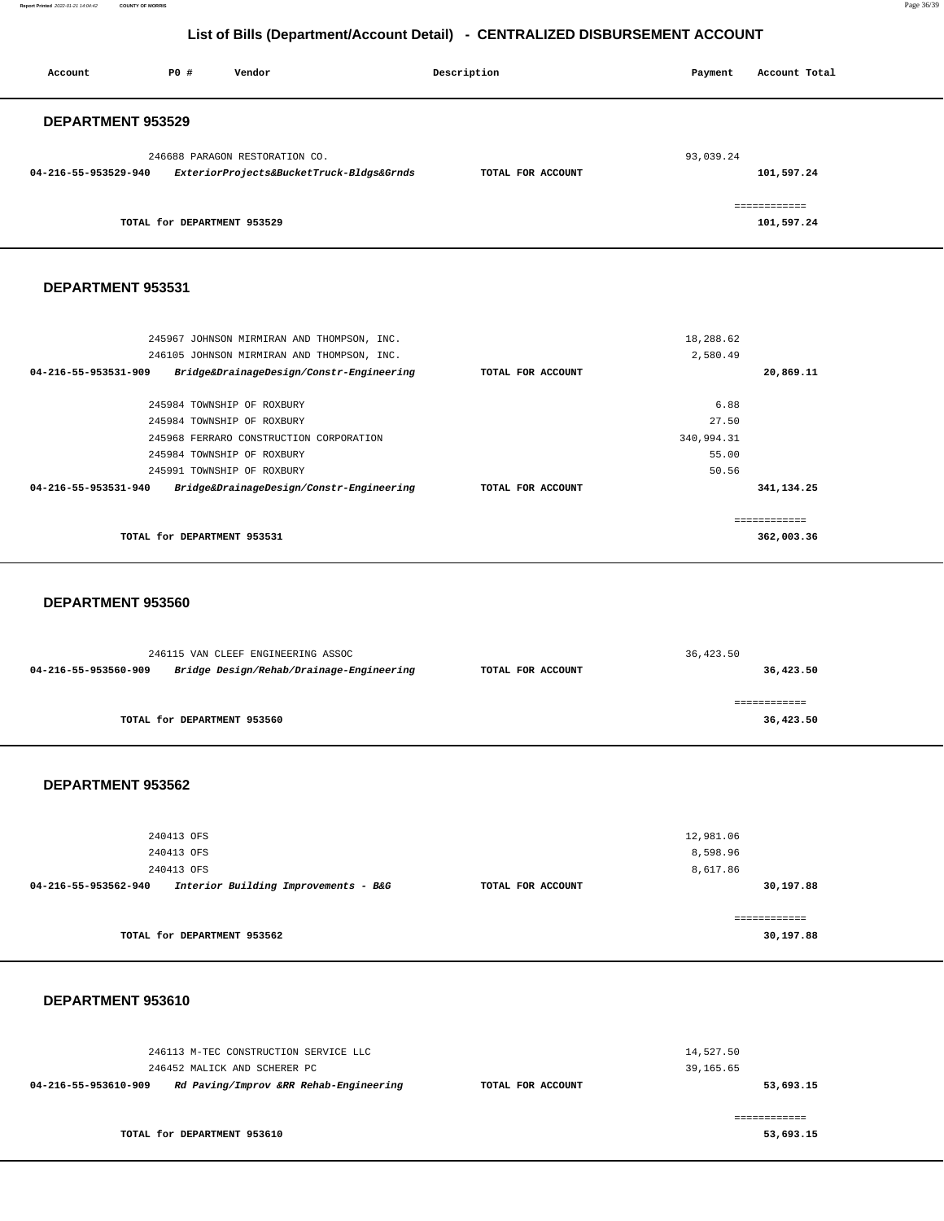## List of Bills (Department/Account Detail) - CENTRALIZED DISBURSEMENT ACCOUNT

| Account | PO # | Vendor | Description | Payment | Account Total |
|---|---|---|---|---|---|

### DEPARTMENT 953529

| | | | | |
|---|---|---|---|---|
| | 246688 PARAGON RESTORATION CO. | | 93,039.24 | |
| 04-216-55-953529-940 | *ExteriorProjects&BucketTruck-Bldgs&Grnds* | TOTAL FOR ACCOUNT | | 101,597.24 |
| | | | | ============ |
| | TOTAL for DEPARTMENT 953529 | | | 101,597.24 |

### DEPARTMENT 953531

| | | | | |
|---|---|---|---|---|
| | 245967 JOHNSON MIRMIRAN AND THOMPSON, INC. | | 18,288.62 | |
| | 246105 JOHNSON MIRMIRAN AND THOMPSON, INC. | | 2,580.49 | |
| 04-216-55-953531-909 | *Bridge&DrainageDesign/Constr-Engineering* | TOTAL FOR ACCOUNT | | 20,869.11 |
| | 245984 TOWNSHIP OF ROXBURY | | 6.88 | |
| | 245984 TOWNSHIP OF ROXBURY | | 27.50 | |
| | 245968 FERRARO CONSTRUCTION CORPORATION | | 340,994.31 | |
| | 245984 TOWNSHIP OF ROXBURY | | 55.00 | |
| | 245991 TOWNSHIP OF ROXBURY | | 50.56 | |
| 04-216-55-953531-940 | *Bridge&DrainageDesign/Constr-Engineering* | TOTAL FOR ACCOUNT | | 341,134.25 |
| | | | | ============ |
| | TOTAL for DEPARTMENT 953531 | | | 362,003.36 |

### DEPARTMENT 953560

| | | | | |
|---|---|---|---|---|
| | 246115 VAN CLEEF ENGINEERING ASSOC | | 36,423.50 | |
| 04-216-55-953560-909 | *Bridge Design/Rehab/Drainage-Engineering* | TOTAL FOR ACCOUNT | | 36,423.50 |
| | | | | ============ |
| | TOTAL for DEPARTMENT 953560 | | | 36,423.50 |

### DEPARTMENT 953562

| | | | | |
|---|---|---|---|---|
| | 240413 OFS | | 12,981.06 | |
| | 240413 OFS | | 8,598.96 | |
| | 240413 OFS | | 8,617.86 | |
| 04-216-55-953562-940 | *Interior Building Improvements - B&G* | TOTAL FOR ACCOUNT | | 30,197.88 |
| | | | | ============ |
| | TOTAL for DEPARTMENT 953562 | | | 30,197.88 |

### DEPARTMENT 953610

| | | | | |
|---|---|---|---|---|
| | 246113 M-TEC CONSTRUCTION SERVICE LLC | | 14,527.50 | |
| | 246452 MALICK AND SCHERER PC | | 39,165.65 | |
| 04-216-55-953610-909 | *Rd Paving/Improv &RR Rehab-Engineering* | TOTAL FOR ACCOUNT | | 53,693.15 |
| | | | | ============ |
| | TOTAL for DEPARTMENT 953610 | | | 53,693.15 |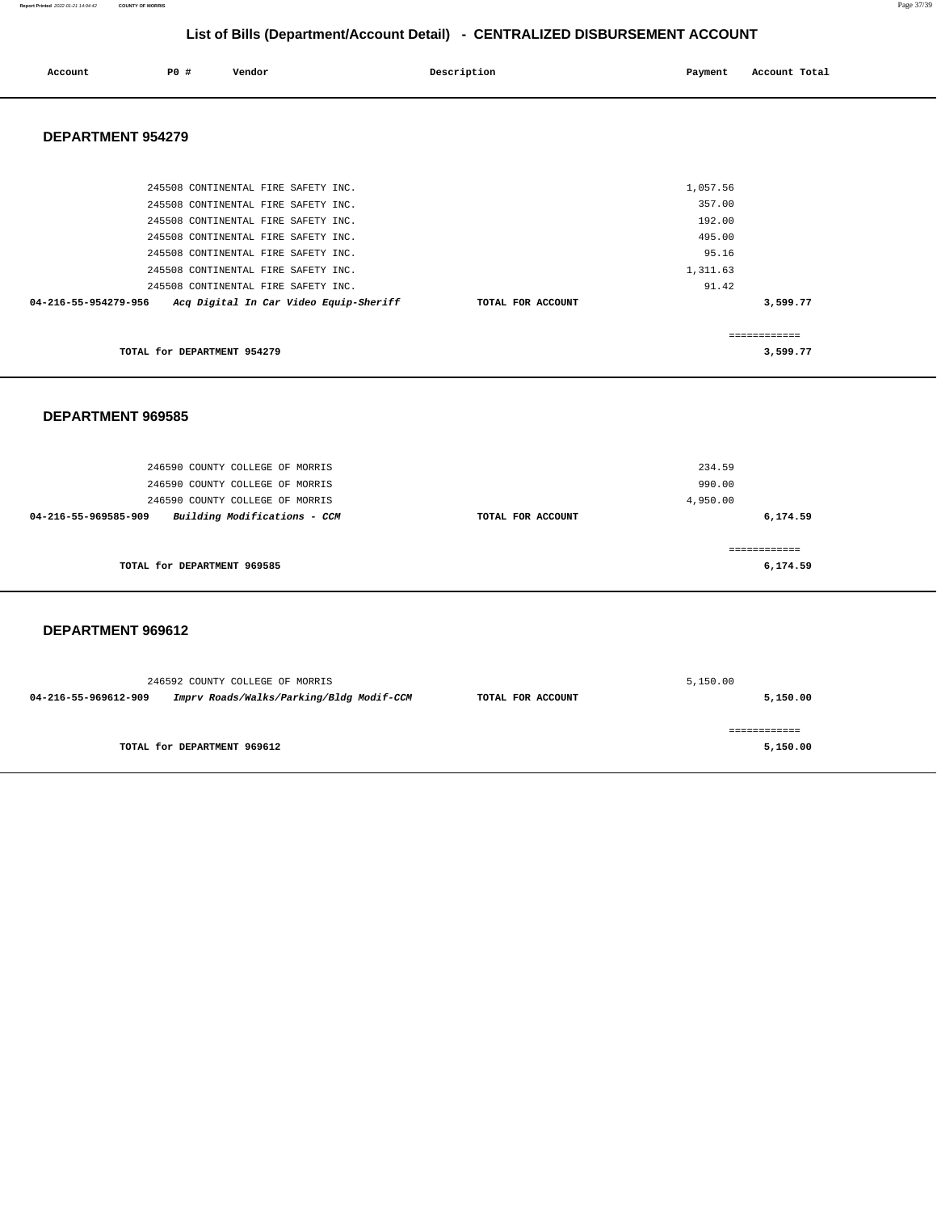# List of Bills (Department/Account Detail) - CENTRALIZED DISBURSEMENT ACCOUNT

| Account | PO # | Vendor | Description | Payment | Account Total |
|---|---|---|---|---|---|

## DEPARTMENT 954279

| Account | PO # | Vendor | Description | Payment | Account Total |
|---|---|---|---|---|---|
| | 245508 | CONTINENTAL FIRE SAFETY INC. | | 1,057.56 | |
| | 245508 | CONTINENTAL FIRE SAFETY INC. | | 357.00 | |
| | 245508 | CONTINENTAL FIRE SAFETY INC. | | 192.00 | |
| | 245508 | CONTINENTAL FIRE SAFETY INC. | | 495.00 | |
| | 245508 | CONTINENTAL FIRE SAFETY INC. | | 95.16 | |
| | 245508 | CONTINENTAL FIRE SAFETY INC. | | 1,311.63 | |
| | 245508 | CONTINENTAL FIRE SAFETY INC. | | 91.42 | |
| **04-216-55-954279-956** | | ***Acq Digital In Car Video Equip-Sheriff*** | **TOTAL FOR ACCOUNT** | | **3,599.77** |

============

**TOTAL for DEPARTMENT 954279** **3,599.77**

## DEPARTMENT 969585

| Account | PO # | Vendor | Description | Payment | Account Total |
|---|---|---|---|---|---|
| | 246590 | COUNTY COLLEGE OF MORRIS | | 234.59 | |
| | 246590 | COUNTY COLLEGE OF MORRIS | | 990.00 | |
| | 246590 | COUNTY COLLEGE OF MORRIS | | 4,950.00 | |
| **04-216-55-969585-909** | | ***Building Modifications - CCM*** | **TOTAL FOR ACCOUNT** | | **6,174.59** |

============

**TOTAL for DEPARTMENT 969585** **6,174.59**

## DEPARTMENT 969612

| Account | PO # | Vendor | Description | Payment | Account Total |
|---|---|---|---|---|---|
| | 246592 | COUNTY COLLEGE OF MORRIS | | 5,150.00 | |
| **04-216-55-969612-909** | | ***Imprv Roads/Walks/Parking/Bldg Modif-CCM*** | **TOTAL FOR ACCOUNT** | | **5,150.00** |

============

**TOTAL for DEPARTMENT 969612** **5,150.00**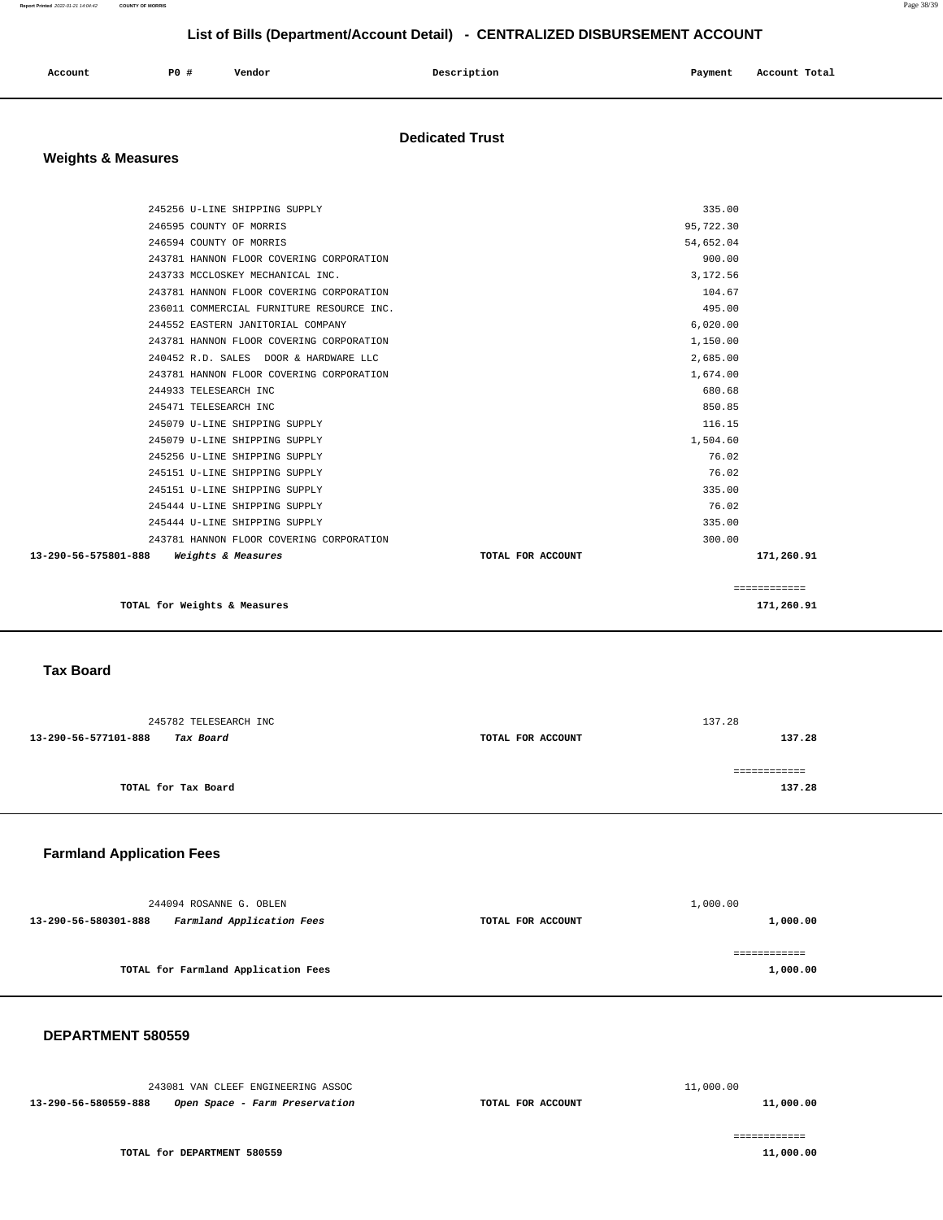## List of Bills (Department/Account Detail) - CENTRALIZED DISBURSEMENT ACCOUNT

| Account | PO # | Vendor | Description | Payment | Account Total |
|---|---|---|---|---|---|

### Dedicated Trust

### Weights & Measures

| | | | | |
|---|---|---|---|---|
| | 245256 U-LINE SHIPPING SUPPLY | | 335.00 | |
| | 246595 COUNTY OF MORRIS | | 95,722.30 | |
| | 246594 COUNTY OF MORRIS | | 54,652.04 | |
| | 243781 HANNON FLOOR COVERING CORPORATION | | 900.00 | |
| | 243733 MCCLOSKEY MECHANICAL INC. | | 3,172.56 | |
| | 243781 HANNON FLOOR COVERING CORPORATION | | 104.67 | |
| | 236011 COMMERCIAL FURNITURE RESOURCE INC. | | 495.00 | |
| | 244552 EASTERN JANITORIAL COMPANY | | 6,020.00 | |
| | 243781 HANNON FLOOR COVERING CORPORATION | | 1,150.00 | |
| | 240452 R.D. SALES DOOR & HARDWARE LLC | | 2,685.00 | |
| | 243781 HANNON FLOOR COVERING CORPORATION | | 1,674.00 | |
| | 244933 TELESEARCH INC | | 680.68 | |
| | 245471 TELESEARCH INC | | 850.85 | |
| | 245079 U-LINE SHIPPING SUPPLY | | 116.15 | |
| | 245079 U-LINE SHIPPING SUPPLY | | 1,504.60 | |
| | 245256 U-LINE SHIPPING SUPPLY | | 76.02 | |
| | 245151 U-LINE SHIPPING SUPPLY | | 76.02 | |
| | 245151 U-LINE SHIPPING SUPPLY | | 335.00 | |
| | 245444 U-LINE SHIPPING SUPPLY | | 76.02 | |
| | 245444 U-LINE SHIPPING SUPPLY | | 335.00 | |
| | 243781 HANNON FLOOR COVERING CORPORATION | | 300.00 | |
| **13-290-56-575801-888** | ***Weights & Measures*** | **TOTAL FOR ACCOUNT** | | **171,260.91** |

**TOTAL for Weights & Measures** ============ **171,260.91**

### Tax Board

| | | | | |
|---|---|---|---|---|
| | 245782 TELESEARCH INC | | 137.28 | |
| **13-290-56-577101-888** | ***Tax Board*** | **TOTAL FOR ACCOUNT** | | **137.28** |

**TOTAL for Tax Board** ============ **137.28**

### Farmland Application Fees

| | | | | |
|---|---|---|---|---|
| | 244094 ROSANNE G. OBLEN | | 1,000.00 | |
| **13-290-56-580301-888** | ***Farmland Application Fees*** | **TOTAL FOR ACCOUNT** | | **1,000.00** |

**TOTAL for Farmland Application Fees** ============ **1,000.00**

### DEPARTMENT 580559

| | | | | |
|---|---|---|---|---|
| | 243081 VAN CLEEF ENGINEERING ASSOC | | 11,000.00 | |
| **13-290-56-580559-888** | ***Open Space - Farm Preservation*** | **TOTAL FOR ACCOUNT** | | **11,000.00** |

**TOTAL for DEPARTMENT 580559** ============ **11,000.00**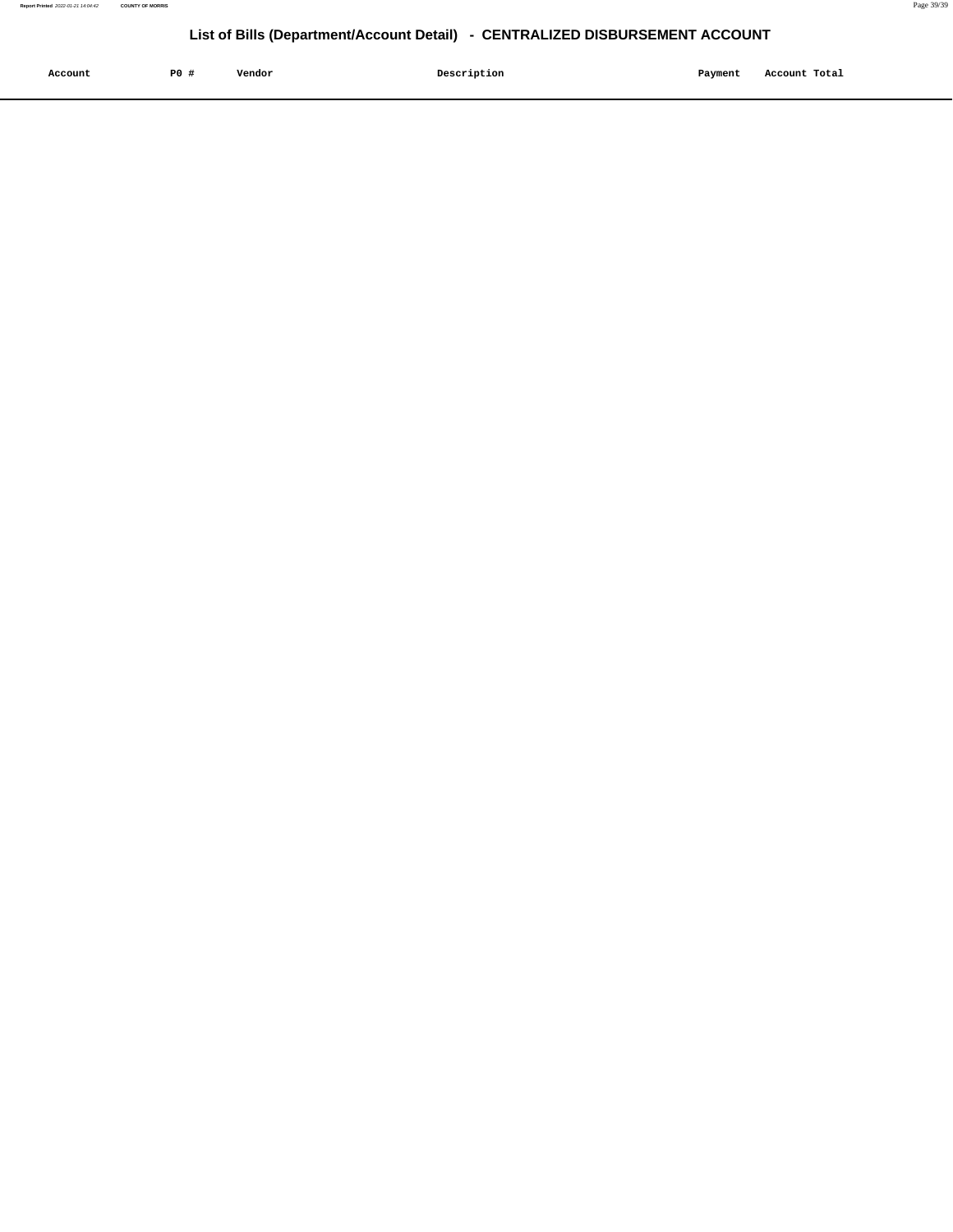# List of Bills (Department/Account Detail) - CENTRALIZED DISBURSEMENT ACCOUNT

| Account | PO # | Vendor | Description | Payment | Account Total |
|---|---|---|---|---|---|